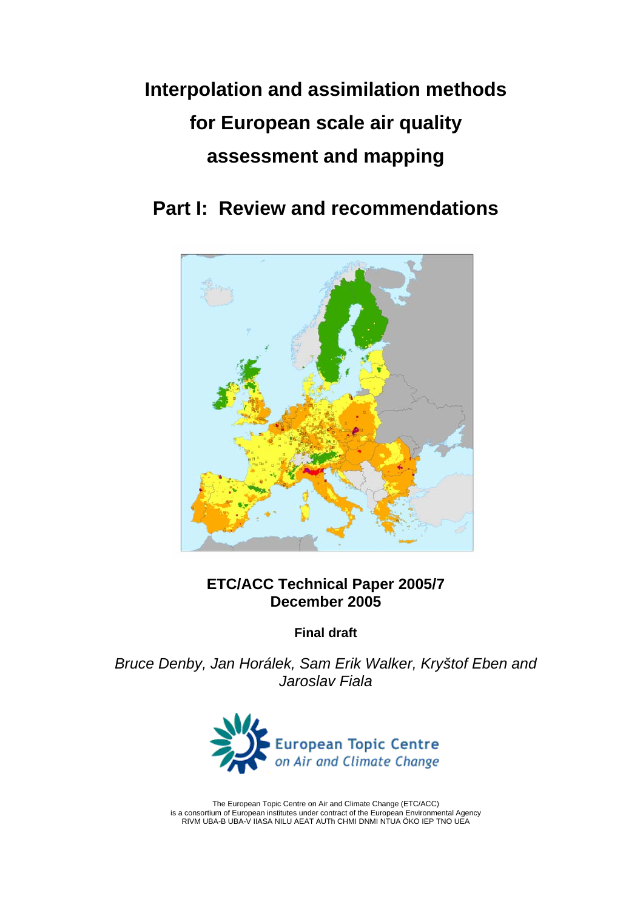# Interpolation and assimilation methods for European scale air quality assessment and mapping

## Part I: Review and recommendations

**ETC/ACC Technical Paper 2005/7**
**December 2005**

**Final draft**

*Bruce Denby, Jan Horálek, Sam Erik Walker, Kryštof Eben and Jaroslav Fiala*

European Topic Centre
*on Air and Climate Change*

The European Topic Centre on Air and Climate Change (ETC/ACC) is a consortium of European institutes under contract of the European Environmental Agency RIVM UBA-B UBA-V IIASA NILU AEAT AUTh CHMI DNMI NTUA ÖKO IEP TNO UEA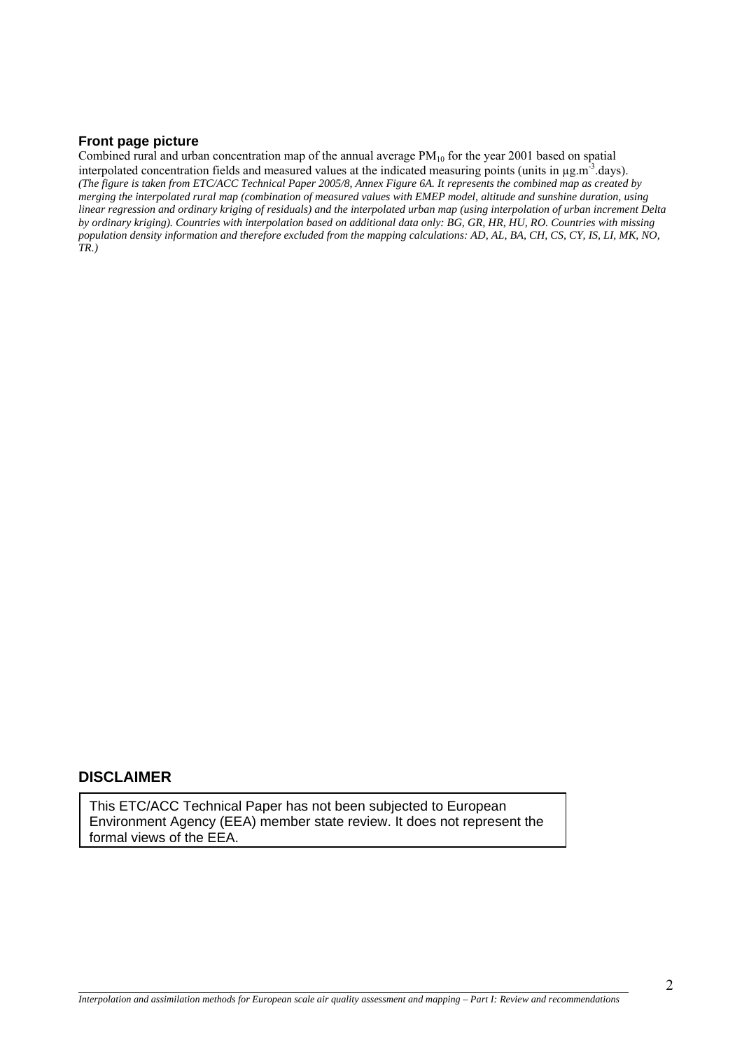### Front page picture

Combined rural and urban concentration map of the annual average $PM_{10}$ for the year 2001 based on spatial interpolated concentration fields and measured values at the indicated measuring points (units in $\mu g.m^{-3}$.days).
*(The figure is taken from ETC/ACC Technical Paper 2005/8, Annex Figure 6A. It represents the combined map as created by merging the interpolated rural map (combination of measured values with EMEP model, altitude and sunshine duration, using linear regression and ordinary kriging of residuals) and the interpolated urban map (using interpolation of urban increment Delta by ordinary kriging). Countries with interpolation based on additional data only: BG, GR, HR, HU, RO. Countries with missing population density information and therefore excluded from the mapping calculations: AD, AL, BA, CH, CS, CY, IS, LI, MK, NO, TR.)*

## DISCLAIMER

This ETC/ACC Technical Paper has not been subjected to European Environment Agency (EEA) member state review. It does not represent the formal views of the EEA.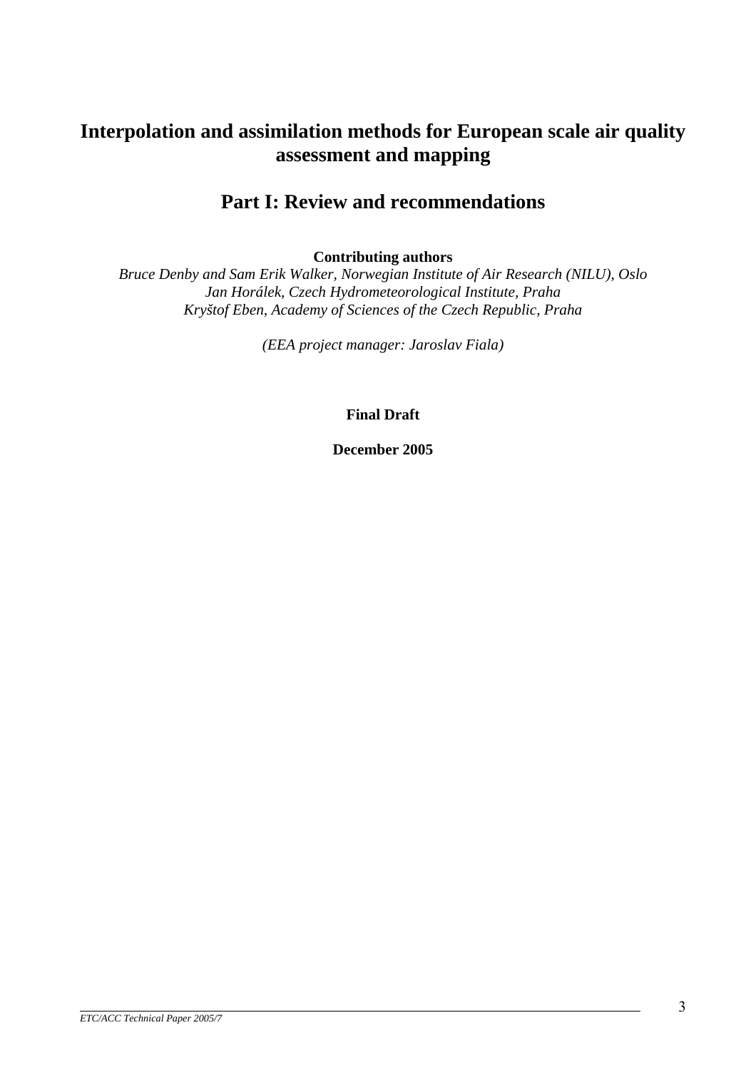# Interpolation and assimilation methods for European scale air quality assessment and mapping

## Part I: Review and recommendations

**Contributing authors**

*Bruce Denby and Sam Erik Walker, Norwegian Institute of Air Research (NILU), Oslo*
*Jan Horálek, Czech Hydrometeorological Institute, Praha*
*Kryštof Eben, Academy of Sciences of the Czech Republic, Praha*

*(EEA project manager: Jaroslav Fiala)*

**Final Draft**

**December 2005**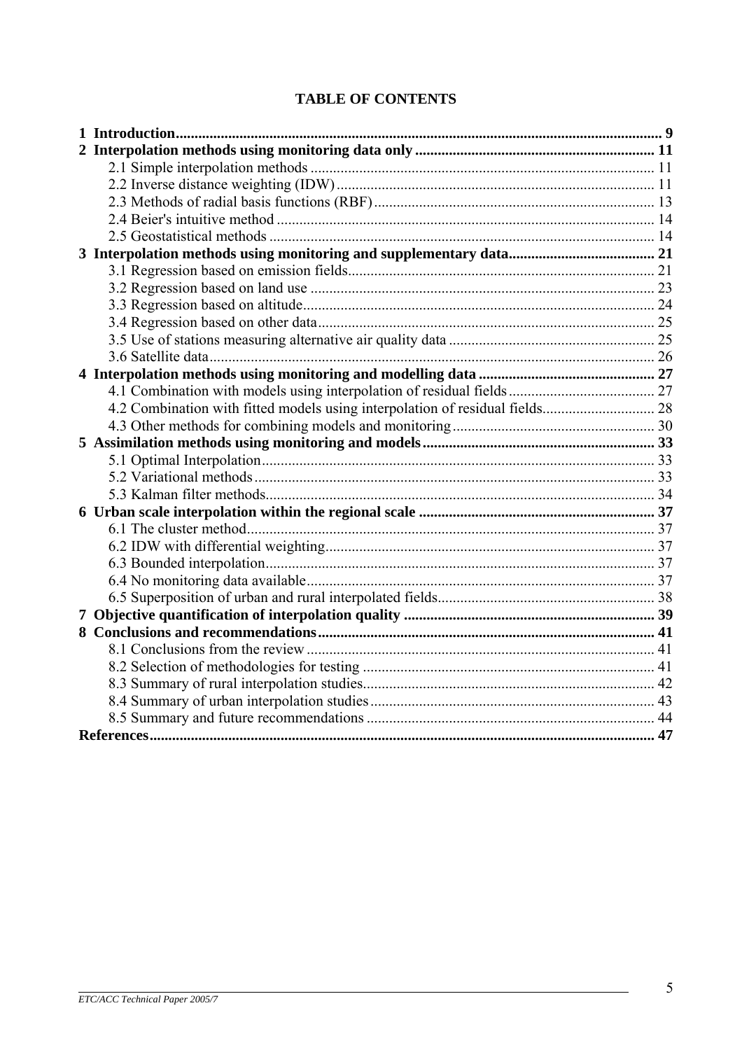**TABLE OF CONTENTS**

**1 Introduction** ........ 9

**2 Interpolation methods using monitoring data only** ........ 11

- 2.1 Simple interpolation methods ........ 11
- 2.2 Inverse distance weighting (IDW) ........ 11
- 2.3 Methods of radial basis functions (RBF) ........ 13
- 2.4 Beier's intuitive method ........ 14
- 2.5 Geostatistical methods ........ 14

**3 Interpolation methods using monitoring and supplementary data** ........ 21

- 3.1 Regression based on emission fields ........ 21
- 3.2 Regression based on land use ........ 23
- 3.3 Regression based on altitude ........ 24
- 3.4 Regression based on other data ........ 25
- 3.5 Use of stations measuring alternative air quality data ........ 25
- 3.6 Satellite data ........ 26

**4 Interpolation methods using monitoring and modelling data** ........ 27

- 4.1 Combination with models using interpolation of residual fields ........ 27
- 4.2 Combination with fitted models using interpolation of residual fields ........ 28
- 4.3 Other methods for combining models and monitoring ........ 30

**5 Assimilation methods using monitoring and models** ........ 33

- 5.1 Optimal Interpolation ........ 33
- 5.2 Variational methods ........ 33
- 5.3 Kalman filter methods ........ 34

**6 Urban scale interpolation within the regional scale** ........ 37

- 6.1 The cluster method ........ 37
- 6.2 IDW with differential weighting ........ 37
- 6.3 Bounded interpolation ........ 37
- 6.4 No monitoring data available ........ 37
- 6.5 Superposition of urban and rural interpolated fields ........ 38

**7 Objective quantification of interpolation quality** ........ 39

**8 Conclusions and recommendations** ........ 41

- 8.1 Conclusions from the review ........ 41
- 8.2 Selection of methodologies for testing ........ 41
- 8.3 Summary of rural interpolation studies ........ 42
- 8.4 Summary of urban interpolation studies ........ 43
- 8.5 Summary and future recommendations ........ 44

**References** ........ 47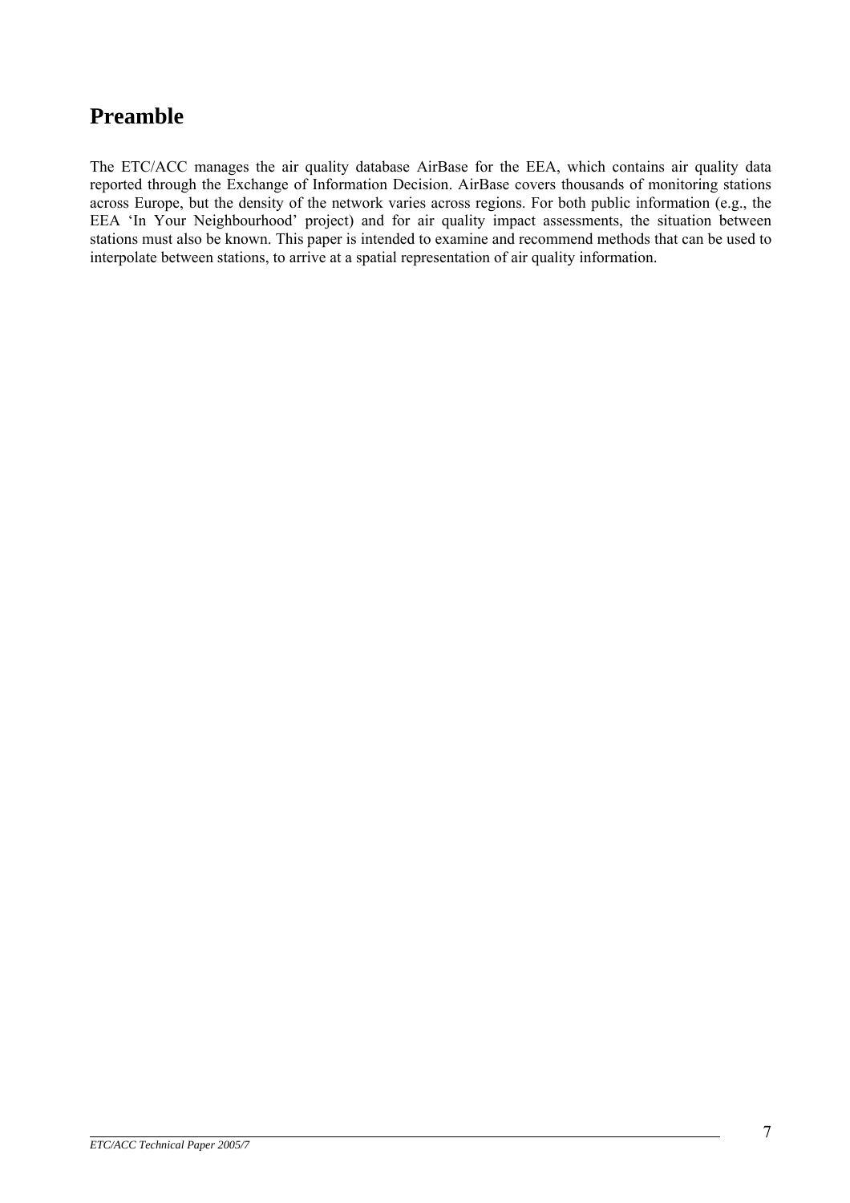# Preamble

The ETC/ACC manages the air quality database AirBase for the EEA, which contains air quality data reported through the Exchange of Information Decision. AirBase covers thousands of monitoring stations across Europe, but the density of the network varies across regions. For both public information (e.g., the EEA 'In Your Neighbourhood' project) and for air quality impact assessments, the situation between stations must also be known. This paper is intended to examine and recommend methods that can be used to interpolate between stations, to arrive at a spatial representation of air quality information.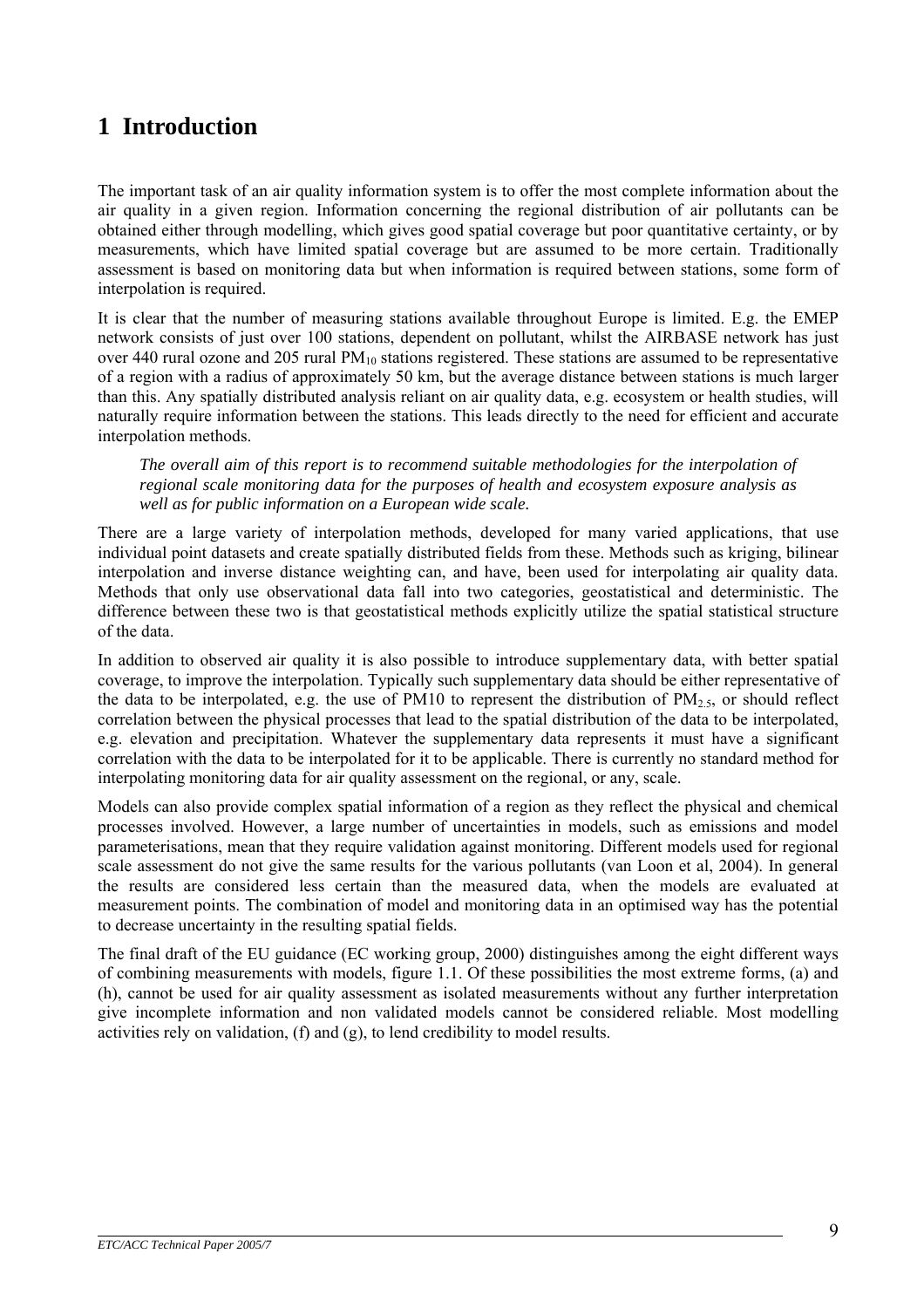# 1 Introduction

The important task of an air quality information system is to offer the most complete information about the air quality in a given region. Information concerning the regional distribution of air pollutants can be obtained either through modelling, which gives good spatial coverage but poor quantitative certainty, or by measurements, which have limited spatial coverage but are assumed to be more certain. Traditionally assessment is based on monitoring data but when information is required between stations, some form of interpolation is required.

It is clear that the number of measuring stations available throughout Europe is limited. E.g. the EMEP network consists of just over 100 stations, dependent on pollutant, whilst the AIRBASE network has just over 440 rural ozone and 205 rural $PM_{10}$ stations registered. These stations are assumed to be representative of a region with a radius of approximately 50 km, but the average distance between stations is much larger than this. Any spatially distributed analysis reliant on air quality data, e.g. ecosystem or health studies, will naturally require information between the stations. This leads directly to the need for efficient and accurate interpolation methods.

*The overall aim of this report is to recommend suitable methodologies for the interpolation of regional scale monitoring data for the purposes of health and ecosystem exposure analysis as well as for public information on a European wide scale.*

There are a large variety of interpolation methods, developed for many varied applications, that use individual point datasets and create spatially distributed fields from these. Methods such as kriging, bilinear interpolation and inverse distance weighting can, and have, been used for interpolating air quality data. Methods that only use observational data fall into two categories, geostatistical and deterministic. The difference between these two is that geostatistical methods explicitly utilize the spatial statistical structure of the data.

In addition to observed air quality it is also possible to introduce supplementary data, with better spatial coverage, to improve the interpolation. Typically such supplementary data should be either representative of the data to be interpolated, e.g. the use of PM10 to represent the distribution of $PM_{2.5}$, or should reflect correlation between the physical processes that lead to the spatial distribution of the data to be interpolated, e.g. elevation and precipitation. Whatever the supplementary data represents it must have a significant correlation with the data to be interpolated for it to be applicable. There is currently no standard method for interpolating monitoring data for air quality assessment on the regional, or any, scale.

Models can also provide complex spatial information of a region as they reflect the physical and chemical processes involved. However, a large number of uncertainties in models, such as emissions and model parameterisations, mean that they require validation against monitoring. Different models used for regional scale assessment do not give the same results for the various pollutants (van Loon et al, 2004). In general the results are considered less certain than the measured data, when the models are evaluated at measurement points. The combination of model and monitoring data in an optimised way has the potential to decrease uncertainty in the resulting spatial fields.

The final draft of the EU guidance (EC working group, 2000) distinguishes among the eight different ways of combining measurements with models, figure 1.1. Of these possibilities the most extreme forms, (a) and (h), cannot be used for air quality assessment as isolated measurements without any further interpretation give incomplete information and non validated models cannot be considered reliable. Most modelling activities rely on validation, (f) and (g), to lend credibility to model results.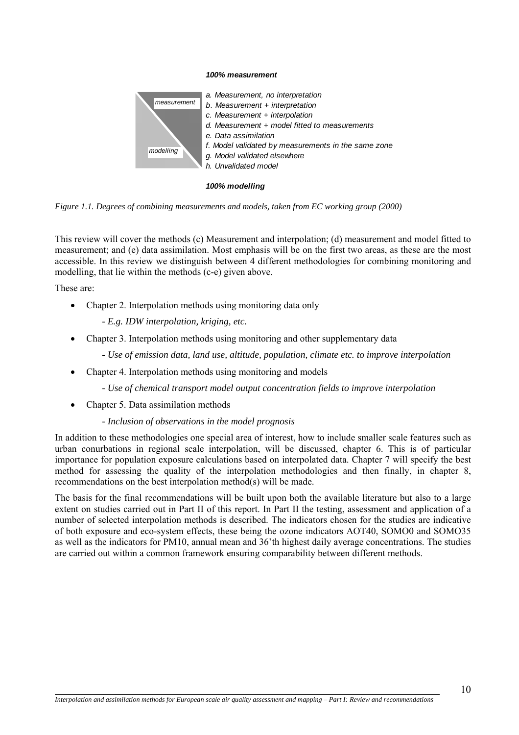**100% measurement**

*measurement*

*modelling*

- *a. Measurement, no interpretation*
- *b. Measurement + interpretation*
- *c. Measurement + interpolation*
- *d. Measurement + model fitted to measurements*
- *e. Data assimilation*
- *f. Model validated by measurements in the same zone*
- *g. Model validated elsewhere*
- *h. Unvalidated model*

**100% modelling**

*Figure 1.1. Degrees of combining measurements and models, taken from EC working group (2000)*

This review will cover the methods (c) Measurement and interpolation; (d) measurement and model fitted to measurement; and (e) data assimilation. Most emphasis will be on the first two areas, as these are the most accessible. In this review we distinguish between 4 different methodologies for combining monitoring and modelling, that lie within the methods (c-e) given above.

These are:

- Chapter 2. Interpolation methods using monitoring data only

  - *E.g. IDW interpolation, kriging, etc.*

- Chapter 3. Interpolation methods using monitoring and other supplementary data

  - *Use of emission data, land use, altitude, population, climate etc. to improve interpolation*

- Chapter 4. Interpolation methods using monitoring and models

  - *Use of chemical transport model output concentration fields to improve interpolation*

- Chapter 5. Data assimilation methods

  - *Inclusion of observations in the model prognosis*

In addition to these methodologies one special area of interest, how to include smaller scale features such as urban conurbations in regional scale interpolation, will be discussed, chapter 6. This is of particular importance for population exposure calculations based on interpolated data. Chapter 7 will specify the best method for assessing the quality of the interpolation methodologies and then finally, in chapter 8, recommendations on the best interpolation method(s) will be made.

The basis for the final recommendations will be built upon both the available literature but also to a large extent on studies carried out in Part II of this report. In Part II the testing, assessment and application of a number of selected interpolation methods is described. The indicators chosen for the studies are indicative of both exposure and eco-system effects, these being the ozone indicators AOT40, SOMO0 and SOMO35 as well as the indicators for PM10, annual mean and 36'th highest daily average concentrations. The studies are carried out within a common framework ensuring comparability between different methods.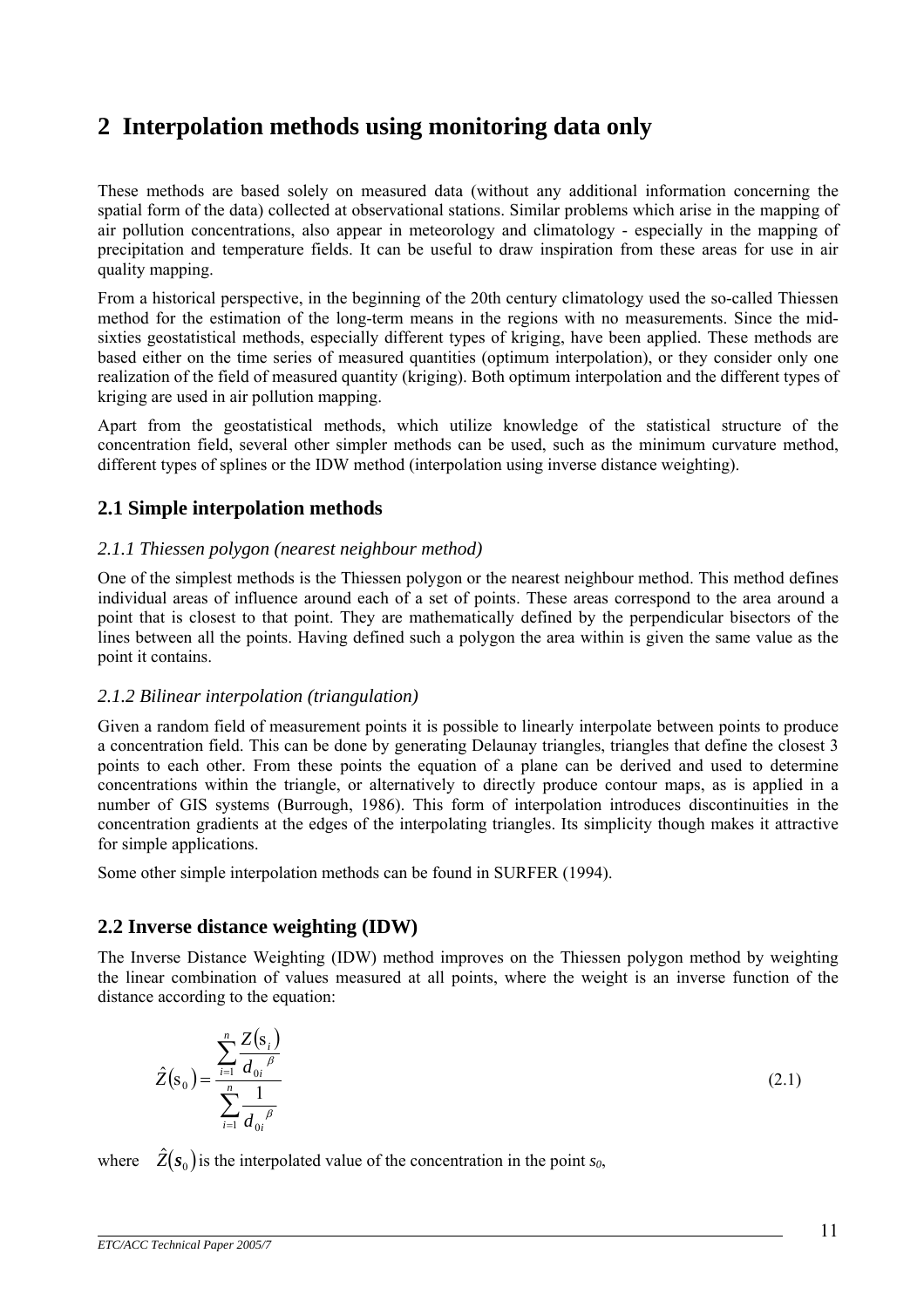# 2 Interpolation methods using monitoring data only

These methods are based solely on measured data (without any additional information concerning the spatial form of the data) collected at observational stations. Similar problems which arise in the mapping of air pollution concentrations, also appear in meteorology and climatology - especially in the mapping of precipitation and temperature fields. It can be useful to draw inspiration from these areas for use in air quality mapping.

From a historical perspective, in the beginning of the 20th century climatology used the so-called Thiessen method for the estimation of the long-term means in the regions with no measurements. Since the mid-sixties geostatistical methods, especially different types of kriging, have been applied. These methods are based either on the time series of measured quantities (optimum interpolation), or they consider only one realization of the field of measured quantity (kriging). Both optimum interpolation and the different types of kriging are used in air pollution mapping.

Apart from the geostatistical methods, which utilize knowledge of the statistical structure of the concentration field, several other simpler methods can be used, such as the minimum curvature method, different types of splines or the IDW method (interpolation using inverse distance weighting).

## 2.1 Simple interpolation methods

### *2.1.1 Thiessen polygon (nearest neighbour method)*

One of the simplest methods is the Thiessen polygon or the nearest neighbour method. This method defines individual areas of influence around each of a set of points. These areas correspond to the area around a point that is closest to that point. They are mathematically defined by the perpendicular bisectors of the lines between all the points. Having defined such a polygon the area within is given the same value as the point it contains.

### *2.1.2 Bilinear interpolation (triangulation)*

Given a random field of measurement points it is possible to linearly interpolate between points to produce a concentration field. This can be done by generating Delaunay triangles, triangles that define the closest 3 points to each other. From these points the equation of a plane can be derived and used to determine concentrations within the triangle, or alternatively to directly produce contour maps, as is applied in a number of GIS systems (Burrough, 1986). This form of interpolation introduces discontinuities in the concentration gradients at the edges of the interpolating triangles. Its simplicity though makes it attractive for simple applications.

Some other simple interpolation methods can be found in SURFER (1994).

## 2.2 Inverse distance weighting (IDW)

The Inverse Distance Weighting (IDW) method improves on the Thiessen polygon method by weighting the linear combination of values measured at all points, where the weight is an inverse function of the distance according to the equation:

$$\hat{Z}(s_0) = \frac{\sum_{i=1}^{n} \frac{Z(s_i)}{d_{0i}^{\ \beta}}}{\sum_{i=1}^{n} \frac{1}{d_{0i}^{\ \beta}}} \tag{2.1}$$

where $\hat{Z}(s_0)$ is the interpolated value of the concentration in the point $s_0$,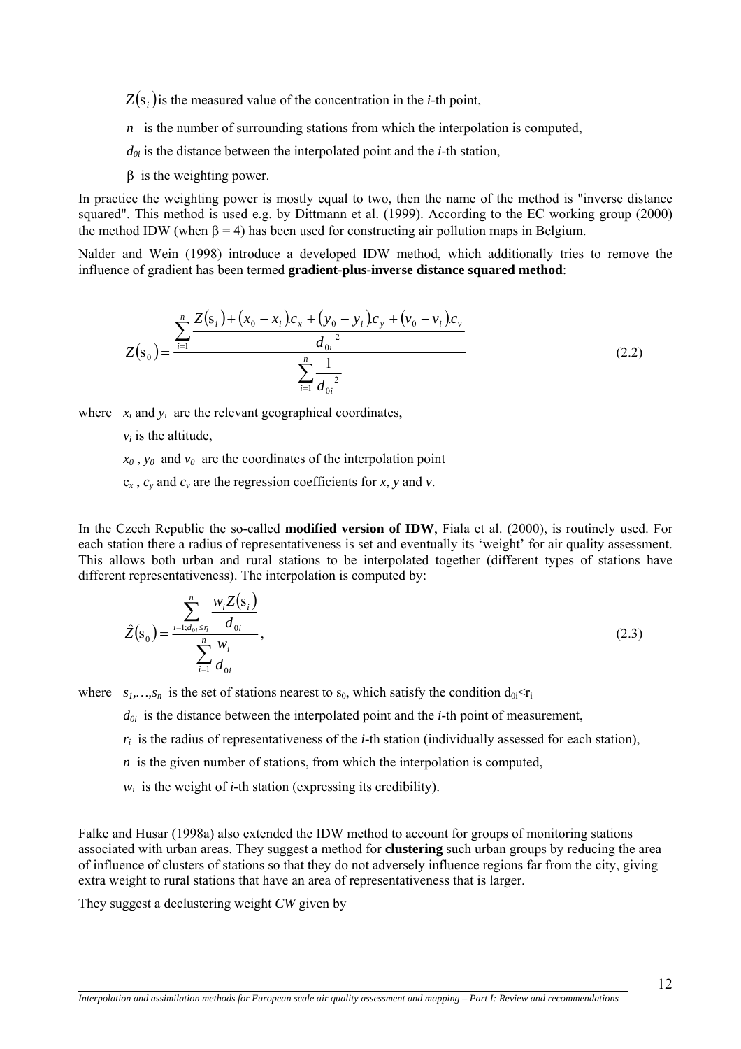$Z(s_i)$ is the measured value of the concentration in the *i*-th point,

$n$ is the number of surrounding stations from which the interpolation is computed,

$d_{0i}$ is the distance between the interpolated point and the *i*-th station,

$\beta$ is the weighting power.

In practice the weighting power is mostly equal to two, then the name of the method is "inverse distance squared". This method is used e.g. by Dittmann et al. (1999). According to the EC working group (2000) the method IDW (when $\beta = 4$) has been used for constructing air pollution maps in Belgium.

Nalder and Wein (1998) introduce a developed IDW method, which additionally tries to remove the influence of gradient has been termed **gradient-plus-inverse distance squared method**:

$$Z(s_0) = \frac{\sum_{i=1}^{n} \frac{Z(s_i) + (x_0 - x_i).c_x + (y_0 - y_i).c_y + (v_0 - v_i).c_v}{d_{0i}^{\ 2}}}{\sum_{i=1}^{n} \frac{1}{d_{0i}^{\ 2}}} \tag{2.2}$$

where $x_i$ and $y_i$ are the relevant geographical coordinates,

$v_i$ is the altitude,

$x_0$ , $y_0$ and $v_0$ are the coordinates of the interpolation point

$c_x$ , $c_y$ and $c_v$ are the regression coefficients for $x$, $y$ and $v$.

In the Czech Republic the so-called **modified version of IDW**, Fiala et al. (2000), is routinely used. For each station there a radius of representativeness is set and eventually its 'weight' for air quality assessment. This allows both urban and rural stations to be interpolated together (different types of stations have different representativeness). The interpolation is computed by:

$$\hat{Z}(s_0) = \frac{\sum_{i=1; d_{0i} \le r_i}^{n} \frac{w_i Z(s_i)}{d_{0i}}}{\sum_{i=1}^{n} \frac{w_i}{d_{0i}}}, \tag{2.3}$$

where $s_1, \ldots, s_n$ is the set of stations nearest to $s_0$, which satisfy the condition $d_{0i} < r_i$

$d_{0i}$ is the distance between the interpolated point and the *i*-th point of measurement,

$r_i$ is the radius of representativeness of the *i*-th station (individually assessed for each station),

$n$ is the given number of stations, from which the interpolation is computed,

$w_i$ is the weight of *i*-th station (expressing its credibility).

Falke and Husar (1998a) also extended the IDW method to account for groups of monitoring stations associated with urban areas. They suggest a method for **clustering** such urban groups by reducing the area of influence of clusters of stations so that they do not adversely influence regions far from the city, giving extra weight to rural stations that have an area of representativeness that is larger.

They suggest a declustering weight *CW* given by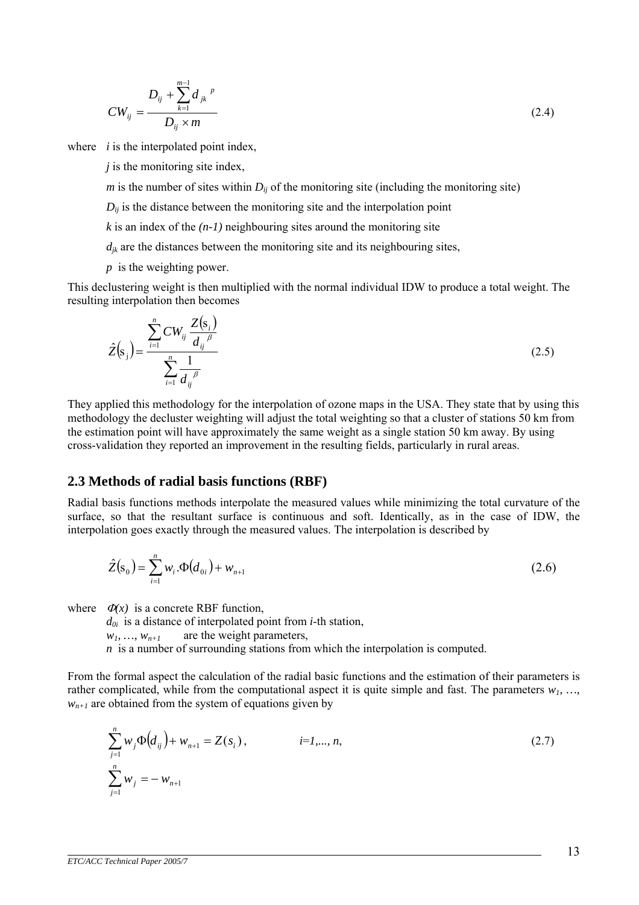$$CW_{ij} = \frac{D_{ij} + \sum_{k=1}^{m-1} d_{jk}{}^{p}}{D_{ij} \times m} \tag{2.4}$$

where $i$ is the interpolated point index,

$j$ is the monitoring site index,

$m$ is the number of sites within $D_{ij}$ of the monitoring site (including the monitoring site)

$D_{ij}$ is the distance between the monitoring site and the interpolation point

$k$ is an index of the $(n\text{-}1)$ neighbouring sites around the monitoring site

$d_{jk}$ are the distances between the monitoring site and its neighbouring sites,

$p$ is the weighting power.

This declustering weight is then multiplied with the normal individual IDW to produce a total weight. The resulting interpolation then becomes

$$\hat{Z}(\mathrm{s}_{\mathrm{j}}) = \frac{\sum_{i=1}^{n} CW_{ij} \frac{Z(\mathrm{s}_i)}{d_{ij}{}^{\beta}}}{\sum_{i=1}^{n} \frac{1}{d_{ij}{}^{\beta}}} \tag{2.5}$$

They applied this methodology for the interpolation of ozone maps in the USA. They state that by using this methodology the declustering weighting will adjust the total weighting so that a cluster of stations 50 km from the estimation point will have approximately the same weight as a single station 50 km away. By using cross-validation they reported an improvement in the resulting fields, particularly in rural areas.

## 2.3 Methods of radial basis functions (RBF)

Radial basis functions methods interpolate the measured values while minimizing the total curvature of the surface, so that the resultant surface is continuous and soft. Identically, as in the case of IDW, the interpolation goes exactly through the measured values. The interpolation is described by

$$\hat{Z}(\mathrm{s}_0) = \sum_{i=1}^{n} w_i . \Phi(d_{0i}) + w_{n+1} \tag{2.6}$$

where $\Phi(x)$ is a concrete RBF function,

$d_{0i}$ is a distance of interpolated point from $i$-th station,

$w_1, \ldots, w_{n+1}$ are the weight parameters,

$n$ is a number of surrounding stations from which the interpolation is computed.

From the formal aspect the calculation of the radial basic functions and the estimation of their parameters is rather complicated, while from the computational aspect it is quite simple and fast. The parameters $w_1, \ldots, w_{n+1}$ are obtained from the system of equations given by

$$\sum_{j=1}^{n} w_j \Phi(d_{ij}) + w_{n+1} = Z(s_i), \qquad i=1,\ldots, n, \tag{2.7}$$

$$\sum_{j=1}^{n} w_j = -w_{n+1}$$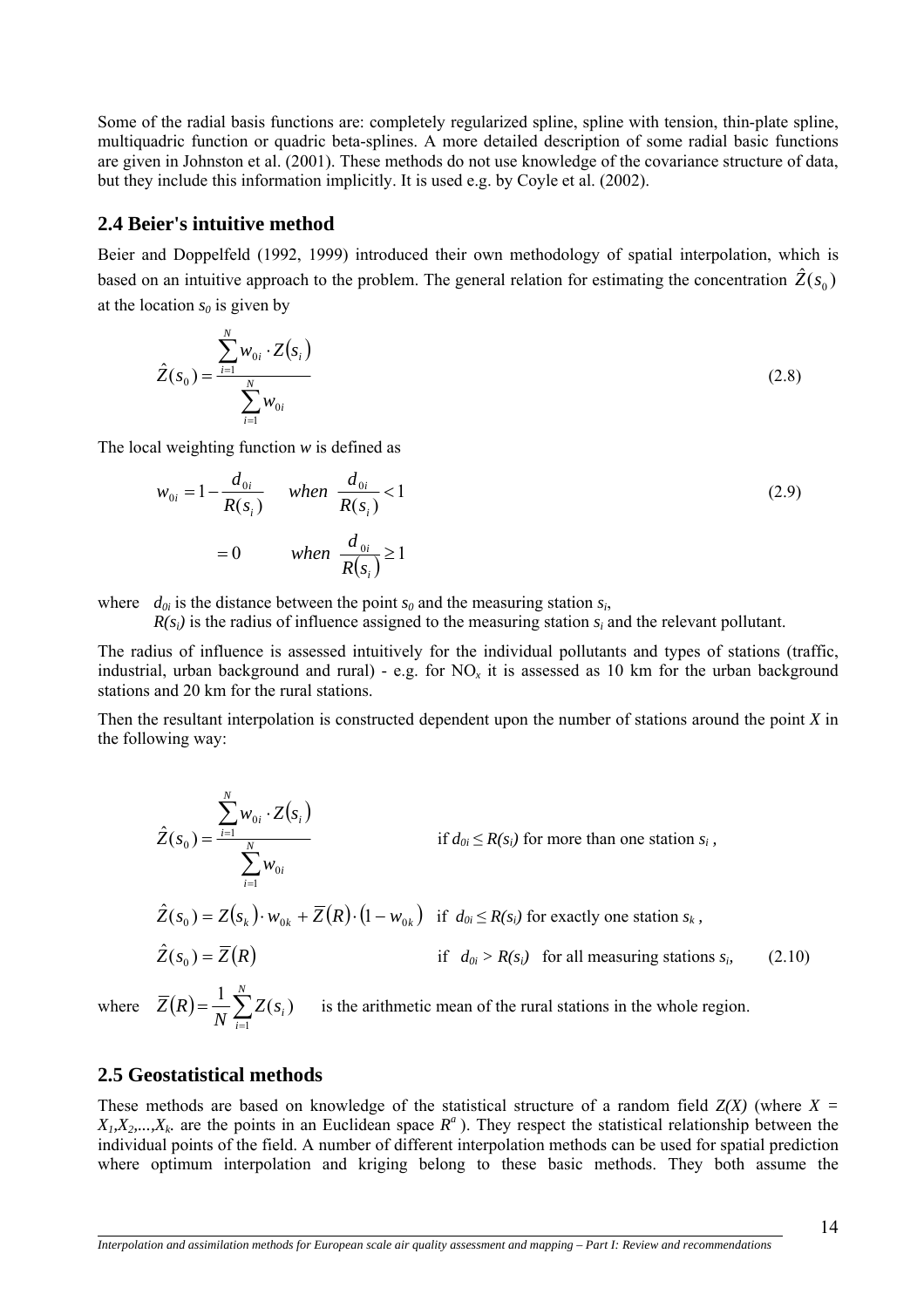Some of the radial basis functions are: completely regularized spline, spline with tension, thin-plate spline, multiquadric function or quadric beta-splines. A more detailed description of some radial basic functions are given in Johnston et al. (2001). These methods do not use knowledge of the covariance structure of data, but they include this information implicitly. It is used e.g. by Coyle et al. (2002).

## 2.4 Beier's intuitive method

Beier and Doppelfeld (1992, 1999) introduced their own methodology of spatial interpolation, which is based on an intuitive approach to the problem. The general relation for estimating the concentration $\hat{Z}(s_0)$ at the location $s_0$ is given by

$$\hat{Z}(s_0) = \frac{\sum_{i=1}^{N} w_{0i} \cdot Z(s_i)}{\sum_{i=1}^{N} w_{0i}} \tag{2.8}$$

The local weighting function *w* is defined as

$$\begin{aligned} w_{0i} &= 1 - \frac{d_{0i}}{R(s_i)} \quad when \ \frac{d_{0i}}{R(s_i)} < 1 \\ &= 0 \qquad\qquad when \ \frac{d_{0i}}{R(s_i)} \geq 1 \end{aligned} \tag{2.9}$$

where $d_{0i}$ is the distance between the point $s_0$ and the measuring station $s_i$,
$R(s_i)$ is the radius of influence assigned to the measuring station $s_i$ and the relevant pollutant.

The radius of influence is assessed intuitively for the individual pollutants and types of stations (traffic, industrial, urban background and rural) - e.g. for $NO_x$ it is assessed as 10 km for the urban background stations and 20 km for the rural stations.

Then the resultant interpolation is constructed dependent upon the number of stations around the point *X* in the following way:

$$\hat{Z}(s_0) = \frac{\sum_{i=1}^{N} w_{0i} \cdot Z(s_i)}{\sum_{i=1}^{N} w_{0i}} \qquad \text{if } d_{0i} \leq R(s_i) \text{ for more than one station } s_i \text{,}$$

$$\hat{Z}(s_0) = Z(s_k) \cdot w_{0k} + \overline{Z}(R) \cdot (1 - w_{0k}) \quad \text{if } d_{0i} \leq R(s_i) \text{ for exactly one station } s_k \text{,}$$

$$\hat{Z}(s_0) = \overline{Z}(R) \qquad \text{if } d_{0i} > R(s_i) \text{ for all measuring stations } s_i, \tag{2.10}$$

where $\overline{Z}(R) = \frac{1}{N} \sum_{i=1}^{N} Z(s_i)$ is the arithmetic mean of the rural stations in the whole region.

## 2.5 Geostatistical methods

These methods are based on knowledge of the statistical structure of a random field $Z(X)$ (where $X = X_1, X_2, \ldots, X_k$. are the points in an Euclidean space $R^a$ ). They respect the statistical relationship between the individual points of the field. A number of different interpolation methods can be used for spatial prediction where optimum interpolation and kriging belong to these basic methods. They both assume the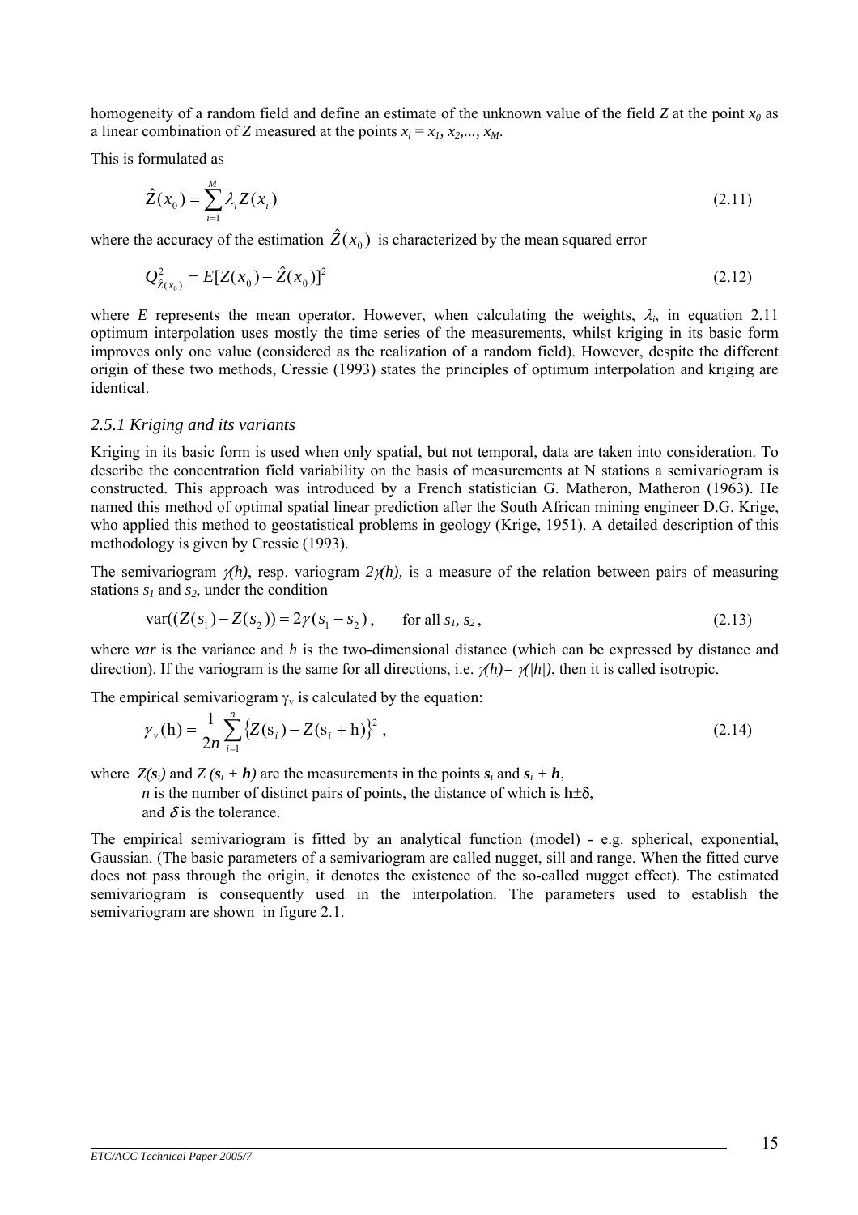homogeneity of a random field and define an estimate of the unknown value of the field *Z* at the point $x_0$ as a linear combination of *Z* measured at the points $x_i = x_1, x_2,..., x_M$.

This is formulated as

$$\hat{Z}(x_0) = \sum_{i=1}^{M} \lambda_i Z(x_i) \tag{2.11}$$

where the accuracy of the estimation $\hat{Z}(x_0)$ is characterized by the mean squared error

$$Q^2_{\hat{Z}(x_0)} = E[Z(x_0) - \hat{Z}(x_0)]^2 \tag{2.12}$$

where *E* represents the mean operator. However, when calculating the weights, $\lambda_i$, in equation 2.11 optimum interpolation uses mostly the time series of the measurements, whilst kriging in its basic form improves only one value (considered as the realization of a random field). However, despite the different origin of these two methods, Cressie (1993) states the principles of optimum interpolation and kriging are identical.

### *2.5.1 Kriging and its variants*

Kriging in its basic form is used when only spatial, but not temporal, data are taken into consideration. To describe the concentration field variability on the basis of measurements at N stations a semivariogram is constructed. This approach was introduced by a French statistician G. Matheron, Matheron (1963). He named this method of optimal spatial linear prediction after the South African mining engineer D.G. Krige, who applied this method to geostatistical problems in geology (Krige, 1951). A detailed description of this methodology is given by Cressie (1993).

The semivariogram $\gamma(h)$, resp. variogram $2\gamma(h)$, is a measure of the relation between pairs of measuring stations $s_1$ and $s_2$, under the condition

$$\text{var}((Z(s_1) - Z(s_2)) = 2\gamma(s_1 - s_2), \qquad \text{for all } s_1, s_2, \tag{2.13}$$

where *var* is the variance and *h* is the two-dimensional distance (which can be expressed by distance and direction). If the variogram is the same for all directions, i.e. $\gamma(h) = \gamma(|h|)$, then it is called isotropic.

The empirical semivariogram $\gamma_v$ is calculated by the equation:

$$\gamma_v(\text{h}) = \frac{1}{2n} \sum_{i=1}^{n} \{Z(\text{s}_i) - Z(\text{s}_i + \text{h})\}^2, \tag{2.14}$$

where $Z(\boldsymbol{s}_i)$ and $Z(\boldsymbol{s}_i + \boldsymbol{h})$ are the measurements in the points $\boldsymbol{s}_i$ and $\boldsymbol{s}_i + \boldsymbol{h}$,

*n* is the number of distinct pairs of points, the distance of which is $\mathbf{h} \pm \delta$,

and $\delta$ is the tolerance.

The empirical semivariogram is fitted by an analytical function (model) - e.g. spherical, exponential, Gaussian. (The basic parameters of a semivariogram are called nugget, sill and range. When the fitted curve does not pass through the origin, it denotes the existence of the so-called nugget effect). The estimated semivariogram is consequently used in the interpolation. The parameters used to establish the semivariogram are shown in figure 2.1.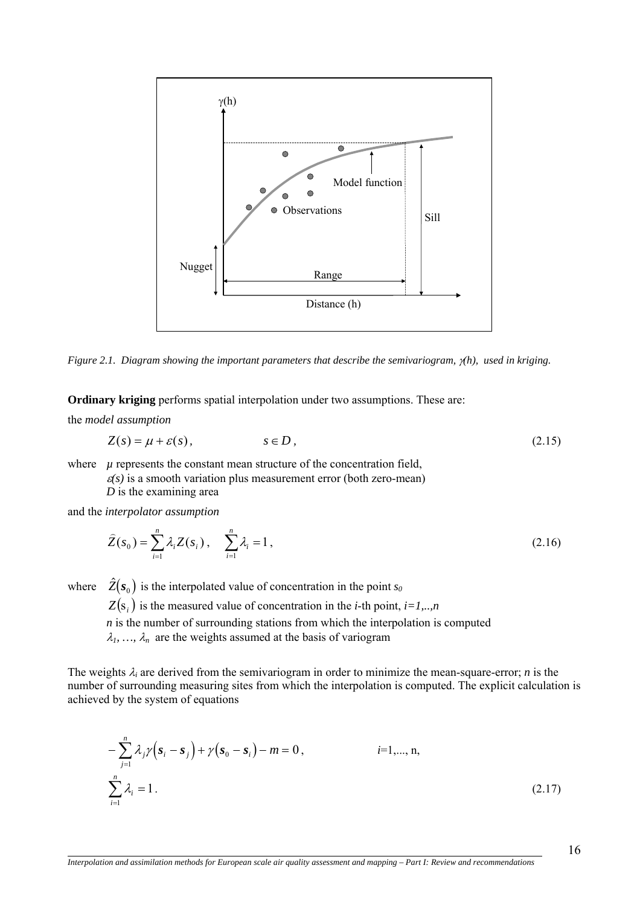Figure 2.1. Diagram showing the important parameters that describe the semivariogram, $\gamma(h)$, used in kriging.

**Ordinary kriging** performs spatial interpolation under two assumptions. These are:

the *model assumption*

$$Z(s) = \mu + \varepsilon(s), \qquad s \in D, \tag{2.15}$$

where $\mu$ represents the constant mean structure of the concentration field,
$\varepsilon(s)$ is a smooth variation plus measurement error (both zero-mean)
$D$ is the examining area

and the *interpolator assumption*

$$\widehat{Z}(s_0) = \sum_{i=1}^{n} \lambda_i Z(s_i), \quad \sum_{i=1}^{n} \lambda_i = 1, \tag{2.16}$$

where $\hat{Z}(\boldsymbol{s}_0)$ is the interpolated value of concentration in the point $s_0$
$Z(s_i)$ is the measured value of concentration in the $i$-th point, $i=1,..,n$
$n$ is the number of surrounding stations from which the interpolation is computed
$\lambda_1, \ldots, \lambda_n$ are the weights assumed at the basis of variogram

The weights $\lambda_i$ are derived from the semivariogram in order to minimize the mean-square-error; $n$ is the number of surrounding measuring sites from which the interpolation is computed. The explicit calculation is achieved by the system of equations

$$-\sum_{j=1}^{n} \lambda_j \gamma\left(\boldsymbol{s}_i - \boldsymbol{s}_j\right) + \gamma\left(\boldsymbol{s}_0 - \boldsymbol{s}_i\right) - m = 0, \qquad i=1,..., n,$$

$$\sum_{i=1}^{n} \lambda_i = 1. \tag{2.17}$$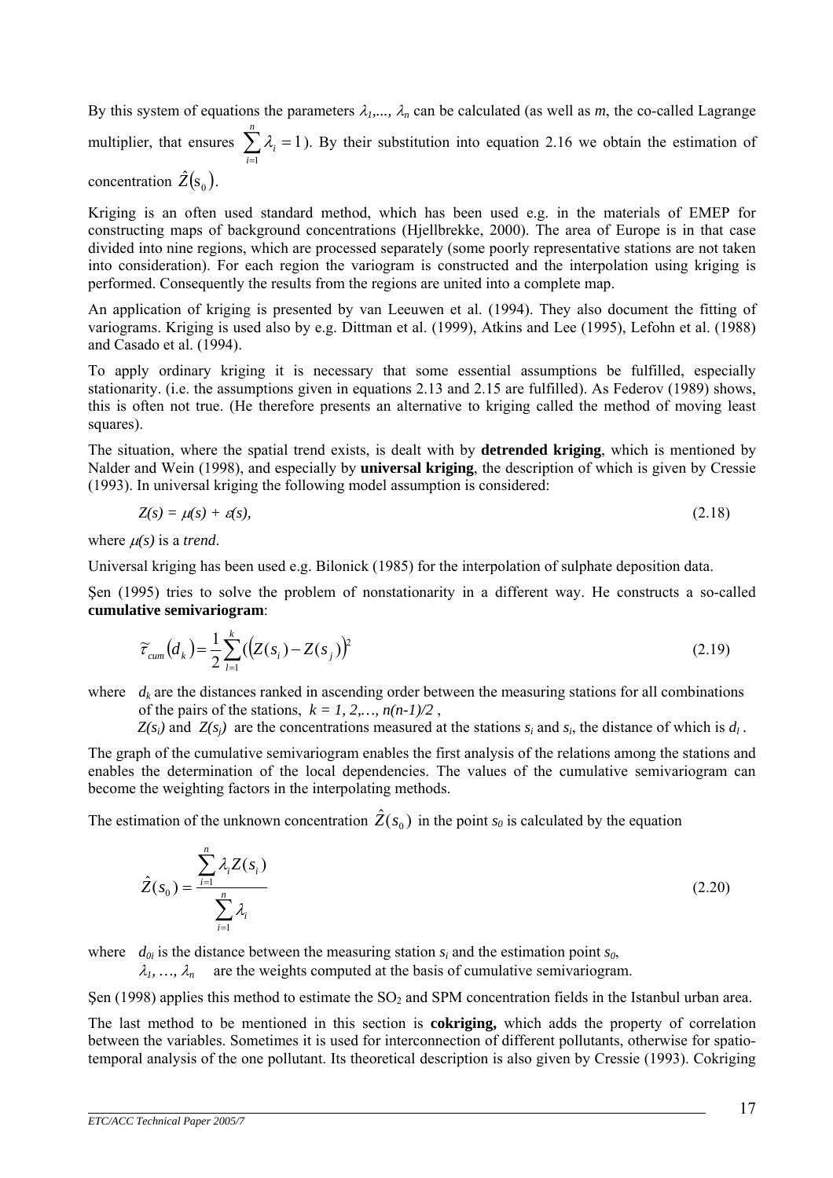By this system of equations the parameters $\lambda_1,..., \lambda_n$ can be calculated (as well as *m*, the co-called Lagrange multiplier, that ensures $\sum_{i=1}^{n} \lambda_i = 1$). By their substitution into equation 2.16 we obtain the estimation of concentration $\hat{Z}(s_0)$.

Kriging is an often used standard method, which has been used e.g. in the materials of EMEP for constructing maps of background concentrations (Hjellbrekke, 2000). The area of Europe is in that case divided into nine regions, which are processed separately (some poorly representative stations are not taken into consideration). For each region the variogram is constructed and the interpolation using kriging is performed. Consequently the results from the regions are united into a complete map.

An application of kriging is presented by van Leeuwen et al. (1994). They also document the fitting of variograms. Kriging is used also by e.g. Dittman et al. (1999), Atkins and Lee (1995), Lefohn et al. (1988) and Casado et al. (1994).

To apply ordinary kriging it is necessary that some essential assumptions be fulfilled, especially stationarity. (i.e. the assumptions given in equations 2.13 and 2.15 are fulfilled). As Federov (1989) shows, this is often not true. (He therefore presents an alternative to kriging called the method of moving least squares).

The situation, where the spatial trend exists, is dealt with by **detrended kriging**, which is mentioned by Nalder and Wein (1998), and especially by **universal kriging**, the description of which is given by Cressie (1993). In universal kriging the following model assumption is considered:

$$Z(s) = \mu(s) + \varepsilon(s), \tag{2.18}$$

where $\mu(s)$ is a *trend*.

Universal kriging has been used e.g. Bilonick (1985) for the interpolation of sulphate deposition data.

Şen (1995) tries to solve the problem of nonstationarity in a different way. He constructs a so-called **cumulative semivariogram**:

$$\tilde{\tau}_{cum}(d_k) = \frac{1}{2}\sum_{l=1}^{k}((Z(s_i) - Z(s_j))^2 \tag{2.19}$$

where $d_k$ are the distances ranked in ascending order between the measuring stations for all combinations of the pairs of the stations, $k = 1, 2,..., n(n-1)/2$ ,
$Z(s_i)$ and $Z(s_j)$ are the concentrations measured at the stations $s_i$ and $s_i$, the distance of which is $d_l$ .

The graph of the cumulative semivariogram enables the first analysis of the relations among the stations and enables the determination of the local dependencies. The values of the cumulative semivariogram can become the weighting factors in the interpolating methods.

The estimation of the unknown concentration $\hat{Z}(s_0)$ in the point $s_0$ is calculated by the equation

$$\hat{Z}(s_0) = \frac{\sum_{i=1}^{n} \lambda_i Z(s_i)}{\sum_{i=1}^{n} \lambda_i} \tag{2.20}$$

where $d_{0i}$ is the distance between the measuring station $s_i$ and the estimation point $s_0$,
$\lambda_1, ..., \lambda_n$ are the weights computed at the basis of cumulative semivariogram.

Şen (1998) applies this method to estimate the $SO_2$ and SPM concentration fields in the Istanbul urban area.

The last method to be mentioned in this section is **cokriging,** which adds the property of correlation between the variables. Sometimes it is used for interconnection of different pollutants, otherwise for spatio-temporal analysis of the one pollutant. Its theoretical description is also given by Cressie (1993). Cokriging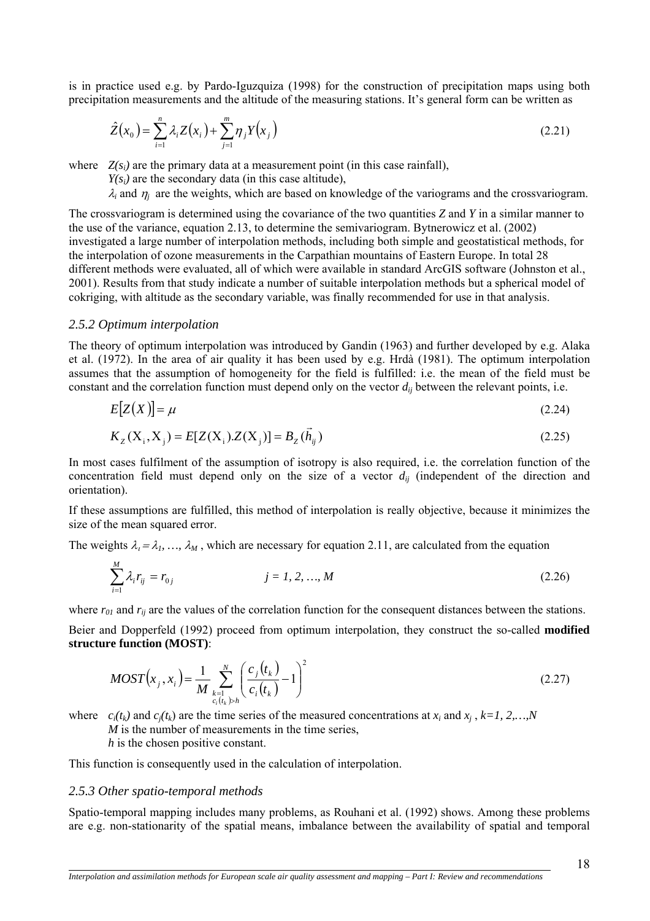is in practice used e.g. by Pardo-Iguzquiza (1998) for the construction of precipitation maps using both precipitation measurements and the altitude of the measuring stations. It's general form can be written as

$$\hat{Z}(x_0) = \sum_{i=1}^{n} \lambda_i Z(x_i) + \sum_{j=1}^{m} \eta_j Y(x_j) \tag{2.21}$$

where $Z(s_i)$ are the primary data at a measurement point (in this case rainfall),
$Y(s_i)$ are the secondary data (in this case altitude),
$\lambda_i$ and $\eta_j$ are the weights, which are based on knowledge of the variograms and the crossvariogram.

The crossvariogram is determined using the covariance of the two quantities *Z* and *Y* in a similar manner to the use of the variance, equation 2.13, to determine the semivariogram. Bytnerowicz et al. (2002) investigated a large number of interpolation methods, including both simple and geostatistical methods, for the interpolation of ozone measurements in the Carpathian mountains of Eastern Europe. In total 28 different methods were evaluated, all of which were available in standard ArcGIS software (Johnston et al., 2001). Results from that study indicate a number of suitable interpolation methods but a spherical model of cokriging, with altitude as the secondary variable, was finally recommended for use in that analysis.

### *2.5.2 Optimum interpolation*

The theory of optimum interpolation was introduced by Gandin (1963) and further developed by e.g. Alaka et al. (1972). In the area of air quality it has been used by e.g. Hrdà (1981). The optimum interpolation assumes that the assumption of homogeneity for the field is fulfilled: i.e. the mean of the field must be constant and the correlation function must depend only on the vector $d_{ij}$ between the relevant points, i.e.

$$E[Z(X)] = \mu \tag{2.24}$$

$$K_Z(\mathrm{X}_i, \mathrm{X}_j) = E[Z(\mathrm{X}_i).Z(\mathrm{X}_j)] = B_Z(\vec{h}_{ij}) \tag{2.25}$$

In most cases fulfilment of the assumption of isotropy is also required, i.e. the correlation function of the concentration field must depend only on the size of a vector $d_{ij}$ (independent of the direction and orientation).

If these assumptions are fulfilled, this method of interpolation is really objective, because it minimizes the size of the mean squared error.

The weights $\lambda_\iota = \lambda_1, \ldots, \lambda_M$, which are necessary for equation 2.11, are calculated from the equation

$$\sum_{i=1}^{M} \lambda_i r_{ij} = r_{0j} \qquad\qquad j = 1, 2, \ldots, M \tag{2.26}$$

where $r_{01}$ and $r_{ij}$ are the values of the correlation function for the consequent distances between the stations.

Beier and Dopperfeld (1992) proceed from optimum interpolation, they construct the so-called **modified structure function (MOST)**:

$$MOST(x_j, x_i) = \frac{1}{M} \sum_{\substack{k=1 \\ c_i(t_k) > h}}^{N} \left( \frac{c_j(t_k)}{c_i(t_k)} - 1 \right)^2 \tag{2.27}$$

where $c_i(t_k)$ and $c_j(t_k)$ are the time series of the measured concentrations at $x_i$ and $x_j$, $k=1, 2, \ldots, N$
*M* is the number of measurements in the time series,
*h* is the chosen positive constant.

This function is consequently used in the calculation of interpolation.

### *2.5.3 Other spatio-temporal methods*

Spatio-temporal mapping includes many problems, as Rouhani et al. (1992) shows. Among these problems are e.g. non-stationarity of the spatial means, imbalance between the availability of spatial and temporal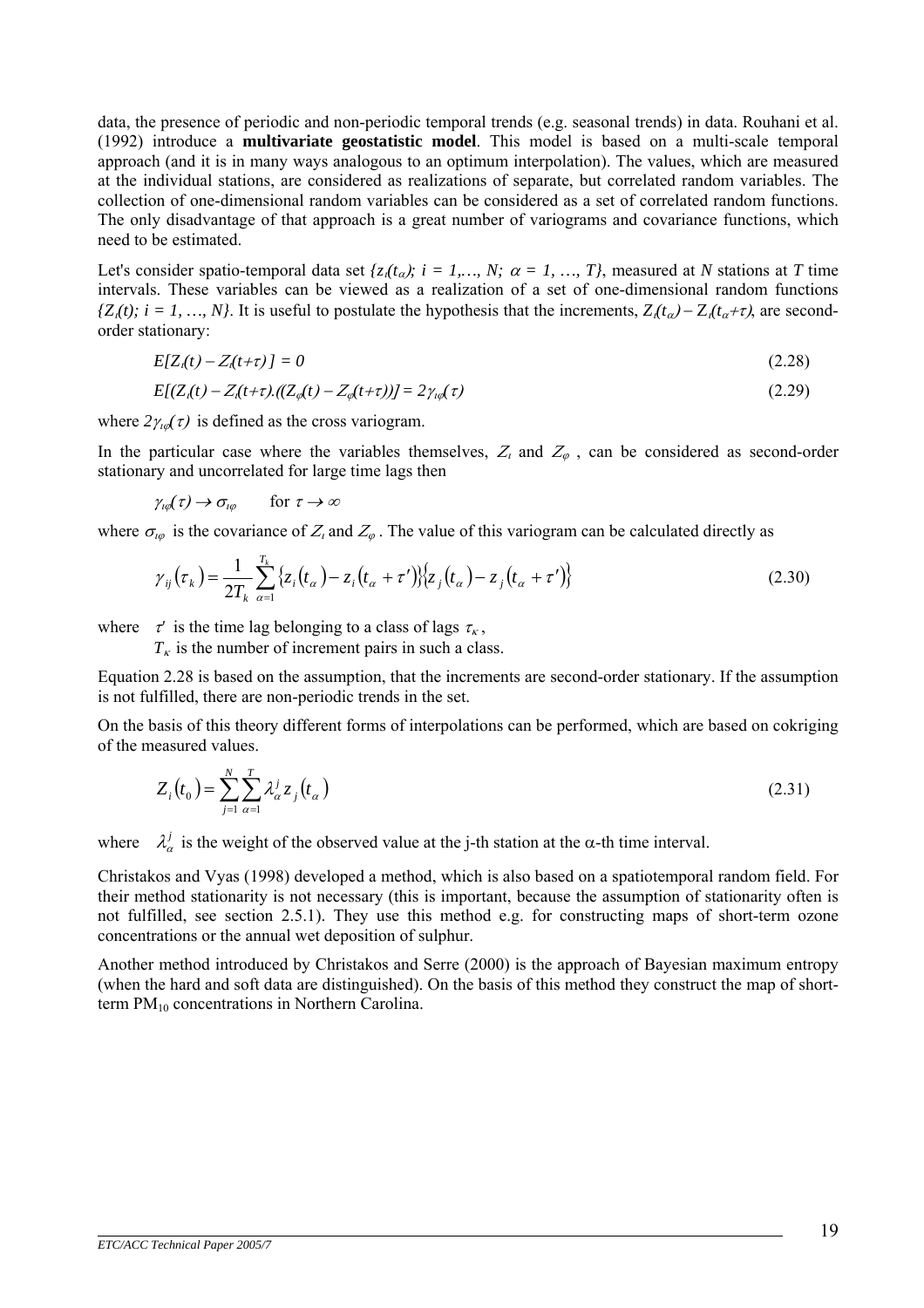data, the presence of periodic and non-periodic temporal trends (e.g. seasonal trends) in data. Rouhani et al. (1992) introduce a **multivariate geostatistic model**. This model is based on a multi-scale temporal approach (and it is in many ways analogous to an optimum interpolation). The values, which are measured at the individual stations, are considered as realizations of separate, but correlated random variables. The collection of one-dimensional random variables can be considered as a set of correlated random functions. The only disadvantage of that approach is a great number of variograms and covariance functions, which need to be estimated.

Let's consider spatio-temporal data set $\{z_i(t_\alpha);\ i = 1,\dots, N;\ \alpha = 1, \dots, T\}$, measured at $N$ stations at $T$ time intervals. These variables can be viewed as a realization of a set of one-dimensional random functions $\{Z_i(t);\ i = 1, \dots, N\}$. It is useful to postulate the hypothesis that the increments, $Z_i(t_\alpha) - Z_i(t_\alpha+\tau)$, are second-order stationary:

$$E[Z_i(t) - Z_i(t+\tau)] = 0 \tag{2.28}$$

$$E[(Z_i(t) - Z_i(t+\tau)).((Z_\varphi(t) - Z_\varphi(t+\tau))] = 2\gamma_{i\varphi}(\tau) \tag{2.29}$$

where $2\gamma_{i\varphi}(\tau)$ is defined as the cross variogram.

In the particular case where the variables themselves, $Z_i$ and $Z_\varphi$, can be considered as second-order stationary and uncorrelated for large time lags then

$$\gamma_{i\varphi}(\tau) \to \sigma_{i\varphi} \qquad \text{for } \tau \to \infty$$

where $\sigma_{i\varphi}$ is the covariance of $Z_i$ and $Z_\varphi$. The value of this variogram can be calculated directly as

$$\gamma_{ij}(\tau_k) = \frac{1}{2T_k} \sum_{\alpha=1}^{T_k} \{z_i(t_\alpha) - z_i(t_\alpha + \tau')\}\{z_j(t_\alpha) - z_j(t_\alpha + \tau')\} \tag{2.30}$$

where $\tau'$ is the time lag belonging to a class of lags $\tau_\kappa$,
$T_\kappa$ is the number of increment pairs in such a class.

Equation 2.28 is based on the assumption, that the increments are second-order stationary. If the assumption is not fulfilled, there are non-periodic trends in the set.

On the basis of this theory different forms of interpolations can be performed, which are based on cokriging of the measured values.

$$Z_i(t_0) = \sum_{j=1}^{N} \sum_{\alpha=1}^{T} \lambda_\alpha^j z_j(t_\alpha) \tag{2.31}$$

where $\lambda_\alpha^j$ is the weight of the observed value at the j-th station at the $\alpha$-th time interval.

Christakos and Vyas (1998) developed a method, which is also based on a spatiotemporal random field. For their method stationarity is not necessary (this is important, because the assumption of stationarity often is not fulfilled, see section 2.5.1). They use this method e.g. for constructing maps of short-term ozone concentrations or the annual wet deposition of sulphur.

Another method introduced by Christakos and Serre (2000) is the approach of Bayesian maximum entropy (when the hard and soft data are distinguished). On the basis of this method they construct the map of short-term $PM_{10}$ concentrations in Northern Carolina.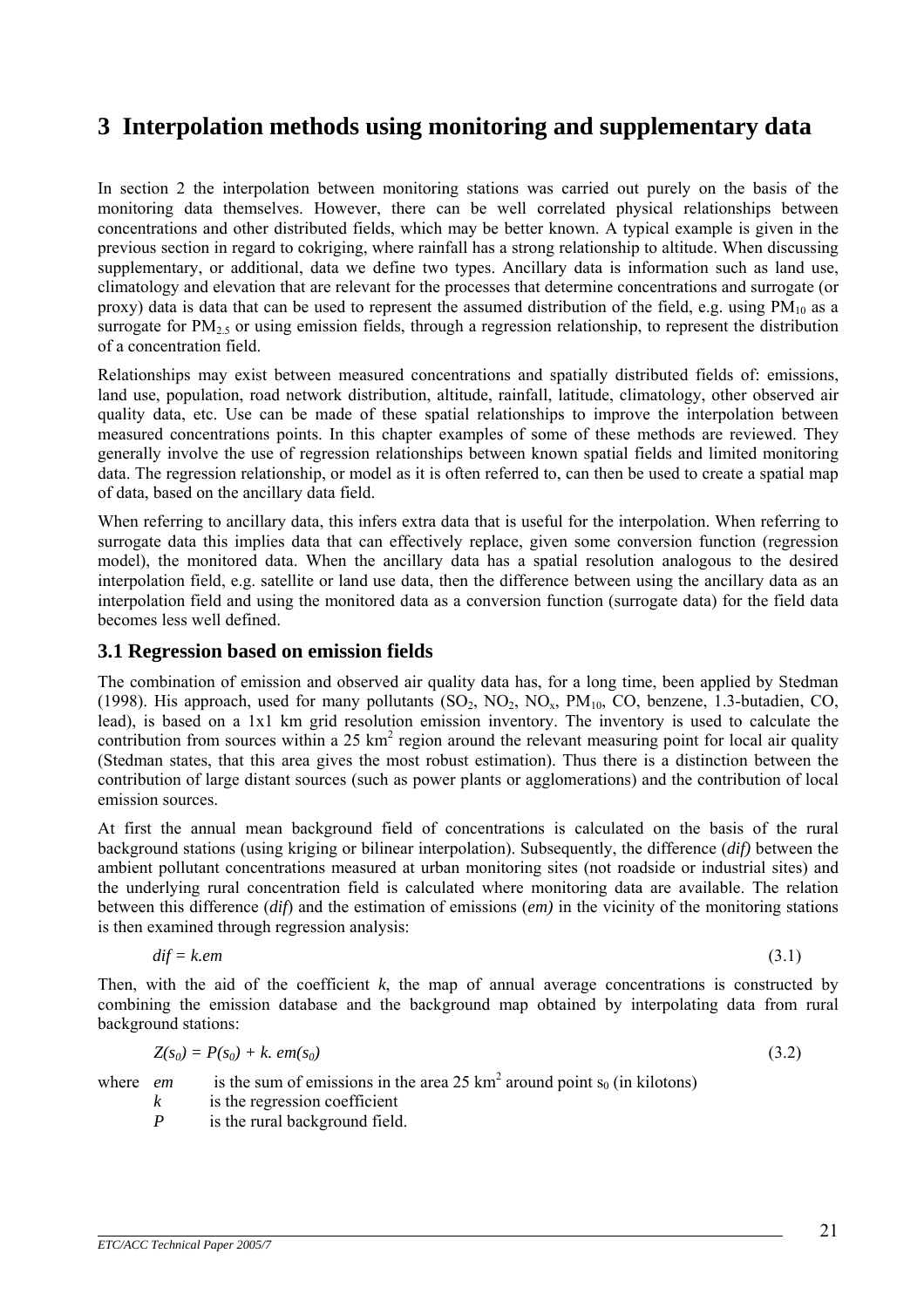# 3 Interpolation methods using monitoring and supplementary data

In section 2 the interpolation between monitoring stations was carried out purely on the basis of the monitoring data themselves. However, there can be well correlated physical relationships between concentrations and other distributed fields, which may be better known. A typical example is given in the previous section in regard to cokriging, where rainfall has a strong relationship to altitude. When discussing supplementary, or additional, data we define two types. Ancillary data is information such as land use, climatology and elevation that are relevant for the processes that determine concentrations and surrogate (or proxy) data is data that can be used to represent the assumed distribution of the field, e.g. using $PM_{10}$ as a surrogate for $PM_{2.5}$ or using emission fields, through a regression relationship, to represent the distribution of a concentration field.

Relationships may exist between measured concentrations and spatially distributed fields of: emissions, land use, population, road network distribution, altitude, rainfall, latitude, climatology, other observed air quality data, etc. Use can be made of these spatial relationships to improve the interpolation between measured concentrations points. In this chapter examples of some of these methods are reviewed. They generally involve the use of regression relationships between known spatial fields and limited monitoring data. The regression relationship, or model as it is often referred to, can then be used to create a spatial map of data, based on the ancillary data field.

When referring to ancillary data, this infers extra data that is useful for the interpolation. When referring to surrogate data this implies data that can effectively replace, given some conversion function (regression model), the monitored data. When the ancillary data has a spatial resolution analogous to the desired interpolation field, e.g. satellite or land use data, then the difference between using the ancillary data as an interpolation field and using the monitored data as a conversion function (surrogate data) for the field data becomes less well defined.

## 3.1 Regression based on emission fields

The combination of emission and observed air quality data has, for a long time, been applied by Stedman (1998). His approach, used for many pollutants ($SO_2$, $NO_2$, $NO_x$, $PM_{10}$, CO, benzene, 1.3-butadien, CO, lead), is based on a 1x1 km grid resolution emission inventory. The inventory is used to calculate the contribution from sources within a 25 $km^2$ region around the relevant measuring point for local air quality (Stedman states, that this area gives the most robust estimation). Thus there is a distinction between the contribution of large distant sources (such as power plants or agglomerations) and the contribution of local emission sources.

At first the annual mean background field of concentrations is calculated on the basis of the rural background stations (using kriging or bilinear interpolation). Subsequently, the difference (*dif)* between the ambient pollutant concentrations measured at urban monitoring sites (not roadside or industrial sites) and the underlying rural concentration field is calculated where monitoring data are available. The relation between this difference (*dif*) and the estimation of emissions (*em)* in the vicinity of the monitoring stations is then examined through regression analysis:

$$dif = k.em \tag{3.1}$$

Then, with the aid of the coefficient *k*, the map of annual average concentrations is constructed by combining the emission database and the background map obtained by interpolating data from rural background stations:

$$Z(s_0) = P(s_0) + k.\ em(s_0) \tag{3.2}$$

where *em* is the sum of emissions in the area 25 $km^2$ around point $s_0$ (in kilotons)
*k* is the regression coefficient
*P* is the rural background field.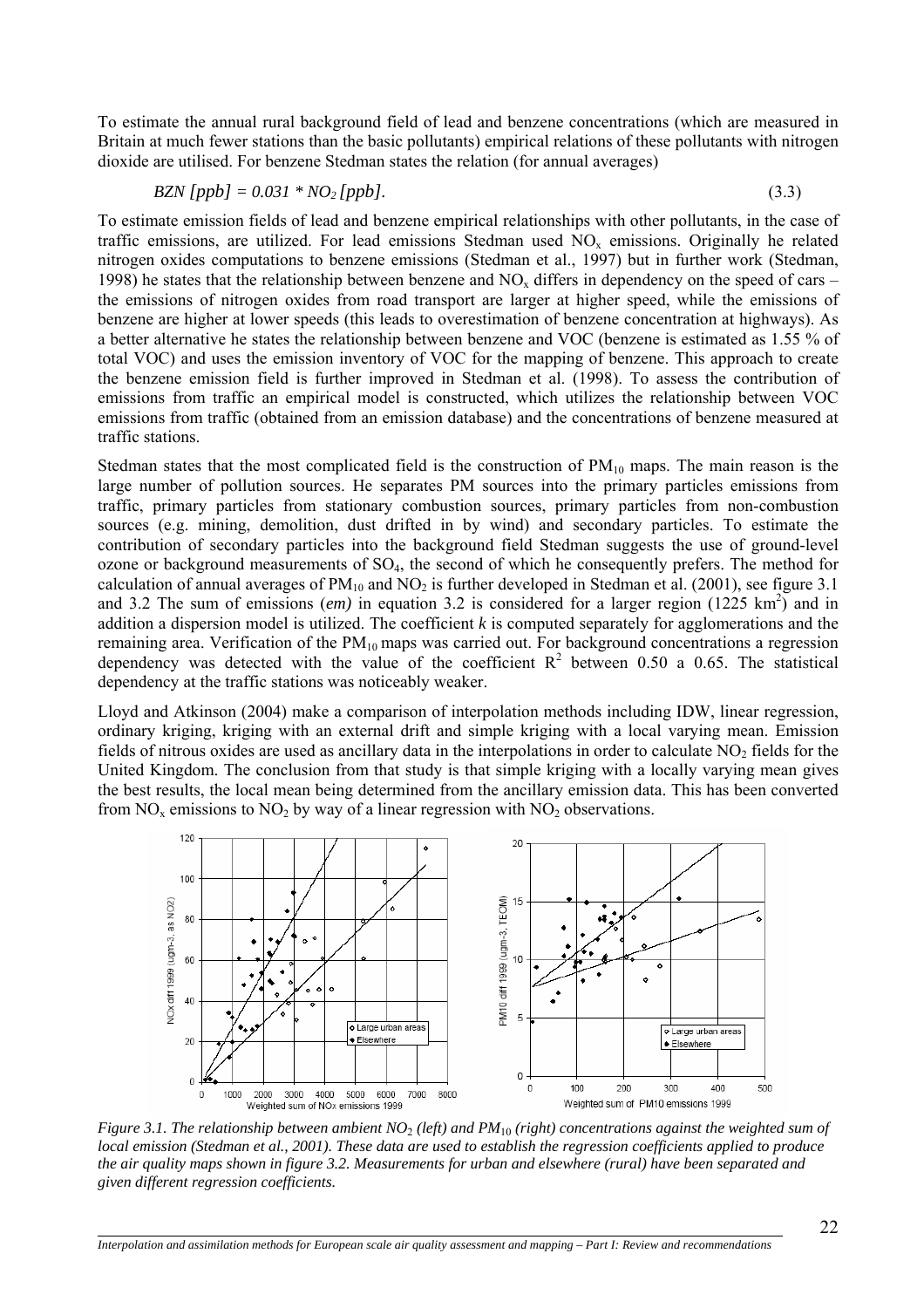To estimate the annual rural background field of lead and benzene concentrations (which are measured in Britain at much fewer stations than the basic pollutants) empirical relations of these pollutants with nitrogen dioxide are utilised. For benzene Stedman states the relation (for annual averages)

$$BZN\ [ppb] = 0.031 * NO_2\ [ppb]. \tag{3.3}$$

To estimate emission fields of lead and benzene empirical relationships with other pollutants, in the case of traffic emissions, are utilized. For lead emissions Stedman used $NO_x$ emissions. Originally he related nitrogen oxides computations to benzene emissions (Stedman et al., 1997) but in further work (Stedman, 1998) he states that the relationship between benzene and $NO_x$ differs in dependency on the speed of cars – the emissions of nitrogen oxides from road transport are larger at higher speed, while the emissions of benzene are higher at lower speeds (this leads to overestimation of benzene concentration at highways). As a better alternative he states the relationship between benzene and VOC (benzene is estimated as 1.55 % of total VOC) and uses the emission inventory of VOC for the mapping of benzene. This approach to create the benzene emission field is further improved in Stedman et al. (1998). To assess the contribution of emissions from traffic an empirical model is constructed, which utilizes the relationship between VOC emissions from traffic (obtained from an emission database) and the concentrations of benzene measured at traffic stations.

Stedman states that the most complicated field is the construction of $PM_{10}$ maps. The main reason is the large number of pollution sources. He separates PM sources into the primary particles emissions from traffic, primary particles from stationary combustion sources, primary particles from non-combustion sources (e.g. mining, demolition, dust drifted in by wind) and secondary particles. To estimate the contribution of secondary particles into the background field Stedman suggests the use of ground-level ozone or background measurements of $SO_4$, the second of which he consequently prefers. The method for calculation of annual averages of $PM_{10}$ and $NO_2$ is further developed in Stedman et al. (2001), see figure 3.1 and 3.2 The sum of emissions (*em)* in equation 3.2 is considered for a larger region (1225 $km^2$) and in addition a dispersion model is utilized. The coefficient *k* is computed separately for agglomerations and the remaining area. Verification of the $PM_{10}$ maps was carried out. For background concentrations a regression dependency was detected with the value of the coefficient $R^2$ between 0.50 a 0.65. The statistical dependency at the traffic stations was noticeably weaker.

Lloyd and Atkinson (2004) make a comparison of interpolation methods including IDW, linear regression, ordinary kriging, kriging with an external drift and simple kriging with a local varying mean. Emission fields of nitrous oxides are used as ancillary data in the interpolations in order to calculate $NO_2$ fields for the United Kingdom. The conclusion from that study is that simple kriging with a locally varying mean gives the best results, the local mean being determined from the ancillary emission data. This has been converted from $NO_x$ emissions to $NO_2$ by way of a linear regression with $NO_2$ observations.

*Figure 3.1. The relationship between ambient $NO_2$ (left) and $PM_{10}$ (right) concentrations against the weighted sum of local emission (Stedman et al., 2001). These data are used to establish the regression coefficients applied to produce the air quality maps shown in figure 3.2. Measurements for urban and elsewhere (rural) have been separated and given different regression coefficients.*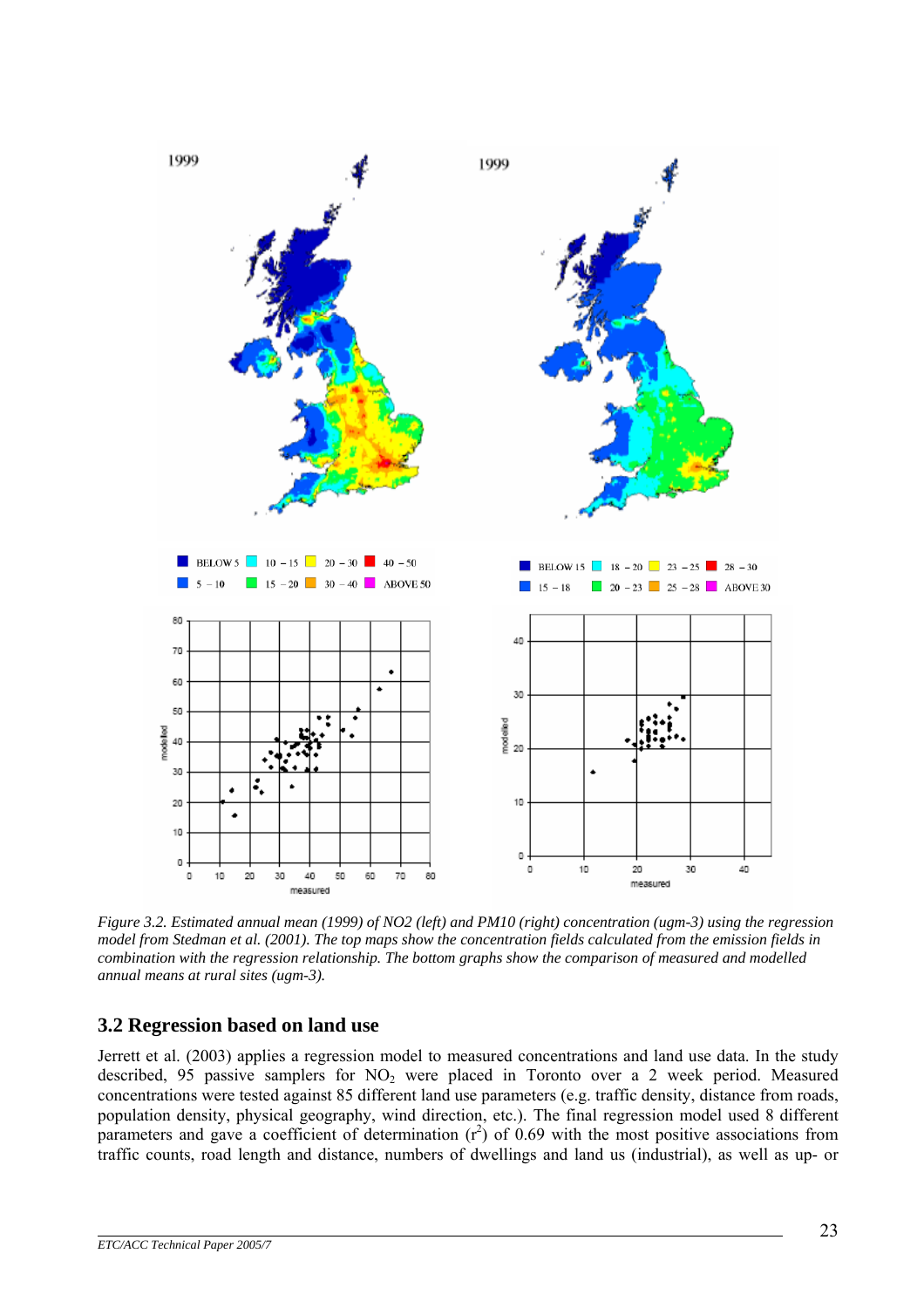*Figure 3.2. Estimated annual mean (1999) of NO2 (left) and PM10 (right) concentration (ugm-3) using the regression model from Stedman et al. (2001). The top maps show the concentration fields calculated from the emission fields in combination with the regression relationship. The bottom graphs show the comparison of measured and modelled annual means at rural sites (ugm-3).*

## 3.2 Regression based on land use

Jerrett et al. (2003) applies a regression model to measured concentrations and land use data. In the study described, 95 passive samplers for $NO_2$ were placed in Toronto over a 2 week period. Measured concentrations were tested against 85 different land use parameters (e.g. traffic density, distance from roads, population density, physical geography, wind direction, etc.). The final regression model used 8 different parameters and gave a coefficient of determination ($r^2$) of 0.69 with the most positive associations from traffic counts, road length and distance, numbers of dwellings and land us (industrial), as well as up- or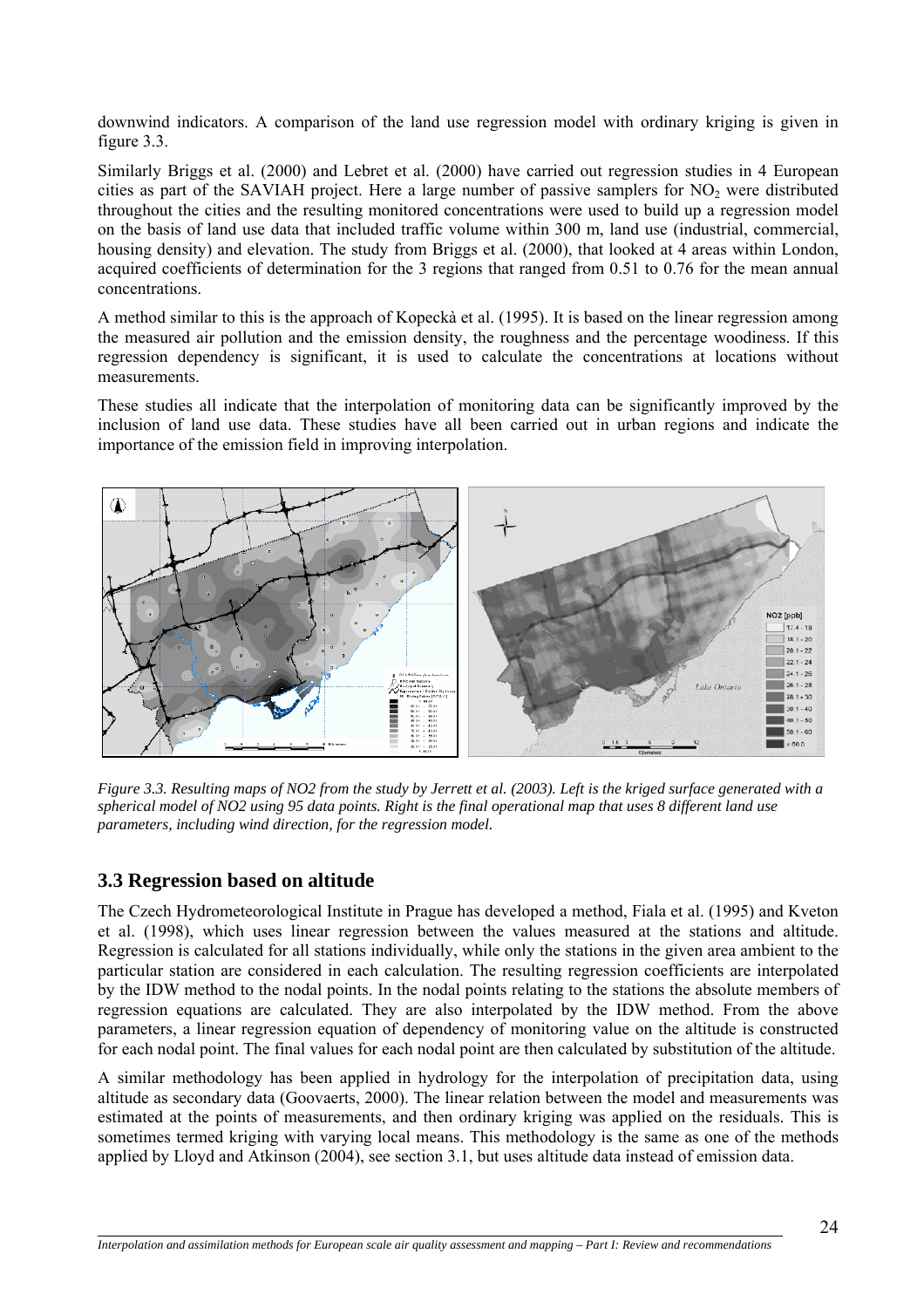downwind indicators. A comparison of the land use regression model with ordinary kriging is given in figure 3.3.

Similarly Briggs et al. (2000) and Lebret et al. (2000) have carried out regression studies in 4 European cities as part of the SAVIAH project. Here a large number of passive samplers for $NO_2$ were distributed throughout the cities and the resulting monitored concentrations were used to build up a regression model on the basis of land use data that included traffic volume within 300 m, land use (industrial, commercial, housing density) and elevation. The study from Briggs et al. (2000), that looked at 4 areas within London, acquired coefficients of determination for the 3 regions that ranged from 0.51 to 0.76 for the mean annual concentrations.

A method similar to this is the approach of Kopeckà et al. (1995). It is based on the linear regression among the measured air pollution and the emission density, the roughness and the percentage woodiness. If this regression dependency is significant, it is used to calculate the concentrations at locations without measurements.

These studies all indicate that the interpolation of monitoring data can be significantly improved by the inclusion of land use data. These studies have all been carried out in urban regions and indicate the importance of the emission field in improving interpolation.

*Figure 3.3. Resulting maps of NO2 from the study by Jerrett et al. (2003). Left is the kriged surface generated with a spherical model of NO2 using 95 data points. Right is the final operational map that uses 8 different land use parameters, including wind direction, for the regression model.*

## 3.3 Regression based on altitude

The Czech Hydrometeorological Institute in Prague has developed a method, Fiala et al. (1995) and Kveton et al. (1998), which uses linear regression between the values measured at the stations and altitude. Regression is calculated for all stations individually, while only the stations in the given area ambient to the particular station are considered in each calculation. The resulting regression coefficients are interpolated by the IDW method to the nodal points. In the nodal points relating to the stations the absolute members of regression equations are calculated. They are also interpolated by the IDW method. From the above parameters, a linear regression equation of dependency of monitoring value on the altitude is constructed for each nodal point. The final values for each nodal point are then calculated by substitution of the altitude.

A similar methodology has been applied in hydrology for the interpolation of precipitation data, using altitude as secondary data (Goovaerts, 2000). The linear relation between the model and measurements was estimated at the points of measurements, and then ordinary kriging was applied on the residuals. This is sometimes termed kriging with varying local means. This methodology is the same as one of the methods applied by Lloyd and Atkinson (2004), see section 3.1, but uses altitude data instead of emission data.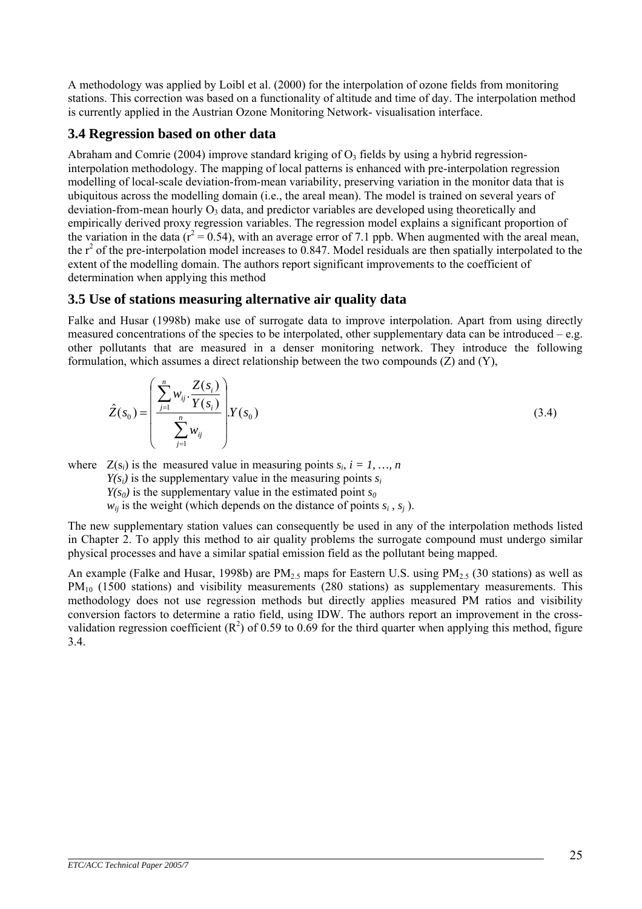A methodology was applied by Loibl et al. (2000) for the interpolation of ozone fields from monitoring stations. This correction was based on a functionality of altitude and time of day. The interpolation method is currently applied in the Austrian Ozone Monitoring Network- visualisation interface.

## 3.4 Regression based on other data

Abraham and Comrie (2004) improve standard kriging of $O_3$ fields by using a hybrid regression-interpolation methodology. The mapping of local patterns is enhanced with pre-interpolation regression modelling of local-scale deviation-from-mean variability, preserving variation in the monitor data that is ubiquitous across the modelling domain (i.e., the areal mean). The model is trained on several years of deviation-from-mean hourly $O_3$ data, and predictor variables are developed using theoretically and empirically derived proxy regression variables. The regression model explains a significant proportion of the variation in the data ($r^2 = 0.54$), with an average error of 7.1 ppb. When augmented with the areal mean, the $r^2$ of the pre-interpolation model increases to 0.847. Model residuals are then spatially interpolated to the extent of the modelling domain. The authors report significant improvements to the coefficient of determination when applying this method

## 3.5 Use of stations measuring alternative air quality data

Falke and Husar (1998b) make use of surrogate data to improve interpolation. Apart from using directly measured concentrations of the species to be interpolated, other supplementary data can be introduced – e.g. other pollutants that are measured in a denser monitoring network. They introduce the following formulation, which assumes a direct relationship between the two compounds (Z) and (Y),

$$\hat{Z}(s_0) = \left( \frac{\sum_{j=1}^{n} w_{ij} \cdot \frac{Z(s_i)}{Y(s_i)}}{\sum_{j=1}^{n} w_{ij}} \right) . Y(s_0) \tag{3.4}$$

where $Z(s_i)$ is the measured value in measuring points $s_i$, $i = 1, \ldots, n$
$Y(s_i)$ is the supplementary value in the measuring points $s_i$
$Y(s_0)$ is the supplementary value in the estimated point $s_0$
$w_{ij}$ is the weight (which depends on the distance of points $s_i$ , $s_j$ ).

The new supplementary station values can consequently be used in any of the interpolation methods listed in Chapter 2. To apply this method to air quality problems the surrogate compound must undergo similar physical processes and have a similar spatial emission field as the pollutant being mapped.

An example (Falke and Husar, 1998b) are $PM_{2.5}$ maps for Eastern U.S. using $PM_{2.5}$ (30 stations) as well as $PM_{10}$ (1500 stations) and visibility measurements (280 stations) as supplementary measurements. This methodology does not use regression methods but directly applies measured PM ratios and visibility conversion factors to determine a ratio field, using IDW. The authors report an improvement in the cross-validation regression coefficient ($R^2$) of 0.59 to 0.69 for the third quarter when applying this method, figure 3.4.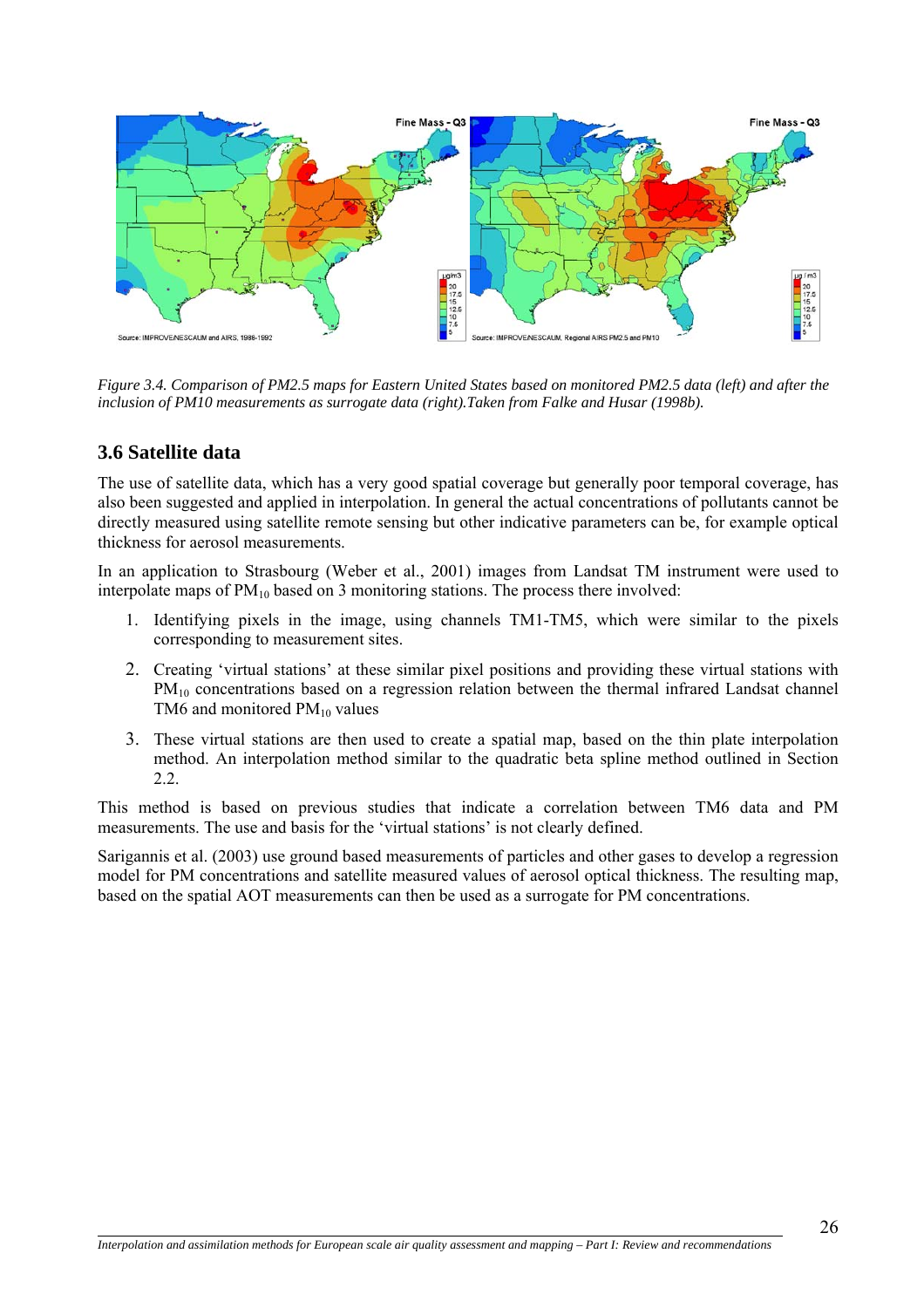*Figure 3.4. Comparison of PM2.5 maps for Eastern United States based on monitored PM2.5 data (left) and after the inclusion of PM10 measurements as surrogate data (right).Taken from Falke and Husar (1998b).*

### 3.6 Satellite data

The use of satellite data, which has a very good spatial coverage but generally poor temporal coverage, has also been suggested and applied in interpolation. In general the actual concentrations of pollutants cannot be directly measured using satellite remote sensing but other indicative parameters can be, for example optical thickness for aerosol measurements.

In an application to Strasbourg (Weber et al., 2001) images from Landsat TM instrument were used to interpolate maps of $PM_{10}$ based on 3 monitoring stations. The process there involved:

1. Identifying pixels in the image, using channels TM1-TM5, which were similar to the pixels corresponding to measurement sites.
2. Creating 'virtual stations' at these similar pixel positions and providing these virtual stations with $PM_{10}$ concentrations based on a regression relation between the thermal infrared Landsat channel TM6 and monitored $PM_{10}$ values
3. These virtual stations are then used to create a spatial map, based on the thin plate interpolation method. An interpolation method similar to the quadratic beta spline method outlined in Section 2.2.

This method is based on previous studies that indicate a correlation between TM6 data and PM measurements. The use and basis for the 'virtual stations' is not clearly defined.

Sarigannis et al. (2003) use ground based measurements of particles and other gases to develop a regression model for PM concentrations and satellite measured values of aerosol optical thickness. The resulting map, based on the spatial AOT measurements can then be used as a surrogate for PM concentrations.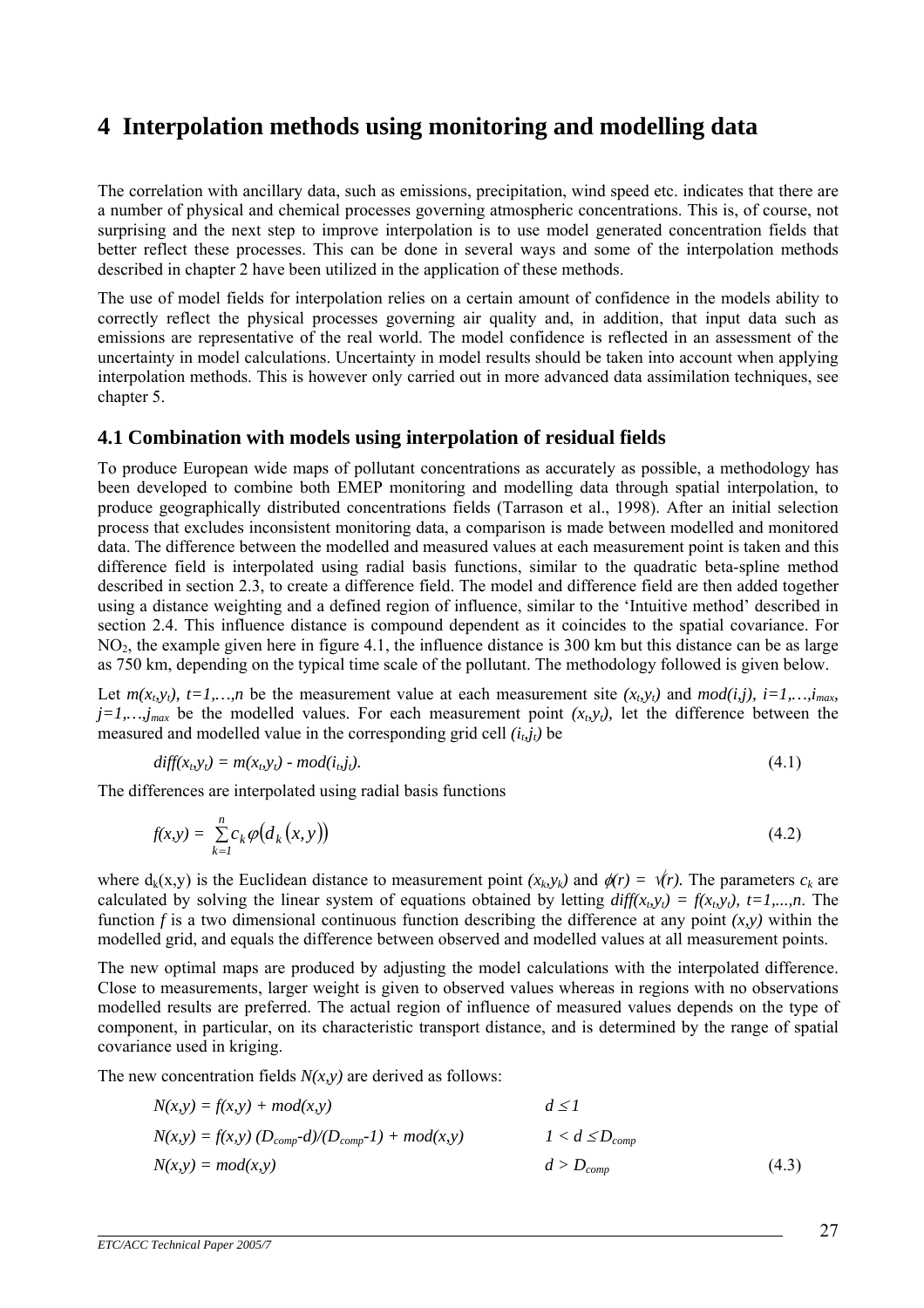# 4 Interpolation methods using monitoring and modelling data

The correlation with ancillary data, such as emissions, precipitation, wind speed etc. indicates that there are a number of physical and chemical processes governing atmospheric concentrations. This is, of course, not surprising and the next step to improve interpolation is to use model generated concentration fields that better reflect these processes. This can be done in several ways and some of the interpolation methods described in chapter 2 have been utilized in the application of these methods.

The use of model fields for interpolation relies on a certain amount of confidence in the models ability to correctly reflect the physical processes governing air quality and, in addition, that input data such as emissions are representative of the real world. The model confidence is reflected in an assessment of the uncertainty in model calculations. Uncertainty in model results should be taken into account when applying interpolation methods. This is however only carried out in more advanced data assimilation techniques, see chapter 5.

## 4.1 Combination with models using interpolation of residual fields

To produce European wide maps of pollutant concentrations as accurately as possible, a methodology has been developed to combine both EMEP monitoring and modelling data through spatial interpolation, to produce geographically distributed concentrations fields (Tarrason et al., 1998). After an initial selection process that excludes inconsistent monitoring data, a comparison is made between modelled and monitored data. The difference between the modelled and measured values at each measurement point is taken and this difference field is interpolated using radial basis functions, similar to the quadratic beta-spline method described in section 2.3, to create a difference field. The model and difference field are then added together using a distance weighting and a defined region of influence, similar to the 'Intuitive method' described in section 2.4. This influence distance is compound dependent as it coincides to the spatial covariance. For $NO_2$, the example given here in figure 4.1, the influence distance is 300 km but this distance can be as large as 750 km, depending on the typical time scale of the pollutant. The methodology followed is given below.

Let $m(x_t,y_t)$, $t=1,\ldots,n$ be the measurement value at each measurement site $(x_t,y_t)$ and $mod(i,j)$, $i=1,\ldots,i_{max}$, $j=1,\ldots,j_{max}$ be the modelled values. For each measurement point $(x_t,y_t)$, let the difference between the measured and modelled value in the corresponding grid cell $(i_t,j_t)$ be

$$diff(x_t,y_t) = m(x_t,y_t) - mod(i_t,j_t). \tag{4.1}$$

The differences are interpolated using radial basis functions

$$f(x,y) = \sum_{k=1}^{n} c_k \varphi\left(d_k\left(x,y\right)\right) \tag{4.2}$$

where $d_k(x,y)$ is the Euclidean distance to measurement point $(x_k,y_k)$ and $\phi(r) = \sqrt{(r)}$. The parameters $c_k$ are calculated by solving the linear system of equations obtained by letting $diff(x_t,y_t) = f(x_t,y_t)$, $t=1,\ldots,n$. The function $f$ is a two dimensional continuous function describing the difference at any point $(x,y)$ within the modelled grid, and equals the difference between observed and modelled values at all measurement points.

The new optimal maps are produced by adjusting the model calculations with the interpolated difference. Close to measurements, larger weight is given to observed values whereas in regions with no observations modelled results are preferred. The actual region of influence of measured values depends on the type of component, in particular, on its characteristic transport distance, and is determined by the range of spatial covariance used in kriging.

The new concentration fields $N(x,y)$ are derived as follows:

$$\begin{aligned}
&N(x,y) = f(x,y) + mod(x,y) && d \le 1 \\
&N(x,y) = f(x,y)\,(D_{comp}-d)/(D_{comp}-1) + mod(x,y) && 1 < d \le D_{comp} \\
&N(x,y) = mod(x,y) && d > D_{comp}
\end{aligned} \tag{4.3}$$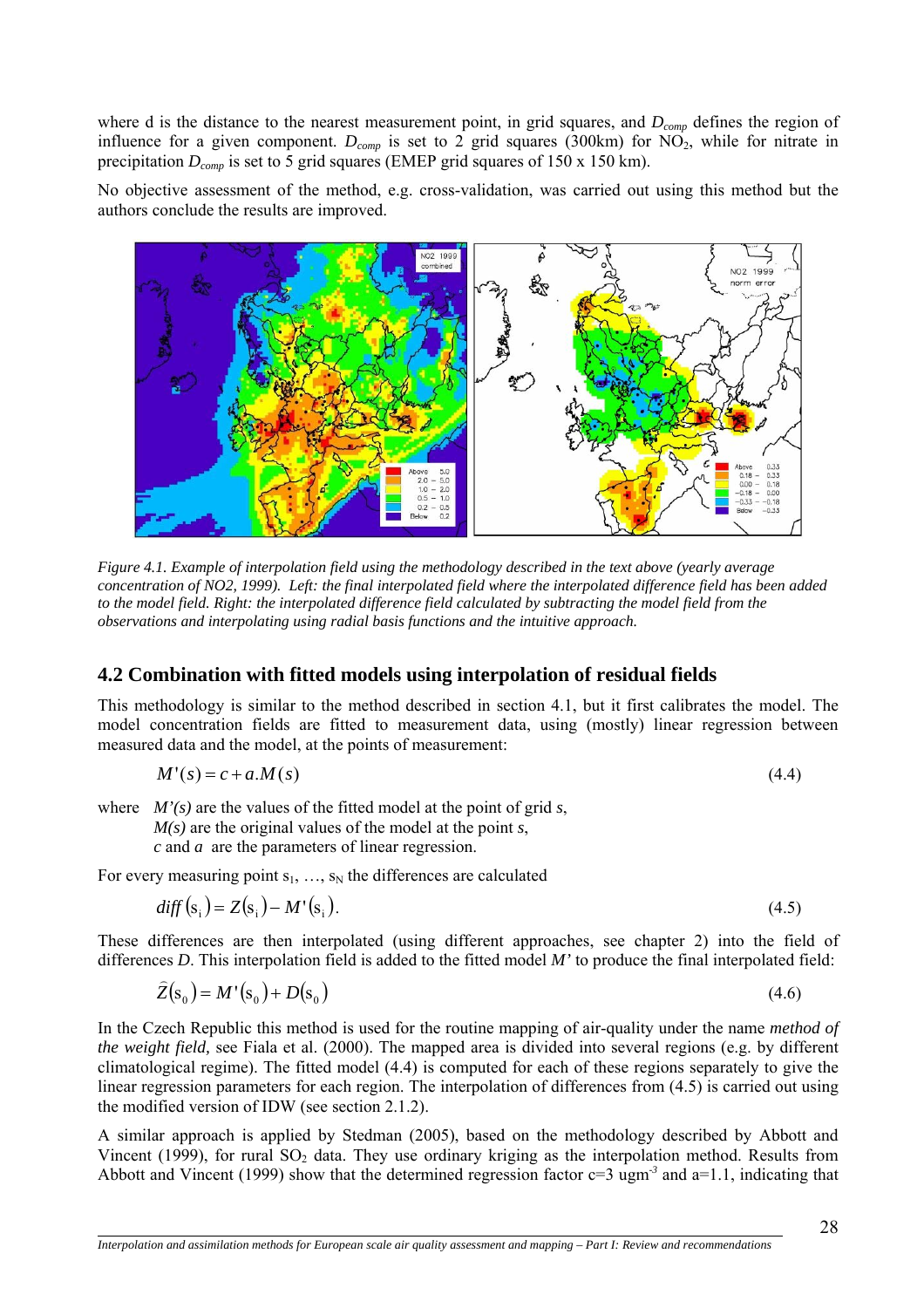where d is the distance to the nearest measurement point, in grid squares, and $D_{comp}$ defines the region of influence for a given component. $D_{comp}$ is set to 2 grid squares (300km) for $NO_2$, while for nitrate in precipitation $D_{comp}$ is set to 5 grid squares (EMEP grid squares of 150 x 150 km).

No objective assessment of the method, e.g. cross-validation, was carried out using this method but the authors conclude the results are improved.

*Figure 4.1. Example of interpolation field using the methodology described in the text above (yearly average concentration of NO2, 1999). Left: the final interpolated field where the interpolated difference field has been added to the model field. Right: the interpolated difference field calculated by subtracting the model field from the observations and interpolating using radial basis functions and the intuitive approach.*

## 4.2 Combination with fitted models using interpolation of residual fields

This methodology is similar to the method described in section 4.1, but it first calibrates the model. The model concentration fields are fitted to measurement data, using (mostly) linear regression between measured data and the model, at the points of measurement:

$$M'(s) = c + a.M(s) \tag{4.4}$$

where $M'(s)$ are the values of the fitted model at the point of grid $s$,
$M(s)$ are the original values of the model at the point $s$,
$c$ and $a$ are the parameters of linear regression.

For every measuring point $s_1, \ldots, s_N$ the differences are calculated

$$diff(s_i) = Z(s_i) - M'(s_i). \tag{4.5}$$

These differences are then interpolated (using different approaches, see chapter 2) into the field of differences $D$. This interpolation field is added to the fitted model $M'$ to produce the final interpolated field:

$$\hat{Z}(s_0) = M'(s_0) + D(s_0) \tag{4.6}$$

In the Czech Republic this method is used for the routine mapping of air-quality under the name *method of the weight field,* see Fiala et al. (2000). The mapped area is divided into several regions (e.g. by different climatological regime). The fitted model (4.4) is computed for each of these regions separately to give the linear regression parameters for each region. The interpolation of differences from (4.5) is carried out using the modified version of IDW (see section 2.1.2).

A similar approach is applied by Stedman (2005), based on the methodology described by Abbott and Vincent (1999), for rural $SO_2$ data. They use ordinary kriging as the interpolation method. Results from Abbott and Vincent (1999) show that the determined regression factor c=3 $ugm^{-3}$ and a=1.1, indicating that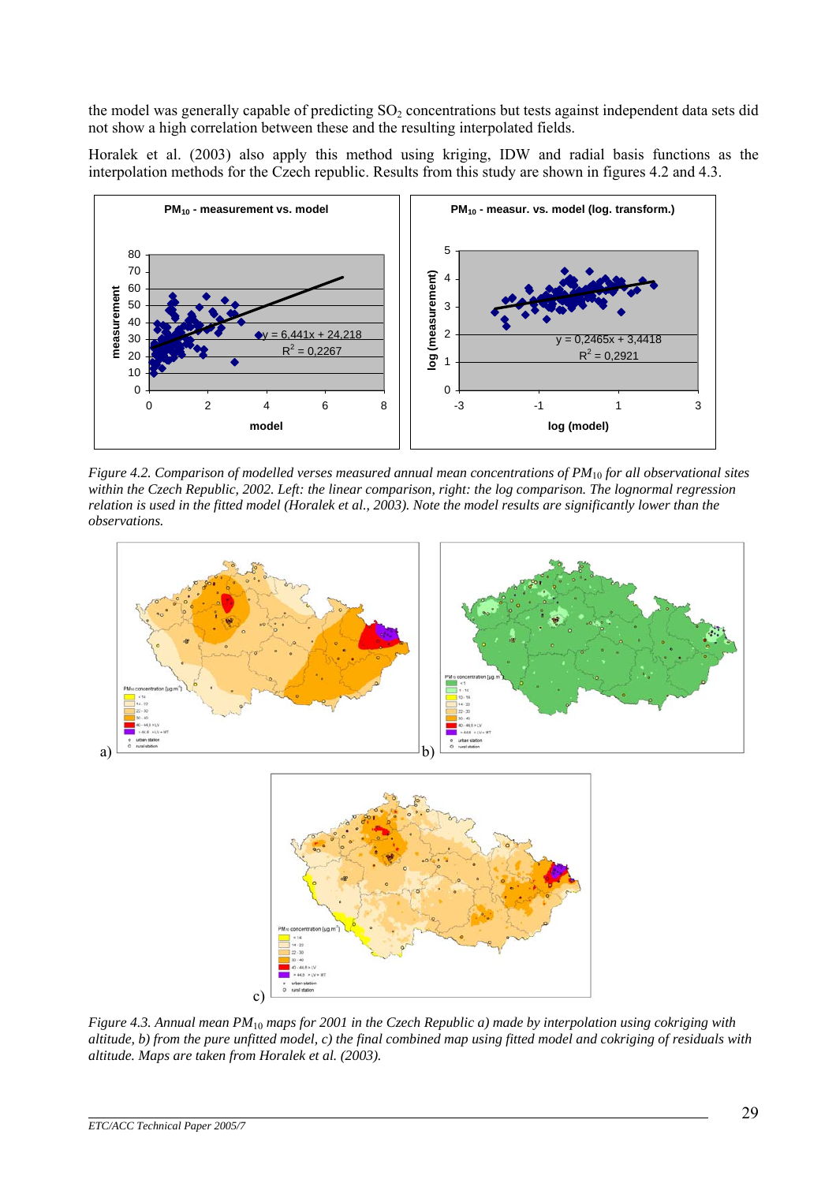the model was generally capable of predicting $SO_2$ concentrations but tests against independent data sets did not show a high correlation between these and the resulting interpolated fields.

Horalek et al. (2003) also apply this method using kriging, IDW and radial basis functions as the interpolation methods for the Czech republic. Results from this study are shown in figures 4.2 and 4.3.

*Figure 4.2. Comparison of modelled verses measured annual mean concentrations of $PM_{10}$ for all observational sites within the Czech Republic, 2002. Left: the linear comparison, right: the log comparison. The lognormal regression relation is used in the fitted model (Horalek et al., 2003). Note the model results are significantly lower than the observations.*

*Figure 4.3. Annual mean $PM_{10}$ maps for 2001 in the Czech Republic a) made by interpolation using cokriging with altitude, b) from the pure unfitted model, c) the final combined map using fitted model and cokriging of residuals with altitude. Maps are taken from Horalek et al. (2003).*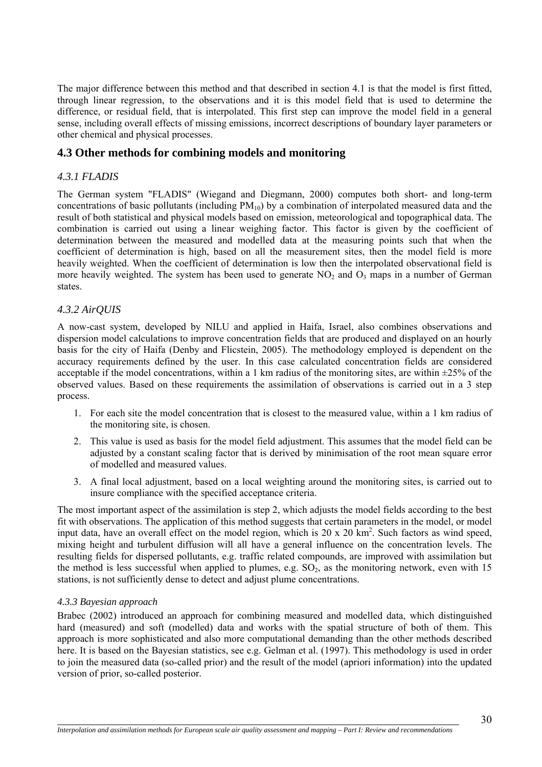The major difference between this method and that described in section 4.1 is that the model is first fitted, through linear regression, to the observations and it is this model field that is used to determine the difference, or residual field, that is interpolated. This first step can improve the model field in a general sense, including overall effects of missing emissions, incorrect descriptions of boundary layer parameters or other chemical and physical processes.

## 4.3 Other methods for combining models and monitoring

### *4.3.1 FLADIS*

The German system "FLADIS" (Wiegand and Diegmann, 2000) computes both short- and long-term concentrations of basic pollutants (including $PM_{10}$) by a combination of interpolated measured data and the result of both statistical and physical models based on emission, meteorological and topographical data. The combination is carried out using a linear weighing factor. This factor is given by the coefficient of determination between the measured and modelled data at the measuring points such that when the coefficient of determination is high, based on all the measurement sites, then the model field is more heavily weighted. When the coefficient of determination is low then the interpolated observational field is more heavily weighted. The system has been used to generate $NO_2$ and $O_3$ maps in a number of German states.

### *4.3.2 AirQUIS*

A now-cast system, developed by NILU and applied in Haifa, Israel, also combines observations and dispersion model calculations to improve concentration fields that are produced and displayed on an hourly basis for the city of Haifa (Denby and Flicstein, 2005). The methodology employed is dependent on the accuracy requirements defined by the user. In this case calculated concentration fields are considered acceptable if the model concentrations, within a 1 km radius of the monitoring sites, are within ±25% of the observed values. Based on these requirements the assimilation of observations is carried out in a 3 step process.

1. For each site the model concentration that is closest to the measured value, within a 1 km radius of the monitoring site, is chosen.
2. This value is used as basis for the model field adjustment. This assumes that the model field can be adjusted by a constant scaling factor that is derived by minimisation of the root mean square error of modelled and measured values.
3. A final local adjustment, based on a local weighting around the monitoring sites, is carried out to insure compliance with the specified acceptance criteria.

The most important aspect of the assimilation is step 2, which adjusts the model fields according to the best fit with observations. The application of this method suggests that certain parameters in the model, or model input data, have an overall effect on the model region, which is 20 x 20 $km^2$. Such factors as wind speed, mixing height and turbulent diffusion will all have a general influence on the concentration levels. The resulting fields for dispersed pollutants, e.g. traffic related compounds, are improved with assimilation but the method is less successful when applied to plumes, e.g. $SO_2$, as the monitoring network, even with 15 stations, is not sufficiently dense to detect and adjust plume concentrations.

### *4.3.3 Bayesian approach*

Brabec (2002) introduced an approach for combining measured and modelled data, which distinguished hard (measured) and soft (modelled) data and works with the spatial structure of both of them. This approach is more sophisticated and also more computational demanding than the other methods described here. It is based on the Bayesian statistics, see e.g. Gelman et al. (1997). This methodology is used in order to join the measured data (so-called prior) and the result of the model (apriori information) into the updated version of prior, so-called posterior.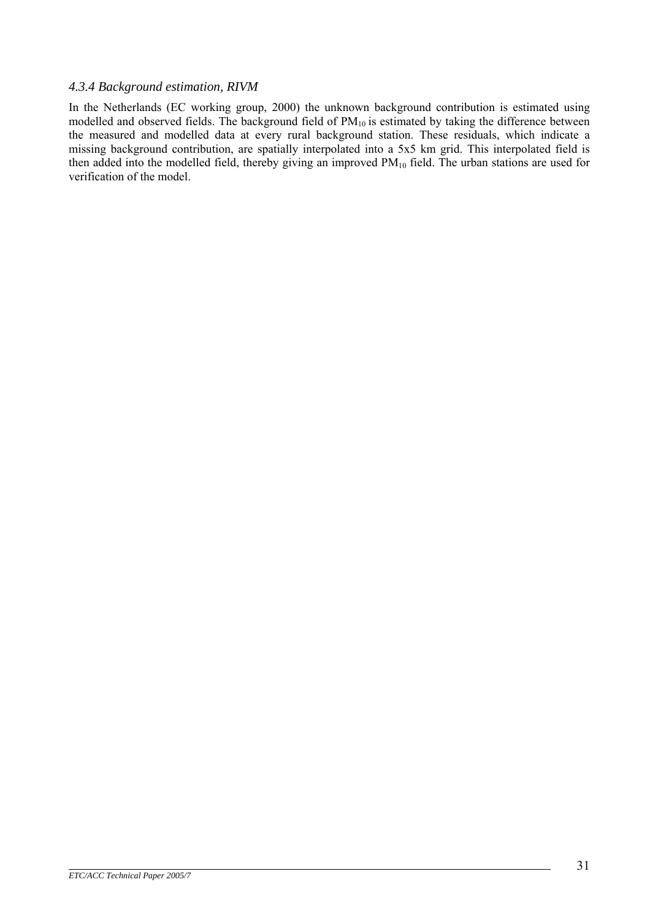#### *4.3.4 Background estimation, RIVM*

In the Netherlands (EC working group, 2000) the unknown background contribution is estimated using modelled and observed fields. The background field of $PM_{10}$ is estimated by taking the difference between the measured and modelled data at every rural background station. These residuals, which indicate a missing background contribution, are spatially interpolated into a 5x5 km grid. This interpolated field is then added into the modelled field, thereby giving an improved $PM_{10}$ field. The urban stations are used for verification of the model.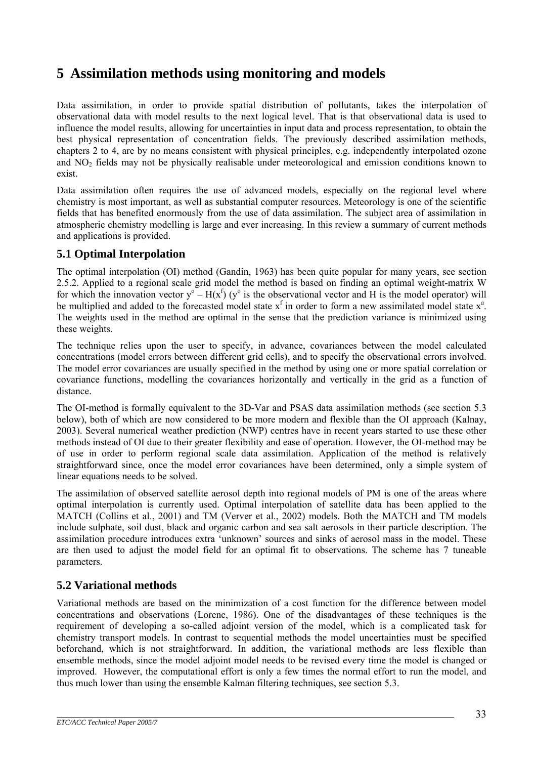# 5 Assimilation methods using monitoring and models

Data assimilation, in order to provide spatial distribution of pollutants, takes the interpolation of observational data with model results to the next logical level. That is that observational data is used to influence the model results, allowing for uncertainties in input data and process representation, to obtain the best physical representation of concentration fields. The previously described assimilation methods, chapters 2 to 4, are by no means consistent with physical principles, e.g. independently interpolated ozone and $NO_2$ fields may not be physically realisable under meteorological and emission conditions known to exist.

Data assimilation often requires the use of advanced models, especially on the regional level where chemistry is most important, as well as substantial computer resources. Meteorology is one of the scientific fields that has benefited enormously from the use of data assimilation. The subject area of assimilation in atmospheric chemistry modelling is large and ever increasing. In this review a summary of current methods and applications is provided.

## 5.1 Optimal Interpolation

The optimal interpolation (OI) method (Gandin, 1963) has been quite popular for many years, see section 2.5.2. Applied to a regional scale grid model the method is based on finding an optimal weight-matrix W for which the innovation vector $y^o - H(x^f)$ ($y^o$ is the observational vector and H is the model operator) will be multiplied and added to the forecasted model state $x^f$ in order to form a new assimilated model state $x^a$. The weights used in the method are optimal in the sense that the prediction variance is minimized using these weights.

The technique relies upon the user to specify, in advance, covariances between the model calculated concentrations (model errors between different grid cells), and to specify the observational errors involved. The model error covariances are usually specified in the method by using one or more spatial correlation or covariance functions, modelling the covariances horizontally and vertically in the grid as a function of distance.

The OI-method is formally equivalent to the 3D-Var and PSAS data assimilation methods (see section 5.3 below), both of which are now considered to be more modern and flexible than the OI approach (Kalnay, 2003). Several numerical weather prediction (NWP) centres have in recent years started to use these other methods instead of OI due to their greater flexibility and ease of operation. However, the OI-method may be of use in order to perform regional scale data assimilation. Application of the method is relatively straightforward since, once the model error covariances have been determined, only a simple system of linear equations needs to be solved.

The assimilation of observed satellite aerosol depth into regional models of PM is one of the areas where optimal interpolation is currently used. Optimal interpolation of satellite data has been applied to the MATCH (Collins et al., 2001) and TM (Verver et al., 2002) models. Both the MATCH and TM models include sulphate, soil dust, black and organic carbon and sea salt aerosols in their particle description. The assimilation procedure introduces extra 'unknown' sources and sinks of aerosol mass in the model. These are then used to adjust the model field for an optimal fit to observations. The scheme has 7 tuneable parameters.

## 5.2 Variational methods

Variational methods are based on the minimization of a cost function for the difference between model concentrations and observations (Lorenc, 1986). One of the disadvantages of these techniques is the requirement of developing a so-called adjoint version of the model, which is a complicated task for chemistry transport models. In contrast to sequential methods the model uncertainties must be specified beforehand, which is not straightforward. In addition, the variational methods are less flexible than ensemble methods, since the model adjoint model needs to be revised every time the model is changed or improved. However, the computational effort is only a few times the normal effort to run the model, and thus much lower than using the ensemble Kalman filtering techniques, see section 5.3.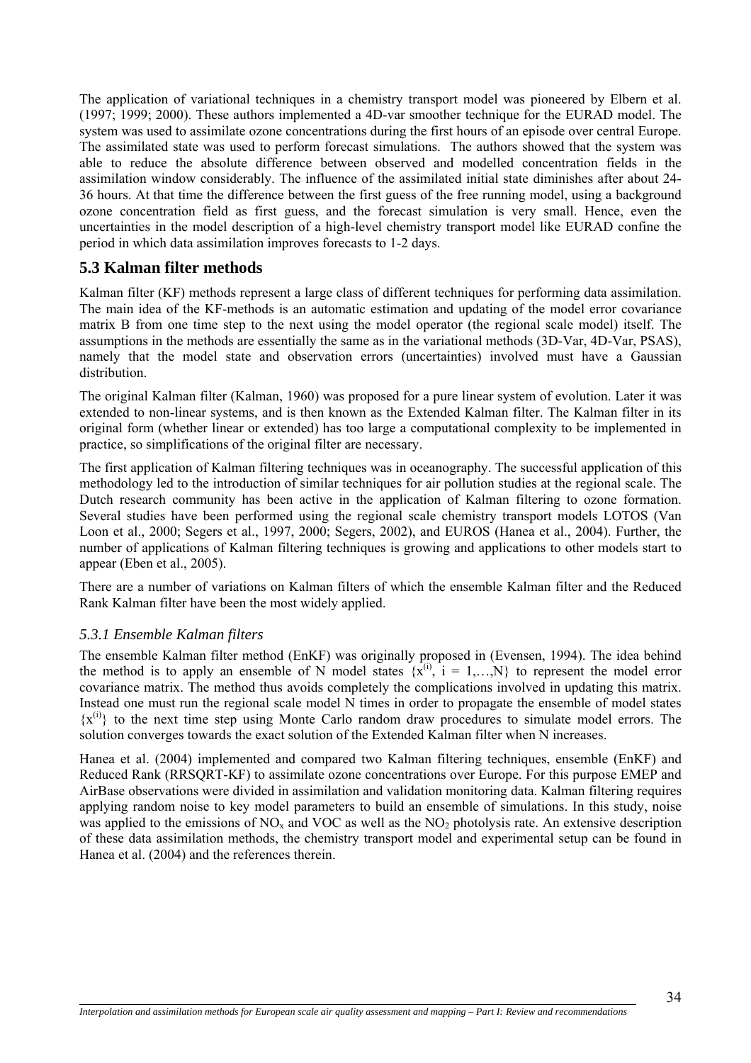The application of variational techniques in a chemistry transport model was pioneered by Elbern et al. (1997; 1999; 2000). These authors implemented a 4D-var smoother technique for the EURAD model. The system was used to assimilate ozone concentrations during the first hours of an episode over central Europe. The assimilated state was used to perform forecast simulations. The authors showed that the system was able to reduce the absolute difference between observed and modelled concentration fields in the assimilation window considerably. The influence of the assimilated initial state diminishes after about 24-36 hours. At that time the difference between the first guess of the free running model, using a background ozone concentration field as first guess, and the forecast simulation is very small. Hence, even the uncertainties in the model description of a high-level chemistry transport model like EURAD confine the period in which data assimilation improves forecasts to 1-2 days.

## 5.3 Kalman filter methods

Kalman filter (KF) methods represent a large class of different techniques for performing data assimilation. The main idea of the KF-methods is an automatic estimation and updating of the model error covariance matrix B from one time step to the next using the model operator (the regional scale model) itself. The assumptions in the methods are essentially the same as in the variational methods (3D-Var, 4D-Var, PSAS), namely that the model state and observation errors (uncertainties) involved must have a Gaussian distribution.

The original Kalman filter (Kalman, 1960) was proposed for a pure linear system of evolution. Later it was extended to non-linear systems, and is then known as the Extended Kalman filter. The Kalman filter in its original form (whether linear or extended) has too large a computational complexity to be implemented in practice, so simplifications of the original filter are necessary.

The first application of Kalman filtering techniques was in oceanography. The successful application of this methodology led to the introduction of similar techniques for air pollution studies at the regional scale. The Dutch research community has been active in the application of Kalman filtering to ozone formation. Several studies have been performed using the regional scale chemistry transport models LOTOS (Van Loon et al., 2000; Segers et al., 1997, 2000; Segers, 2002), and EUROS (Hanea et al., 2004). Further, the number of applications of Kalman filtering techniques is growing and applications to other models start to appear (Eben et al., 2005).

There are a number of variations on Kalman filters of which the ensemble Kalman filter and the Reduced Rank Kalman filter have been the most widely applied.

### *5.3.1 Ensemble Kalman filters*

The ensemble Kalman filter method (EnKF) was originally proposed in (Evensen, 1994). The idea behind the method is to apply an ensemble of N model states $\{x^{(i)}, i = 1,\ldots,N\}$ to represent the model error covariance matrix. The method thus avoids completely the complications involved in updating this matrix. Instead one must run the regional scale model N times in order to propagate the ensemble of model states $\{x^{(i)}\}$ to the next time step using Monte Carlo random draw procedures to simulate model errors. The solution converges towards the exact solution of the Extended Kalman filter when N increases.

Hanea et al. (2004) implemented and compared two Kalman filtering techniques, ensemble (EnKF) and Reduced Rank (RRSQRT-KF) to assimilate ozone concentrations over Europe. For this purpose EMEP and AirBase observations were divided in assimilation and validation monitoring data. Kalman filtering requires applying random noise to key model parameters to build an ensemble of simulations. In this study, noise was applied to the emissions of $NO_x$ and VOC as well as the $NO_2$ photolysis rate. An extensive description of these data assimilation methods, the chemistry transport model and experimental setup can be found in Hanea et al. (2004) and the references therein.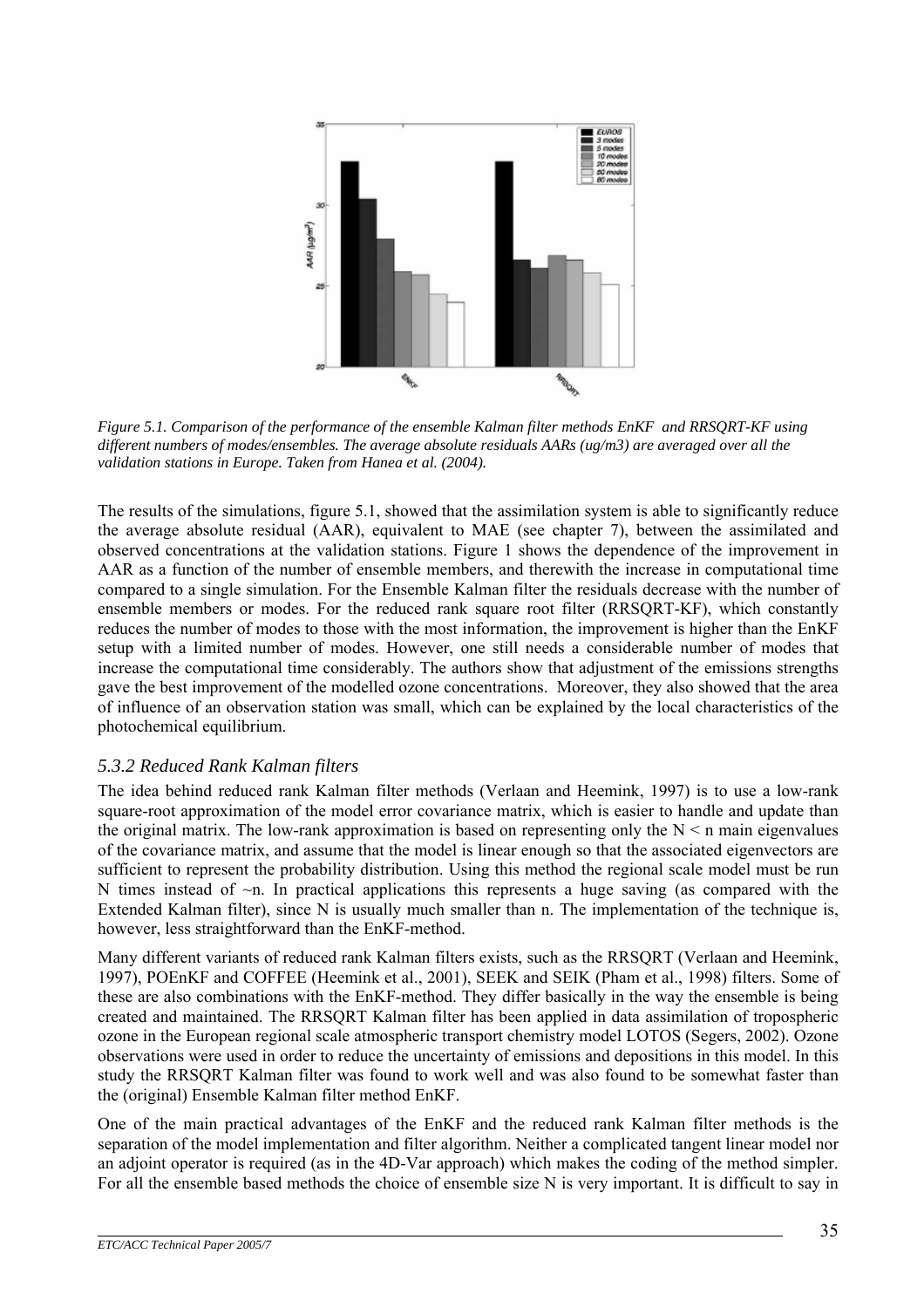*Figure 5.1. Comparison of the performance of the ensemble Kalman filter methods EnKF and RRSQRT-KF using different numbers of modes/ensembles. The average absolute residuals AARs (ug/m3) are averaged over all the validation stations in Europe. Taken from Hanea et al. (2004).*

The results of the simulations, figure 5.1, showed that the assimilation system is able to significantly reduce the average absolute residual (AAR), equivalent to MAE (see chapter 7), between the assimilated and observed concentrations at the validation stations. Figure 1 shows the dependence of the improvement in AAR as a function of the number of ensemble members, and therewith the increase in computational time compared to a single simulation. For the Ensemble Kalman filter the residuals decrease with the number of ensemble members or modes. For the reduced rank square root filter (RRSQRT-KF), which constantly reduces the number of modes to those with the most information, the improvement is higher than the EnKF setup with a limited number of modes. However, one still needs a considerable number of modes that increase the computational time considerably. The authors show that adjustment of the emissions strengths gave the best improvement of the modelled ozone concentrations. Moreover, they also showed that the area of influence of an observation station was small, which can be explained by the local characteristics of the photochemical equilibrium.

### *5.3.2 Reduced Rank Kalman filters*

The idea behind reduced rank Kalman filter methods (Verlaan and Heemink, 1997) is to use a low-rank square-root approximation of the model error covariance matrix, which is easier to handle and update than the original matrix. The low-rank approximation is based on representing only the $N < n$ main eigenvalues of the covariance matrix, and assume that the model is linear enough so that the associated eigenvectors are sufficient to represent the probability distribution. Using this method the regional scale model must be run N times instead of ~n. In practical applications this represents a huge saving (as compared with the Extended Kalman filter), since N is usually much smaller than n. The implementation of the technique is, however, less straightforward than the EnKF-method.

Many different variants of reduced rank Kalman filters exists, such as the RRSQRT (Verlaan and Heemink, 1997), POEnKF and COFFEE (Heemink et al., 2001), SEEK and SEIK (Pham et al., 1998) filters. Some of these are also combinations with the EnKF-method. They differ basically in the way the ensemble is being created and maintained. The RRSQRT Kalman filter has been applied in data assimilation of tropospheric ozone in the European regional scale atmospheric transport chemistry model LOTOS (Segers, 2002). Ozone observations were used in order to reduce the uncertainty of emissions and depositions in this model. In this study the RRSQRT Kalman filter was found to work well and was also found to be somewhat faster than the (original) Ensemble Kalman filter method EnKF.

One of the main practical advantages of the EnKF and the reduced rank Kalman filter methods is the separation of the model implementation and filter algorithm. Neither a complicated tangent linear model nor an adjoint operator is required (as in the 4D-Var approach) which makes the coding of the method simpler. For all the ensemble based methods the choice of ensemble size N is very important. It is difficult to say in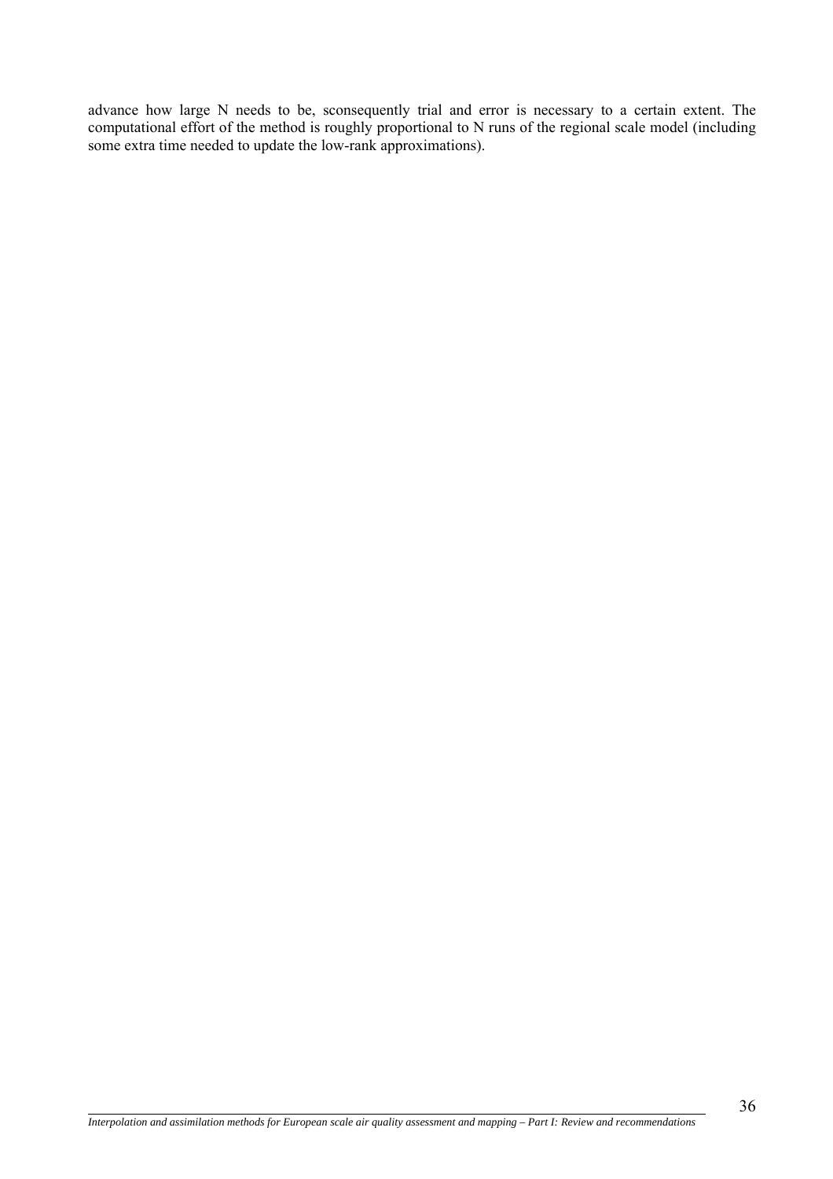advance how large N needs to be, sconsequently trial and error is necessary to a certain extent. The computational effort of the method is roughly proportional to N runs of the regional scale model (including some extra time needed to update the low-rank approximations).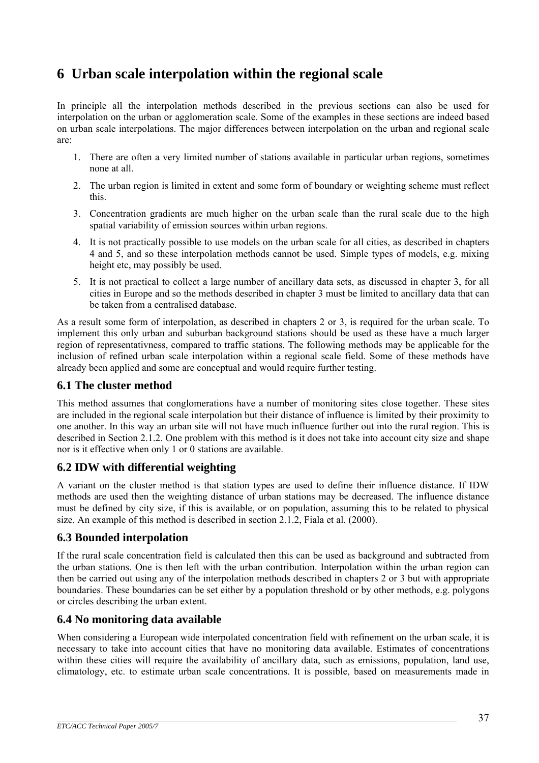# 6 Urban scale interpolation within the regional scale

In principle all the interpolation methods described in the previous sections can also be used for interpolation on the urban or agglomeration scale. Some of the examples in these sections are indeed based on urban scale interpolations. The major differences between interpolation on the urban and regional scale are:

1. There are often a very limited number of stations available in particular urban regions, sometimes none at all.
2. The urban region is limited in extent and some form of boundary or weighting scheme must reflect this.
3. Concentration gradients are much higher on the urban scale than the rural scale due to the high spatial variability of emission sources within urban regions.
4. It is not practically possible to use models on the urban scale for all cities, as described in chapters 4 and 5, and so these interpolation methods cannot be used. Simple types of models, e.g. mixing height etc, may possibly be used.
5. It is not practical to collect a large number of ancillary data sets, as discussed in chapter 3, for all cities in Europe and so the methods described in chapter 3 must be limited to ancillary data that can be taken from a centralised database.

As a result some form of interpolation, as described in chapters 2 or 3, is required for the urban scale. To implement this only urban and suburban background stations should be used as these have a much larger region of representativness, compared to traffic stations. The following methods may be applicable for the inclusion of refined urban scale interpolation within a regional scale field. Some of these methods have already been applied and some are conceptual and would require further testing.

## 6.1 The cluster method

This method assumes that conglomerations have a number of monitoring sites close together. These sites are included in the regional scale interpolation but their distance of influence is limited by their proximity to one another. In this way an urban site will not have much influence further out into the rural region. This is described in Section 2.1.2. One problem with this method is it does not take into account city size and shape nor is it effective when only 1 or 0 stations are available.

## 6.2 IDW with differential weighting

A variant on the cluster method is that station types are used to define their influence distance. If IDW methods are used then the weighting distance of urban stations may be decreased. The influence distance must be defined by city size, if this is available, or on population, assuming this to be related to physical size. An example of this method is described in section 2.1.2, Fiala et al. (2000).

## 6.3 Bounded interpolation

If the rural scale concentration field is calculated then this can be used as background and subtracted from the urban stations. One is then left with the urban contribution. Interpolation within the urban region can then be carried out using any of the interpolation methods described in chapters 2 or 3 but with appropriate boundaries. These boundaries can be set either by a population threshold or by other methods, e.g. polygons or circles describing the urban extent.

## 6.4 No monitoring data available

When considering a European wide interpolated concentration field with refinement on the urban scale, it is necessary to take into account cities that have no monitoring data available. Estimates of concentrations within these cities will require the availability of ancillary data, such as emissions, population, land use, climatology, etc. to estimate urban scale concentrations. It is possible, based on measurements made in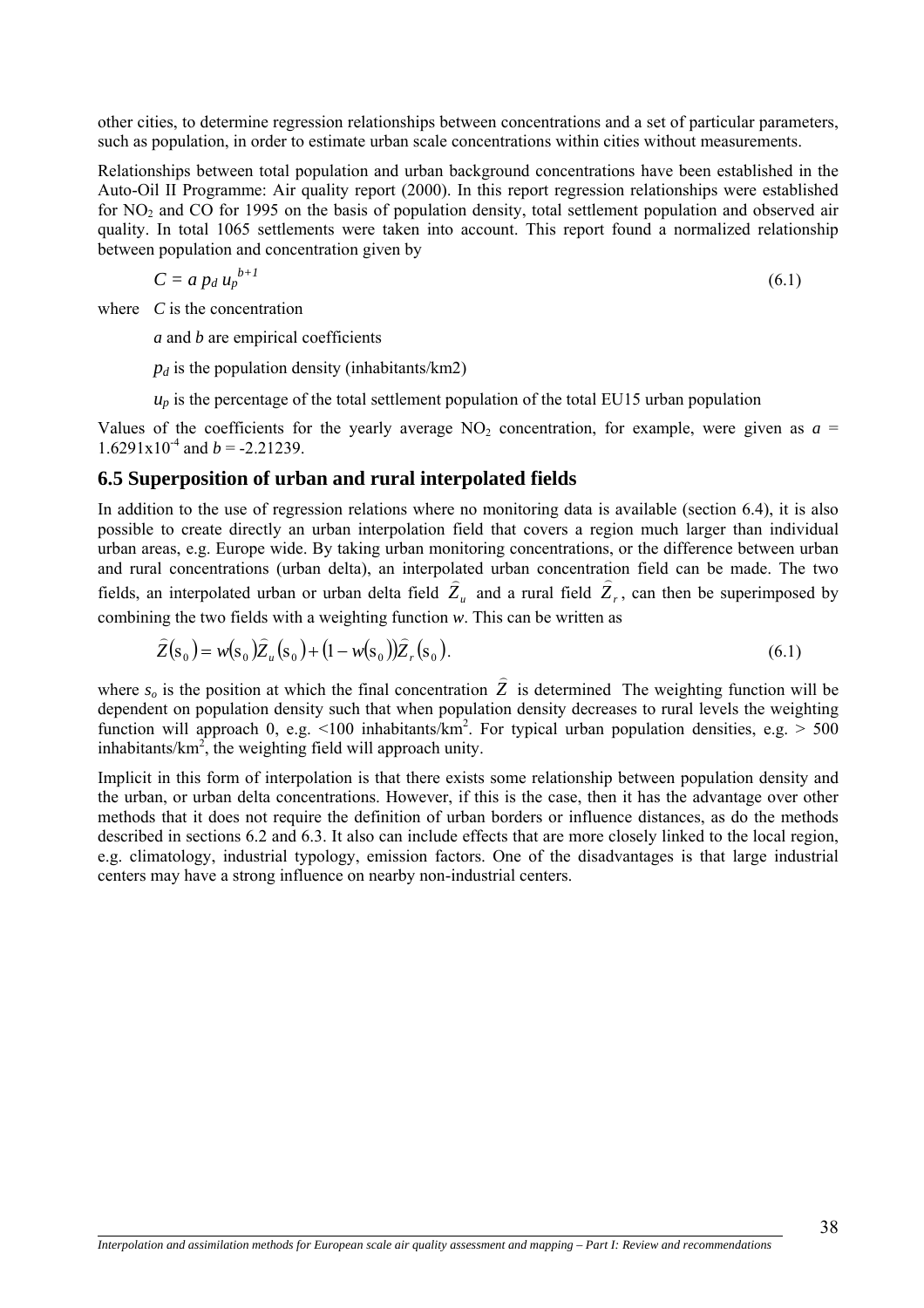other cities, to determine regression relationships between concentrations and a set of particular parameters, such as population, in order to estimate urban scale concentrations within cities without measurements.

Relationships between total population and urban background concentrations have been established in the Auto-Oil II Programme: Air quality report (2000). In this report regression relationships were established for $NO_2$ and CO for 1995 on the basis of population density, total settlement population and observed air quality. In total 1065 settlements were taken into account. This report found a normalized relationship between population and concentration given by

$$C = a\, p_d\, u_p^{\,b+1} \tag{6.1}$$

where $C$ is the concentration

$a$ and $b$ are empirical coefficients

$p_d$ is the population density (inhabitants/km2)

$u_p$ is the percentage of the total settlement population of the total EU15 urban population

Values of the coefficients for the yearly average $NO_2$ concentration, for example, were given as $a$ = $1.6291 \times 10^{-4}$ and $b$ = -2.21239.

## 6.5 Superposition of urban and rural interpolated fields

In addition to the use of regression relations where no monitoring data is available (section 6.4), it is also possible to create directly an urban interpolation field that covers a region much larger than individual urban areas, e.g. Europe wide. By taking urban monitoring concentrations, or the difference between urban and rural concentrations (urban delta), an interpolated urban concentration field can be made. The two fields, an interpolated urban or urban delta field $\hat{Z}_u$ and a rural field $\hat{Z}_r$, can then be superimposed by combining the two fields with a weighting function $w$. This can be written as

$$\hat{Z}(s_0) = w(s_0)\hat{Z}_u(s_0) + (1 - w(s_0))\hat{Z}_r(s_0). \tag{6.1}$$

where $s_o$ is the position at which the final concentration $\hat{Z}$ is determined The weighting function will be dependent on population density such that when population density decreases to rural levels the weighting function will approach 0, e.g. <100 inhabitants/km$^2$. For typical urban population densities, e.g. > 500 inhabitants/km$^2$, the weighting field will approach unity.

Implicit in this form of interpolation is that there exists some relationship between population density and the urban, or urban delta concentrations. However, if this is the case, then it has the advantage over other methods that it does not require the definition of urban borders or influence distances, as do the methods described in sections 6.2 and 6.3. It also can include effects that are more closely linked to the local region, e.g. climatology, industrial typology, emission factors. One of the disadvantages is that large industrial centers may have a strong influence on nearby non-industrial centers.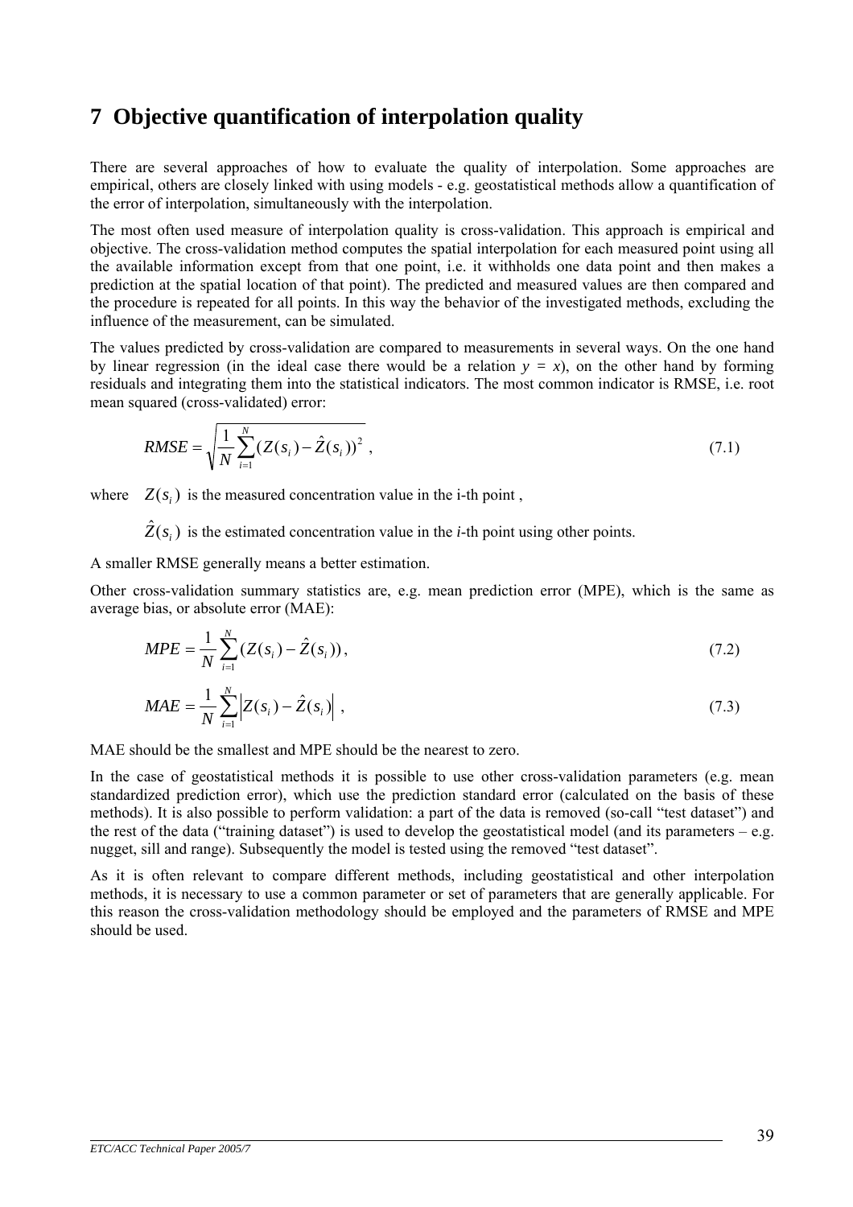# 7 Objective quantification of interpolation quality

There are several approaches of how to evaluate the quality of interpolation. Some approaches are empirical, others are closely linked with using models - e.g. geostatistical methods allow a quantification of the error of interpolation, simultaneously with the interpolation.

The most often used measure of interpolation quality is cross-validation. This approach is empirical and objective. The cross-validation method computes the spatial interpolation for each measured point using all the available information except from that one point, i.e. it withholds one data point and then makes a prediction at the spatial location of that point). The predicted and measured values are then compared and the procedure is repeated for all points. In this way the behavior of the investigated methods, excluding the influence of the measurement, can be simulated.

The values predicted by cross-validation are compared to measurements in several ways. On the one hand by linear regression (in the ideal case there would be a relation $y = x$), on the other hand by forming residuals and integrating them into the statistical indicators. The most common indicator is RMSE, i.e. root mean squared (cross-validated) error:

$$RMSE = \sqrt{\frac{1}{N}\sum_{i=1}^{N}(Z(s_i) - \hat{Z}(s_i))^2}\ , \tag{7.1}$$

where $Z(s_i)$ is the measured concentration value in the i-th point ,

$\hat{Z}(s_i)$ is the estimated concentration value in the *i*-th point using other points.

A smaller RMSE generally means a better estimation.

Other cross-validation summary statistics are, e.g. mean prediction error (MPE), which is the same as average bias, or absolute error (MAE):

$$MPE = \frac{1}{N}\sum_{i=1}^{N}(Z(s_i) - \hat{Z}(s_i)), \tag{7.2}$$

$$MAE = \frac{1}{N}\sum_{i=1}^{N}\left|Z(s_i) - \hat{Z}(s_i)\right|\ , \tag{7.3}$$

MAE should be the smallest and MPE should be the nearest to zero.

In the case of geostatistical methods it is possible to use other cross-validation parameters (e.g. mean standardized prediction error), which use the prediction standard error (calculated on the basis of these methods). It is also possible to perform validation: a part of the data is removed (so-call "test dataset") and the rest of the data ("training dataset") is used to develop the geostatistical model (and its parameters – e.g. nugget, sill and range). Subsequently the model is tested using the removed "test dataset".

As it is often relevant to compare different methods, including geostatistical and other interpolation methods, it is necessary to use a common parameter or set of parameters that are generally applicable. For this reason the cross-validation methodology should be employed and the parameters of RMSE and MPE should be used.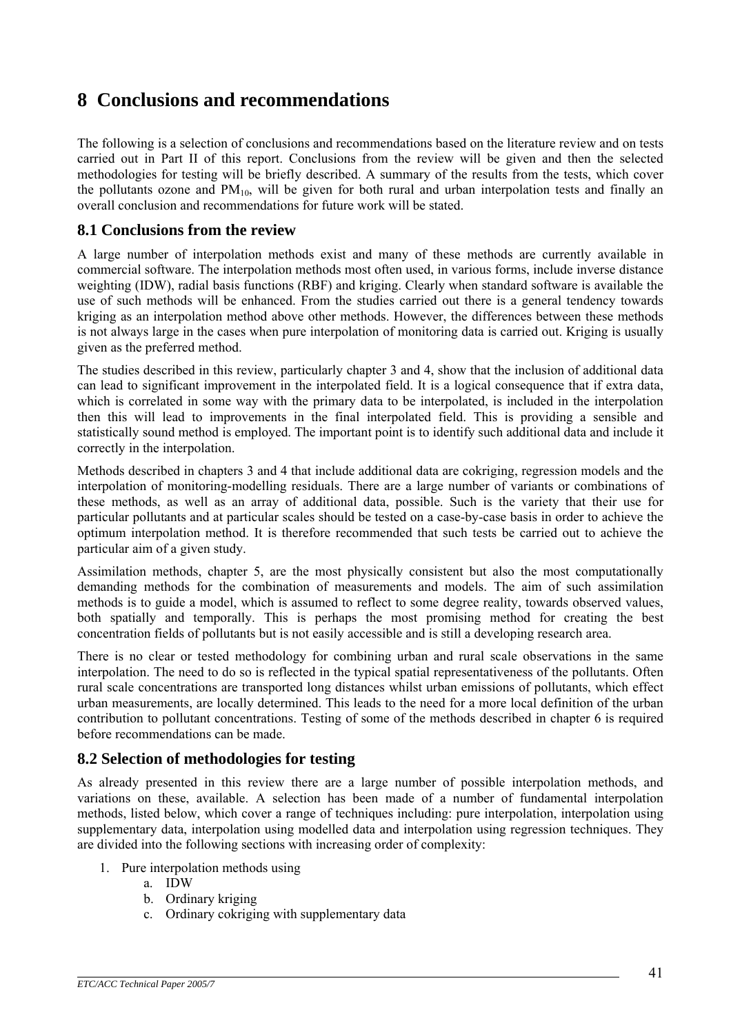# 8 Conclusions and recommendations

The following is a selection of conclusions and recommendations based on the literature review and on tests carried out in Part II of this report. Conclusions from the review will be given and then the selected methodologies for testing will be briefly described. A summary of the results from the tests, which cover the pollutants ozone and $PM_{10}$, will be given for both rural and urban interpolation tests and finally an overall conclusion and recommendations for future work will be stated.

## 8.1 Conclusions from the review

A large number of interpolation methods exist and many of these methods are currently available in commercial software. The interpolation methods most often used, in various forms, include inverse distance weighting (IDW), radial basis functions (RBF) and kriging. Clearly when standard software is available the use of such methods will be enhanced. From the studies carried out there is a general tendency towards kriging as an interpolation method above other methods. However, the differences between these methods is not always large in the cases when pure interpolation of monitoring data is carried out. Kriging is usually given as the preferred method.

The studies described in this review, particularly chapter 3 and 4, show that the inclusion of additional data can lead to significant improvement in the interpolated field. It is a logical consequence that if extra data, which is correlated in some way with the primary data to be interpolated, is included in the interpolation then this will lead to improvements in the final interpolated field. This is providing a sensible and statistically sound method is employed. The important point is to identify such additional data and include it correctly in the interpolation.

Methods described in chapters 3 and 4 that include additional data are cokriging, regression models and the interpolation of monitoring-modelling residuals. There are a large number of variants or combinations of these methods, as well as an array of additional data, possible. Such is the variety that their use for particular pollutants and at particular scales should be tested on a case-by-case basis in order to achieve the optimum interpolation method. It is therefore recommended that such tests be carried out to achieve the particular aim of a given study.

Assimilation methods, chapter 5, are the most physically consistent but also the most computationally demanding methods for the combination of measurements and models. The aim of such assimilation methods is to guide a model, which is assumed to reflect to some degree reality, towards observed values, both spatially and temporally. This is perhaps the most promising method for creating the best concentration fields of pollutants but is not easily accessible and is still a developing research area.

There is no clear or tested methodology for combining urban and rural scale observations in the same interpolation. The need to do so is reflected in the typical spatial representativeness of the pollutants. Often rural scale concentrations are transported long distances whilst urban emissions of pollutants, which effect urban measurements, are locally determined. This leads to the need for a more local definition of the urban contribution to pollutant concentrations. Testing of some of the methods described in chapter 6 is required before recommendations can be made.

## 8.2 Selection of methodologies for testing

As already presented in this review there are a large number of possible interpolation methods, and variations on these, available. A selection has been made of a number of fundamental interpolation methods, listed below, which cover a range of techniques including: pure interpolation, interpolation using supplementary data, interpolation using modelled data and interpolation using regression techniques. They are divided into the following sections with increasing order of complexity:

1. Pure interpolation methods using
   a. IDW
   b. Ordinary kriging
   c. Ordinary cokriging with supplementary data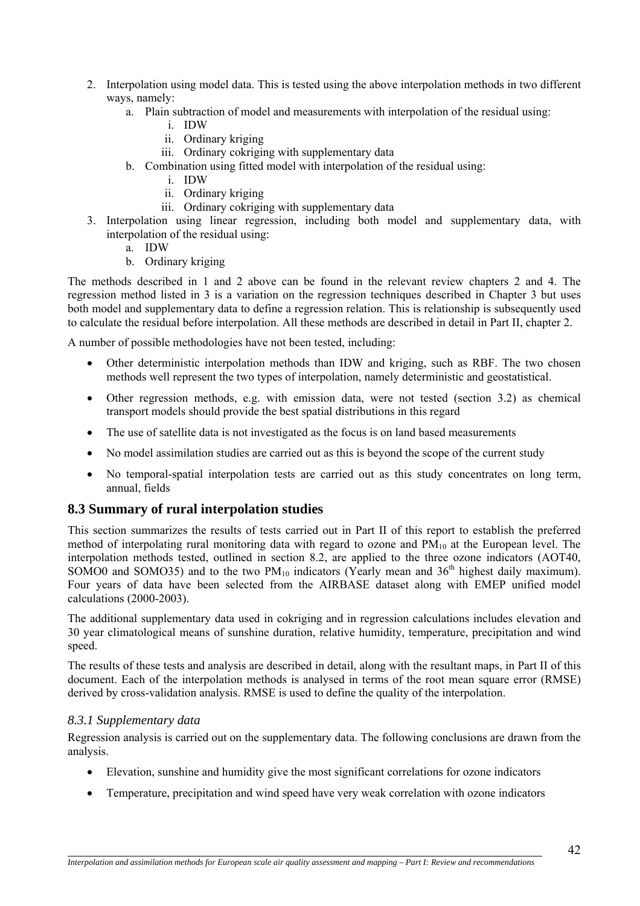2. Interpolation using model data. This is tested using the above interpolation methods in two different ways, namely:
    a. Plain subtraction of model and measurements with interpolation of the residual using:
        i. IDW
        ii. Ordinary kriging
        iii. Ordinary cokriging with supplementary data
    b. Combination using fitted model with interpolation of the residual using:
        i. IDW
        ii. Ordinary kriging
        iii. Ordinary cokriging with supplementary data
3. Interpolation using linear regression, including both model and supplementary data, with interpolation of the residual using:
    a. IDW
    b. Ordinary kriging

The methods described in 1 and 2 above can be found in the relevant review chapters 2 and 4. The regression method listed in 3 is a variation on the regression techniques described in Chapter 3 but uses both model and supplementary data to define a regression relation. This is relationship is subsequently used to calculate the residual before interpolation. All these methods are described in detail in Part II, chapter 2.

A number of possible methodologies have not been tested, including:

- Other deterministic interpolation methods than IDW and kriging, such as RBF. The two chosen methods well represent the two types of interpolation, namely deterministic and geostatistical.
- Other regression methods, e.g. with emission data, were not tested (section 3.2) as chemical transport models should provide the best spatial distributions in this regard
- The use of satellite data is not investigated as the focus is on land based measurements
- No model assimilation studies are carried out as this is beyond the scope of the current study
- No temporal-spatial interpolation tests are carried out as this study concentrates on long term, annual, fields

## 8.3 Summary of rural interpolation studies

This section summarizes the results of tests carried out in Part II of this report to establish the preferred method of interpolating rural monitoring data with regard to ozone and $PM_{10}$ at the European level. The interpolation methods tested, outlined in section 8.2, are applied to the three ozone indicators (AOT40, SOMO0 and SOMO35) and to the two $PM_{10}$ indicators (Yearly mean and $36^{th}$ highest daily maximum). Four years of data have been selected from the AIRBASE dataset along with EMEP unified model calculations (2000-2003).

The additional supplementary data used in cokriging and in regression calculations includes elevation and 30 year climatological means of sunshine duration, relative humidity, temperature, precipitation and wind speed.

The results of these tests and analysis are described in detail, along with the resultant maps, in Part II of this document. Each of the interpolation methods is analysed in terms of the root mean square error (RMSE) derived by cross-validation analysis. RMSE is used to define the quality of the interpolation.

### *8.3.1 Supplementary data*

Regression analysis is carried out on the supplementary data. The following conclusions are drawn from the analysis.

- Elevation, sunshine and humidity give the most significant correlations for ozone indicators
- Temperature, precipitation and wind speed have very weak correlation with ozone indicators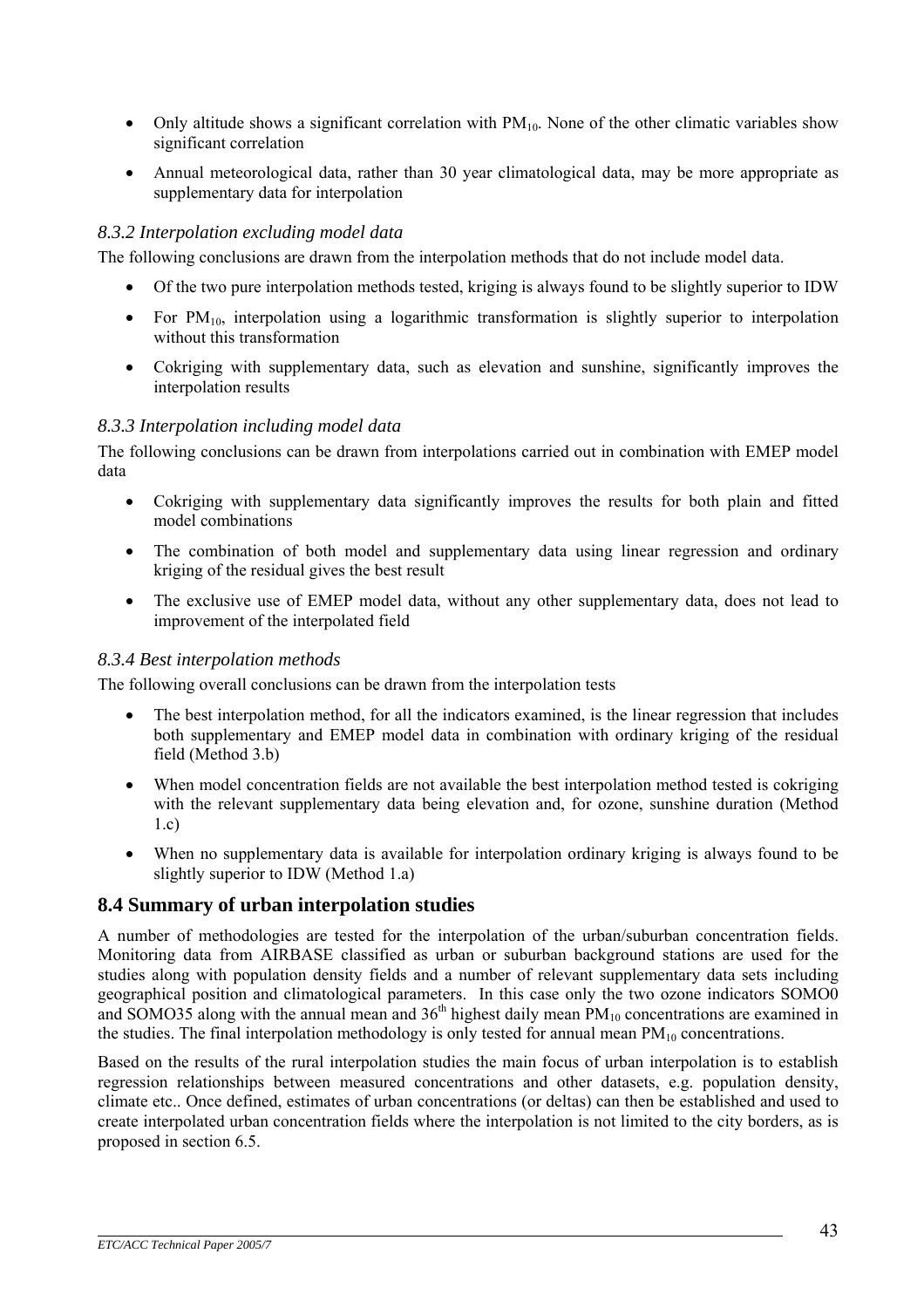- Only altitude shows a significant correlation with $PM_{10}$. None of the other climatic variables show significant correlation
- Annual meteorological data, rather than 30 year climatological data, may be more appropriate as supplementary data for interpolation

### *8.3.2 Interpolation excluding model data*

The following conclusions are drawn from the interpolation methods that do not include model data.

- Of the two pure interpolation methods tested, kriging is always found to be slightly superior to IDW
- For $PM_{10}$, interpolation using a logarithmic transformation is slightly superior to interpolation without this transformation
- Cokriging with supplementary data, such as elevation and sunshine, significantly improves the interpolation results

### *8.3.3 Interpolation including model data*

The following conclusions can be drawn from interpolations carried out in combination with EMEP model data

- Cokriging with supplementary data significantly improves the results for both plain and fitted model combinations
- The combination of both model and supplementary data using linear regression and ordinary kriging of the residual gives the best result
- The exclusive use of EMEP model data, without any other supplementary data, does not lead to improvement of the interpolated field

### *8.3.4 Best interpolation methods*

The following overall conclusions can be drawn from the interpolation tests

- The best interpolation method, for all the indicators examined, is the linear regression that includes both supplementary and EMEP model data in combination with ordinary kriging of the residual field (Method 3.b)
- When model concentration fields are not available the best interpolation method tested is cokriging with the relevant supplementary data being elevation and, for ozone, sunshine duration (Method 1.c)
- When no supplementary data is available for interpolation ordinary kriging is always found to be slightly superior to IDW (Method 1.a)

## 8.4 Summary of urban interpolation studies

A number of methodologies are tested for the interpolation of the urban/suburban concentration fields. Monitoring data from AIRBASE classified as urban or suburban background stations are used for the studies along with population density fields and a number of relevant supplementary data sets including geographical position and climatological parameters. In this case only the two ozone indicators SOMO0 and SOMO35 along with the annual mean and 36th highest daily mean $PM_{10}$ concentrations are examined in the studies. The final interpolation methodology is only tested for annual mean $PM_{10}$ concentrations.

Based on the results of the rural interpolation studies the main focus of urban interpolation is to establish regression relationships between measured concentrations and other datasets, e.g. population density, climate etc.. Once defined, estimates of urban concentrations (or deltas) can then be established and used to create interpolated urban concentration fields where the interpolation is not limited to the city borders, as is proposed in section 6.5.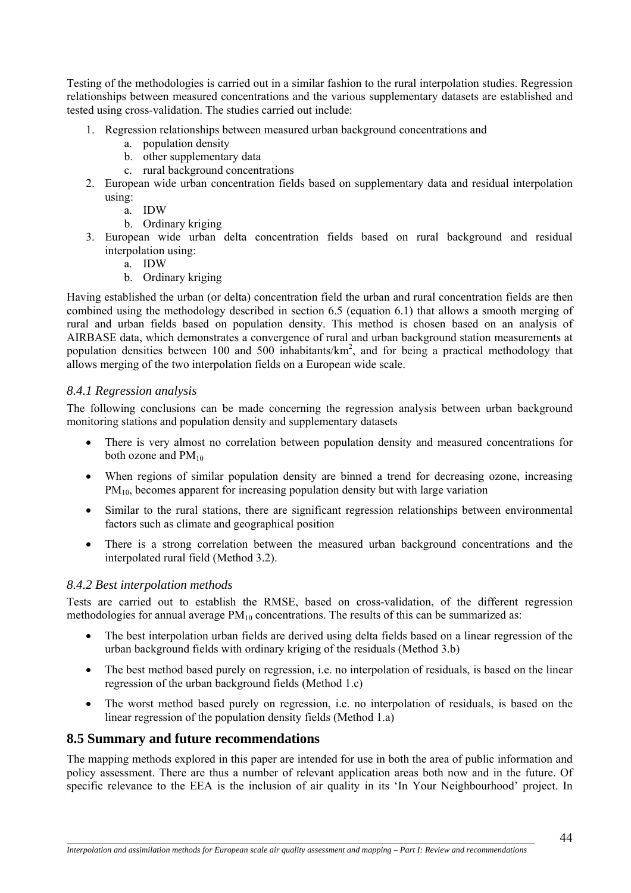Testing of the methodologies is carried out in a similar fashion to the rural interpolation studies. Regression relationships between measured concentrations and the various supplementary datasets are established and tested using cross-validation. The studies carried out include:

1. Regression relationships between measured urban background concentrations and
    a. population density
    b. other supplementary data
    c. rural background concentrations
2. European wide urban concentration fields based on supplementary data and residual interpolation using:
    a. IDW
    b. Ordinary kriging
3. European wide urban delta concentration fields based on rural background and residual interpolation using:
    a. IDW
    b. Ordinary kriging

Having established the urban (or delta) concentration field the urban and rural concentration fields are then combined using the methodology described in section 6.5 (equation 6.1) that allows a smooth merging of rural and urban fields based on population density. This method is chosen based on an analysis of AIRBASE data, which demonstrates a convergence of rural and urban background station measurements at population densities between 100 and 500 inhabitants/km$^2$, and for being a practical methodology that allows merging of the two interpolation fields on a European wide scale.

### *8.4.1 Regression analysis*

The following conclusions can be made concerning the regression analysis between urban background monitoring stations and population density and supplementary datasets

- There is very almost no correlation between population density and measured concentrations for both ozone and $PM_{10}$
- When regions of similar population density are binned a trend for decreasing ozone, increasing $PM_{10}$, becomes apparent for increasing population density but with large variation
- Similar to the rural stations, there are significant regression relationships between environmental factors such as climate and geographical position
- There is a strong correlation between the measured urban background concentrations and the interpolated rural field (Method 3.2).

### *8.4.2 Best interpolation methods*

Tests are carried out to establish the RMSE, based on cross-validation, of the different regression methodologies for annual average $PM_{10}$ concentrations. The results of this can be summarized as:

- The best interpolation urban fields are derived using delta fields based on a linear regression of the urban background fields with ordinary kriging of the residuals (Method 3.b)
- The best method based purely on regression, i.e. no interpolation of residuals, is based on the linear regression of the urban background fields (Method 1.c)
- The worst method based purely on regression, i.e. no interpolation of residuals, is based on the linear regression of the population density fields (Method 1.a)

## 8.5 Summary and future recommendations

The mapping methods explored in this paper are intended for use in both the area of public information and policy assessment. There are thus a number of relevant application areas both now and in the future. Of specific relevance to the EEA is the inclusion of air quality in its 'In Your Neighbourhood' project. In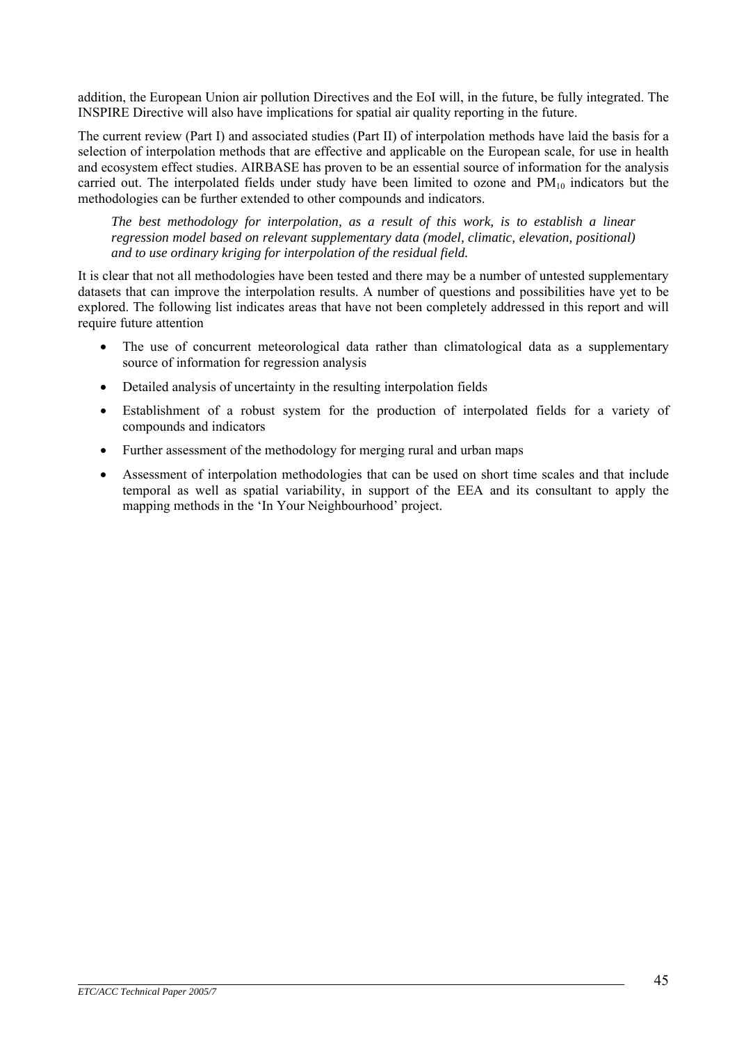addition, the European Union air pollution Directives and the EoI will, in the future, be fully integrated. The INSPIRE Directive will also have implications for spatial air quality reporting in the future.

The current review (Part I) and associated studies (Part II) of interpolation methods have laid the basis for a selection of interpolation methods that are effective and applicable on the European scale, for use in health and ecosystem effect studies. AIRBASE has proven to be an essential source of information for the analysis carried out. The interpolated fields under study have been limited to ozone and $PM_{10}$ indicators but the methodologies can be further extended to other compounds and indicators.

> ***The best methodology for interpolation, as a result of this work, is to establish a linear regression model based on relevant supplementary data (model, climatic, elevation, positional) and to use ordinary kriging for interpolation of the residual field.***

It is clear that not all methodologies have been tested and there may be a number of untested supplementary datasets that can improve the interpolation results. A number of questions and possibilities have yet to be explored. The following list indicates areas that have not been completely addressed in this report and will require future attention

- The use of concurrent meteorological data rather than climatological data as a supplementary source of information for regression analysis
- Detailed analysis of uncertainty in the resulting interpolation fields
- Establishment of a robust system for the production of interpolated fields for a variety of compounds and indicators
- Further assessment of the methodology for merging rural and urban maps
- Assessment of interpolation methodologies that can be used on short time scales and that include temporal as well as spatial variability, in support of the EEA and its consultant to apply the mapping methods in the 'In Your Neighbourhood' project.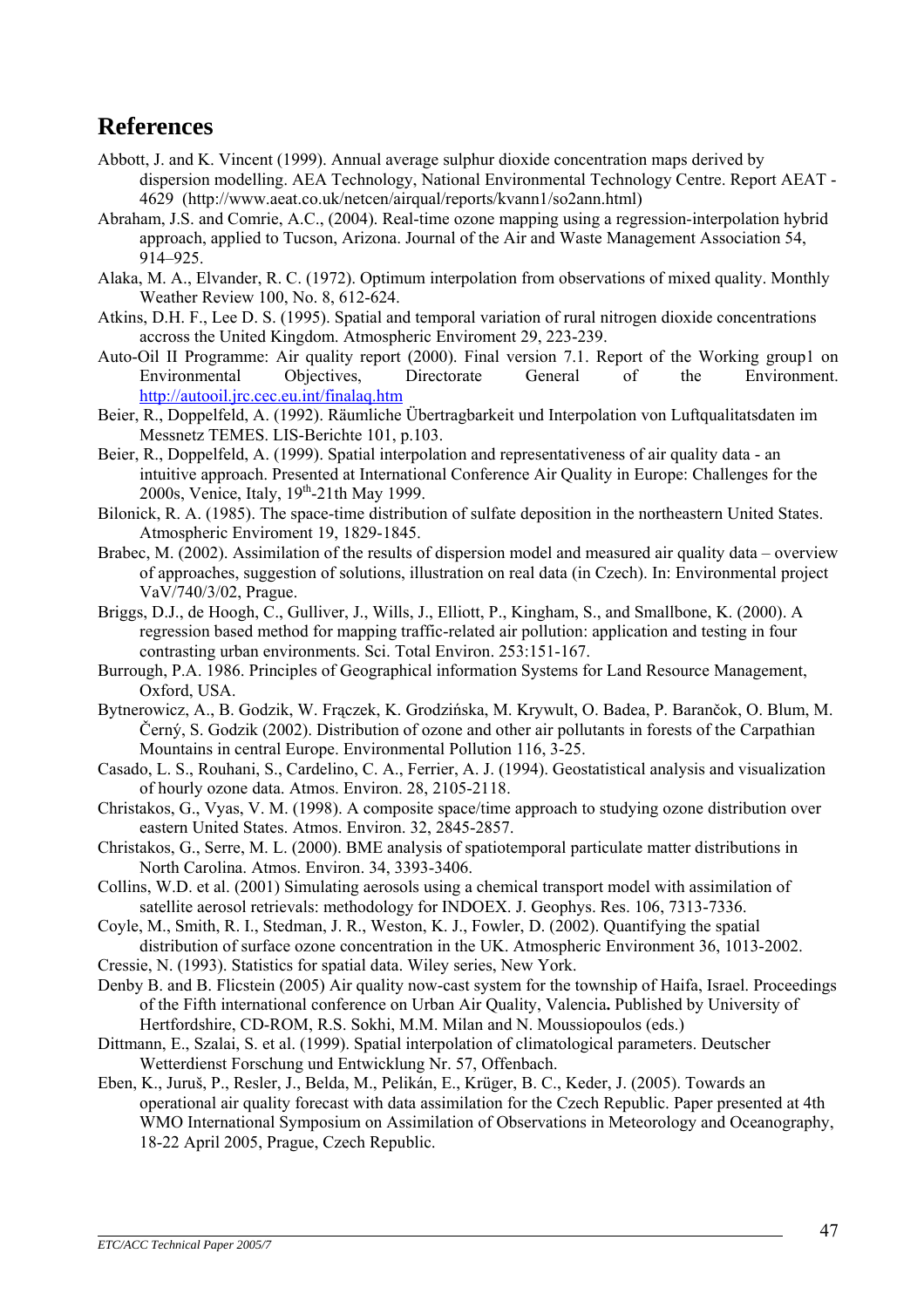# References

Abbott, J. and K. Vincent (1999). Annual average sulphur dioxide concentration maps derived by dispersion modelling. AEA Technology, National Environmental Technology Centre. Report AEAT - 4629 (http://www.aeat.co.uk/netcen/airqual/reports/kvann1/so2ann.html)

Abraham, J.S. and Comrie, A.C., (2004). Real-time ozone mapping using a regression-interpolation hybrid approach, applied to Tucson, Arizona. Journal of the Air and Waste Management Association 54, 914–925.

Alaka, M. A., Elvander, R. C. (1972). Optimum interpolation from observations of mixed quality. Monthly Weather Review 100, No. 8, 612-624.

Atkins, D.H. F., Lee D. S. (1995). Spatial and temporal variation of rural nitrogen dioxide concentrations accross the United Kingdom. Atmospheric Enviroment 29, 223-239.

Auto-Oil II Programme: Air quality report (2000). Final version 7.1. Report of the Working group1 on Environmental Objectives, Directorate General of the Environment. http://autooil.jrc.cec.eu.int/finalaq.htm

Beier, R., Doppelfeld, A. (1992). Räumliche Übertragbarkeit und Interpolation von Luftqualitatsdaten im Messnetz TEMES. LIS-Berichte 101, p.103.

Beier, R., Doppelfeld, A. (1999). Spatial interpolation and representativeness of air quality data - an intuitive approach. Presented at International Conference Air Quality in Europe: Challenges for the 2000s, Venice, Italy, 19th-21th May 1999.

Bilonick, R. A. (1985). The space-time distribution of sulfate deposition in the northeastern United States. Atmospheric Enviroment 19, 1829-1845.

Brabec, M. (2002). Assimilation of the results of dispersion model and measured air quality data – overview of approaches, suggestion of solutions, illustration on real data (in Czech). In: Environmental project VaV/740/3/02, Prague.

Briggs, D.J., de Hoogh, C., Gulliver, J., Wills, J., Elliott, P., Kingham, S., and Smallbone, K. (2000). A regression based method for mapping traffic-related air pollution: application and testing in four contrasting urban environments. Sci. Total Environ. 253:151-167.

Burrough, P.A. 1986. Principles of Geographical information Systems for Land Resource Management, Oxford, USA.

Bytnerowicz, A., B. Godzik, W. Frączek, K. Grodzińska, M. Krywult, O. Badea, P. Barančok, O. Blum, M. Černý, S. Godzik (2002). Distribution of ozone and other air pollutants in forests of the Carpathian Mountains in central Europe. Environmental Pollution 116, 3-25.

Casado, L. S., Rouhani, S., Cardelino, C. A., Ferrier, A. J. (1994). Geostatistical analysis and visualization of hourly ozone data. Atmos. Environ. 28, 2105-2118.

Christakos, G., Vyas, V. M. (1998). A composite space/time approach to studying ozone distribution over eastern United States. Atmos. Environ. 32, 2845-2857.

Christakos, G., Serre, M. L. (2000). BME analysis of spatiotemporal particulate matter distributions in North Carolina. Atmos. Environ. 34, 3393-3406.

Collins, W.D. et al. (2001) Simulating aerosols using a chemical transport model with assimilation of satellite aerosol retrievals: methodology for INDOEX. J. Geophys. Res. 106, 7313-7336.

Coyle, M., Smith, R. I., Stedman, J. R., Weston, K. J., Fowler, D. (2002). Quantifying the spatial distribution of surface ozone concentration in the UK. Atmospheric Environment 36, 1013-2002.

Cressie, N. (1993). Statistics for spatial data. Wiley series, New York.

Denby B. and B. Flicstein (2005) Air quality now-cast system for the township of Haifa, Israel. Proceedings of the Fifth international conference on Urban Air Quality, Valencia**.** Published by University of Hertfordshire, CD-ROM, R.S. Sokhi, M.M. Milan and N. Moussiopoulos (eds.)

Dittmann, E., Szalai, S. et al. (1999). Spatial interpolation of climatological parameters. Deutscher Wetterdienst Forschung und Entwicklung Nr. 57, Offenbach.

Eben, K., Juruš, P., Resler, J., Belda, M., Pelikán, E., Krüger, B. C., Keder, J. (2005). Towards an operational air quality forecast with data assimilation for the Czech Republic. Paper presented at 4th WMO International Symposium on Assimilation of Observations in Meteorology and Oceanography, 18-22 April 2005, Prague, Czech Republic.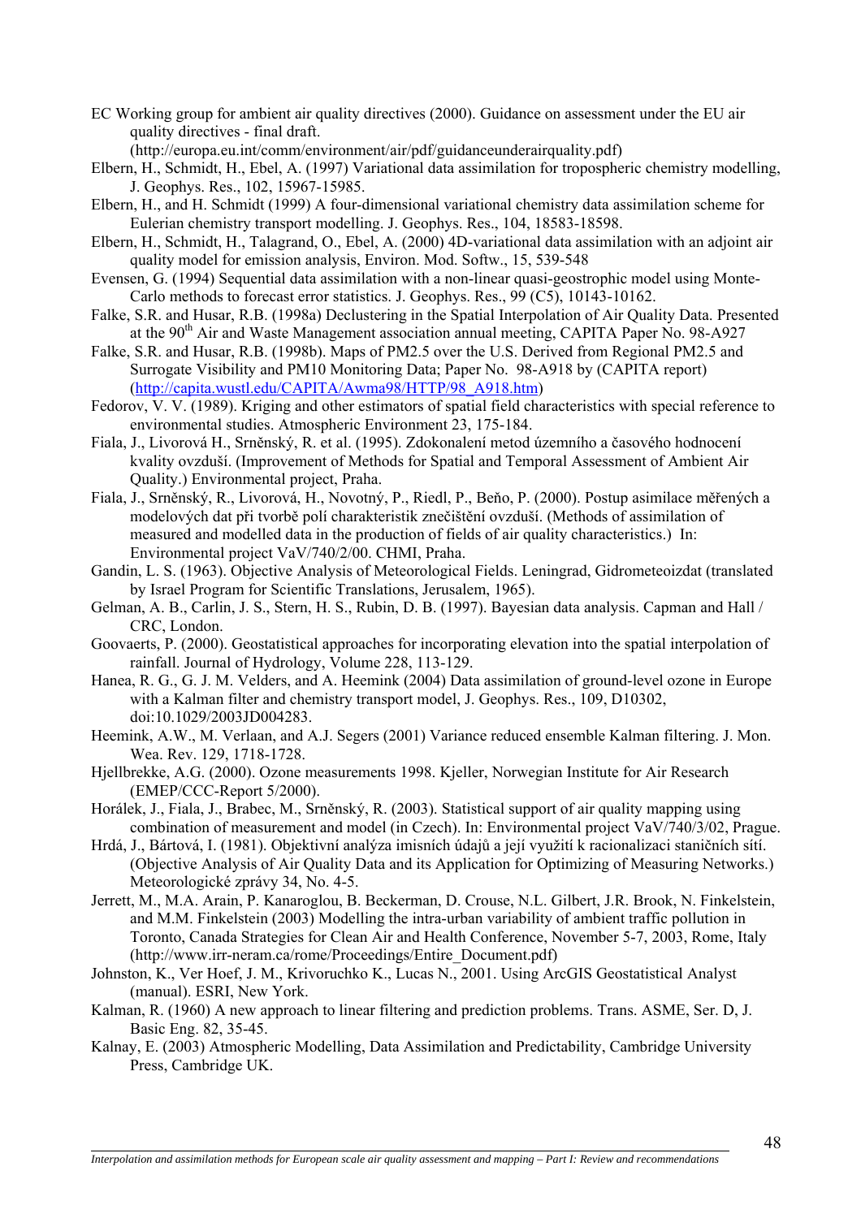EC Working group for ambient air quality directives (2000). Guidance on assessment under the EU air quality directives - final draft. (http://europa.eu.int/comm/environment/air/pdf/guidanceunderairquality.pdf)

Elbern, H., Schmidt, H., Ebel, A. (1997) Variational data assimilation for tropospheric chemistry modelling, J. Geophys. Res., 102, 15967-15985.

Elbern, H., and H. Schmidt (1999) A four-dimensional variational chemistry data assimilation scheme for Eulerian chemistry transport modelling. J. Geophys. Res., 104, 18583-18598.

Elbern, H., Schmidt, H., Talagrand, O., Ebel, A. (2000) 4D-variational data assimilation with an adjoint air quality model for emission analysis, Environ. Mod. Softw., 15, 539-548

Evensen, G. (1994) Sequential data assimilation with a non-linear quasi-geostrophic model using Monte-Carlo methods to forecast error statistics. J. Geophys. Res., 99 (C5), 10143-10162.

Falke, S.R. and Husar, R.B. (1998a) Declustering in the Spatial Interpolation of Air Quality Data. Presented at the 90th Air and Waste Management association annual meeting, CAPITA Paper No. 98-A927

Falke, S.R. and Husar, R.B. (1998b). Maps of PM2.5 over the U.S. Derived from Regional PM2.5 and Surrogate Visibility and PM10 Monitoring Data; Paper No. 98-A918 by (CAPITA report) (http://capita.wustl.edu/CAPITA/Awma98/HTTP/98_A918.htm)

Fedorov, V. V. (1989). Kriging and other estimators of spatial field characteristics with special reference to environmental studies. Atmospheric Environment 23, 175-184.

Fiala, J., Livorová H., Srněnský, R. et al. (1995). Zdokonalení metod územního a časového hodnocení kvality ovzduší. (Improvement of Methods for Spatial and Temporal Assessment of Ambient Air Quality.) Environmental project, Praha.

Fiala, J., Srněnský, R., Livorová, H., Novotný, P., Riedl, P., Beňo, P. (2000). Postup asimilace měřených a modelových dat při tvorbě polí charakteristik znečištění ovzduší. (Methods of assimilation of measured and modelled data in the production of fields of air quality characteristics.) In: Environmental project VaV/740/2/00. CHMI, Praha.

Gandin, L. S. (1963). Objective Analysis of Meteorological Fields. Leningrad, Gidrometeoizdat (translated by Israel Program for Scientific Translations, Jerusalem, 1965).

Gelman, A. B., Carlin, J. S., Stern, H. S., Rubin, D. B. (1997). Bayesian data analysis. Capman and Hall / CRC, London.

Goovaerts, P. (2000). Geostatistical approaches for incorporating elevation into the spatial interpolation of rainfall. Journal of Hydrology, Volume 228, 113-129.

Hanea, R. G., G. J. M. Velders, and A. Heemink (2004) Data assimilation of ground-level ozone in Europe with a Kalman filter and chemistry transport model, J. Geophys. Res., 109, D10302, doi:10.1029/2003JD004283.

Heemink, A.W., M. Verlaan, and A.J. Segers (2001) Variance reduced ensemble Kalman filtering. J. Mon. Wea. Rev. 129, 1718-1728.

Hjellbrekke, A.G. (2000). Ozone measurements 1998. Kjeller, Norwegian Institute for Air Research (EMEP/CCC-Report 5/2000).

Horálek, J., Fiala, J., Brabec, M., Srněnský, R. (2003). Statistical support of air quality mapping using combination of measurement and model (in Czech). In: Environmental project VaV/740/3/02, Prague.

Hrdá, J., Bártová, I. (1981). Objektivní analýza imisních údajů a její využití k racionalizaci staničních sítí. (Objective Analysis of Air Quality Data and its Application for Optimizing of Measuring Networks.) Meteorologické zprávy 34, No. 4-5.

Jerrett, M., M.A. Arain, P. Kanaroglou, B. Beckerman, D. Crouse, N.L. Gilbert, J.R. Brook, N. Finkelstein, and M.M. Finkelstein (2003) Modelling the intra-urban variability of ambient traffic pollution in Toronto, Canada Strategies for Clean Air and Health Conference, November 5-7, 2003, Rome, Italy (http://www.irr-neram.ca/rome/Proceedings/Entire_Document.pdf)

Johnston, K., Ver Hoef, J. M., Krivoruchko K., Lucas N., 2001. Using ArcGIS Geostatistical Analyst (manual). ESRI, New York.

Kalman, R. (1960) A new approach to linear filtering and prediction problems. Trans. ASME, Ser. D, J. Basic Eng. 82, 35-45.

Kalnay, E. (2003) Atmospheric Modelling, Data Assimilation and Predictability, Cambridge University Press, Cambridge UK.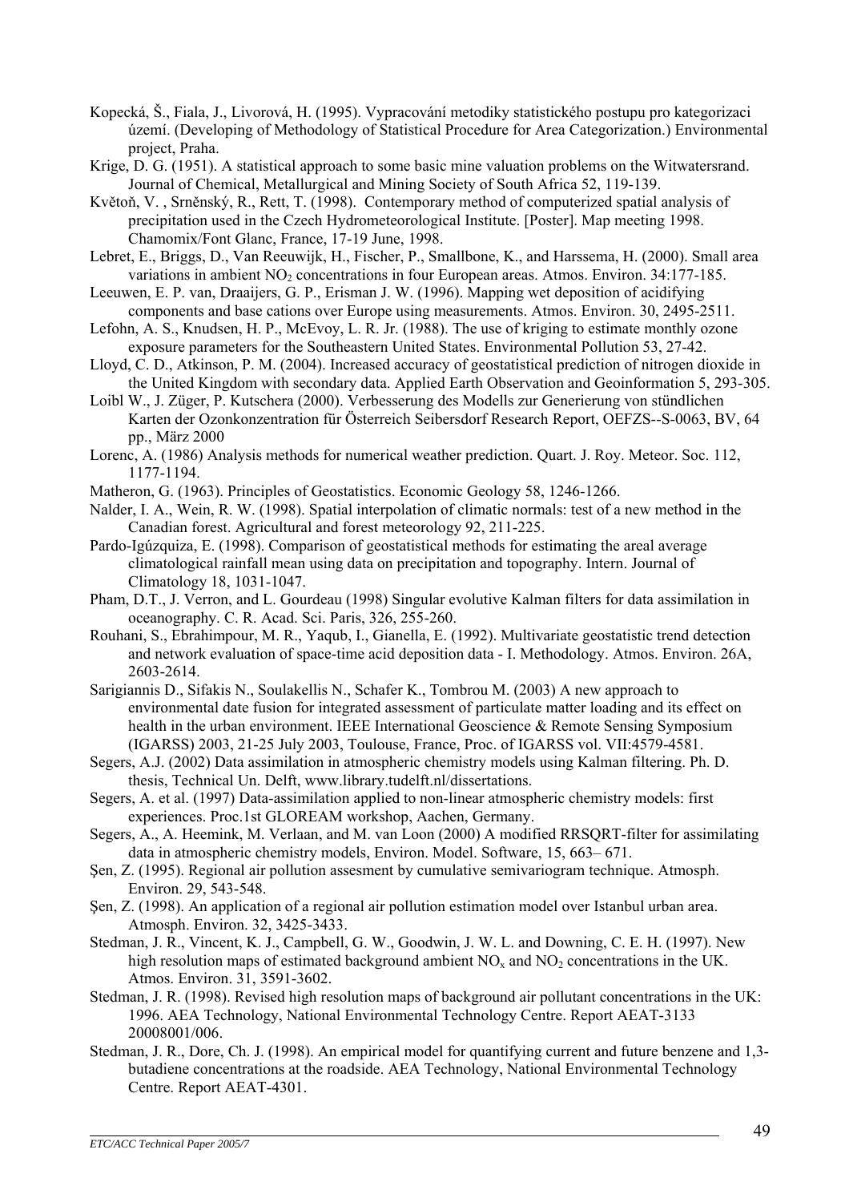Kopecká, Š., Fiala, J., Livorová, H. (1995). Vypracování metodiky statistického postupu pro kategorizaci území. (Developing of Methodology of Statistical Procedure for Area Categorization.) Environmental project, Praha.

Krige, D. G. (1951). A statistical approach to some basic mine valuation problems on the Witwatersrand. Journal of Chemical, Metallurgical and Mining Society of South Africa 52, 119-139.

Květoň, V. , Srněnský, R., Rett, T. (1998). Contemporary method of computerized spatial analysis of precipitation used in the Czech Hydrometeorological Institute. [Poster]. Map meeting 1998. Chamomix/Font Glanc, France, 17-19 June, 1998.

Lebret, E., Briggs, D., Van Reeuwijk, H., Fischer, P., Smallbone, K., and Harssema, H. (2000). Small area variations in ambient $NO_2$ concentrations in four European areas. Atmos. Environ. 34:177-185.

Leeuwen, E. P. van, Draaijers, G. P., Erisman J. W. (1996). Mapping wet deposition of acidifying components and base cations over Europe using measurements. Atmos. Environ. 30, 2495-2511.

Lefohn, A. S., Knudsen, H. P., McEvoy, L. R. Jr. (1988). The use of kriging to estimate monthly ozone exposure parameters for the Southeastern United States. Environmental Pollution 53, 27-42.

Lloyd, C. D., Atkinson, P. M. (2004). Increased accuracy of geostatistical prediction of nitrogen dioxide in the United Kingdom with secondary data. Applied Earth Observation and Geoinformation 5, 293-305.

Loibl W., J. Züger, P. Kutschera (2000). Verbesserung des Modells zur Generierung von stündlichen Karten der Ozonkonzentration für Österreich Seibersdorf Research Report, OEFZS--S-0063, BV, 64 pp., März 2000

Lorenc, A. (1986) Analysis methods for numerical weather prediction. Quart. J. Roy. Meteor. Soc. 112, 1177-1194.

Matheron, G. (1963). Principles of Geostatistics. Economic Geology 58, 1246-1266.

Nalder, I. A., Wein, R. W. (1998). Spatial interpolation of climatic normals: test of a new method in the Canadian forest. Agricultural and forest meteorology 92, 211-225.

Pardo-Igúzquiza, E. (1998). Comparison of geostatistical methods for estimating the areal average climatological rainfall mean using data on precipitation and topography. Intern. Journal of Climatology 18, 1031-1047.

Pham, D.T., J. Verron, and L. Gourdeau (1998) Singular evolutive Kalman filters for data assimilation in oceanography. C. R. Acad. Sci. Paris, 326, 255-260.

Rouhani, S., Ebrahimpour, M. R., Yaqub, I., Gianella, E. (1992). Multivariate geostatistic trend detection and network evaluation of space-time acid deposition data - I. Methodology. Atmos. Environ. 26A, 2603-2614.

Sarigiannis D., Sifakis N., Soulakellis N., Schafer K., Tombrou M. (2003) A new approach to environmental date fusion for integrated assessment of particulate matter loading and its effect on health in the urban environment. IEEE International Geoscience & Remote Sensing Symposium (IGARSS) 2003, 21-25 July 2003, Toulouse, France, Proc. of IGARSS vol. VII:4579-4581.

Segers, A.J. (2002) Data assimilation in atmospheric chemistry models using Kalman filtering. Ph. D. thesis, Technical Un. Delft, www.library.tudelft.nl/dissertations.

Segers, A. et al. (1997) Data-assimilation applied to non-linear atmospheric chemistry models: first experiences. Proc.1st GLOREAM workshop, Aachen, Germany.

Segers, A., A. Heemink, M. Verlaan, and M. van Loon (2000) A modified RRSQRT-filter for assimilating data in atmospheric chemistry models, Environ. Model. Software, 15, 663– 671.

Şen, Z. (1995). Regional air pollution assesment by cumulative semivariogram technique. Atmosph. Environ. 29, 543-548.

Şen, Z. (1998). An application of a regional air pollution estimation model over Istanbul urban area. Atmosph. Environ. 32, 3425-3433.

Stedman, J. R., Vincent, K. J., Campbell, G. W., Goodwin, J. W. L. and Downing, C. E. H. (1997). New high resolution maps of estimated background ambient $NO_x$ and $NO_2$ concentrations in the UK. Atmos. Environ. 31, 3591-3602.

Stedman, J. R. (1998). Revised high resolution maps of background air pollutant concentrations in the UK: 1996. AEA Technology, National Environmental Technology Centre. Report AEAT-3133 20008001/006.

Stedman, J. R., Dore, Ch. J. (1998). An empirical model for quantifying current and future benzene and 1,3-butadiene concentrations at the roadside. AEA Technology, National Environmental Technology Centre. Report AEAT-4301.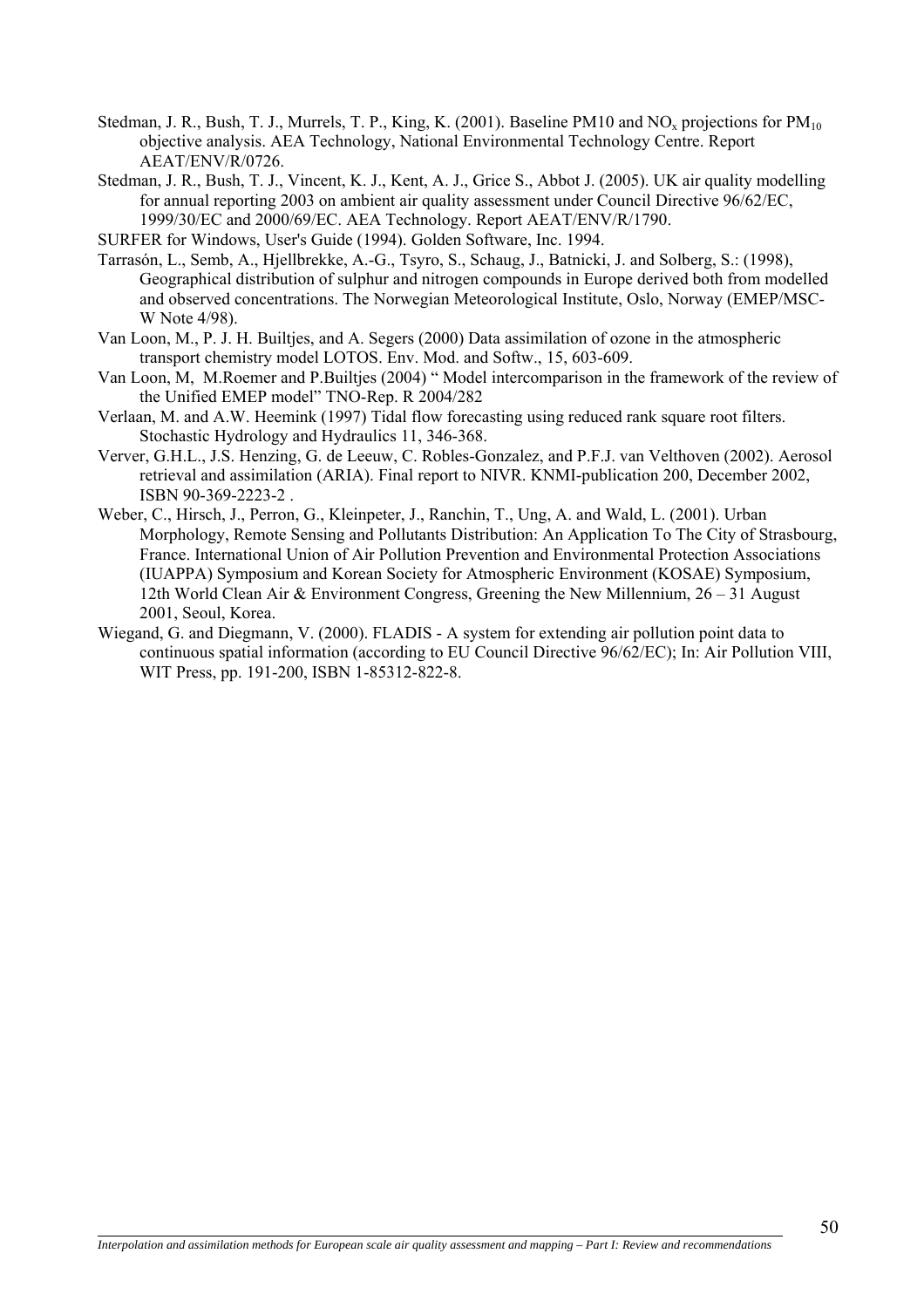Stedman, J. R., Bush, T. J., Murrels, T. P., King, K. (2001). Baseline PM10 and $NO_x$ projections for $PM_{10}$ objective analysis. AEA Technology, National Environmental Technology Centre. Report AEAT/ENV/R/0726.

Stedman, J. R., Bush, T. J., Vincent, K. J., Kent, A. J., Grice S., Abbot J. (2005). UK air quality modelling for annual reporting 2003 on ambient air quality assessment under Council Directive 96/62/EC, 1999/30/EC and 2000/69/EC. AEA Technology. Report AEAT/ENV/R/1790.

SURFER for Windows, User's Guide (1994). Golden Software, Inc. 1994.

Tarrasón, L., Semb, A., Hjellbrekke, A.-G., Tsyro, S., Schaug, J., Batnicki, J. and Solberg, S.: (1998), Geographical distribution of sulphur and nitrogen compounds in Europe derived both from modelled and observed concentrations. The Norwegian Meteorological Institute, Oslo, Norway (EMEP/MSC-W Note 4/98).

Van Loon, M., P. J. H. Builtjes, and A. Segers (2000) Data assimilation of ozone in the atmospheric transport chemistry model LOTOS. Env. Mod. and Softw., 15, 603-609.

Van Loon, M, M.Roemer and P.Builtjes (2004) " Model intercomparison in the framework of the review of the Unified EMEP model" TNO-Rep. R 2004/282

Verlaan, M. and A.W. Heemink (1997) Tidal flow forecasting using reduced rank square root filters. Stochastic Hydrology and Hydraulics 11, 346-368.

Verver, G.H.L., J.S. Henzing, G. de Leeuw, C. Robles-Gonzalez, and P.F.J. van Velthoven (2002). Aerosol retrieval and assimilation (ARIA). Final report to NIVR. KNMI-publication 200, December 2002, ISBN 90-369-2223-2 .

Weber, C., Hirsch, J., Perron, G., Kleinpeter, J., Ranchin, T., Ung, A. and Wald, L. (2001). Urban Morphology, Remote Sensing and Pollutants Distribution: An Application To The City of Strasbourg, France. International Union of Air Pollution Prevention and Environmental Protection Associations (IUAPPA) Symposium and Korean Society for Atmospheric Environment (KOSAE) Symposium, 12th World Clean Air & Environment Congress, Greening the New Millennium, 26 – 31 August 2001, Seoul, Korea.

Wiegand, G. and Diegmann, V. (2000). FLADIS - A system for extending air pollution point data to continuous spatial information (according to EU Council Directive 96/62/EC); In: Air Pollution VIII, WIT Press, pp. 191-200, ISBN 1-85312-822-8.